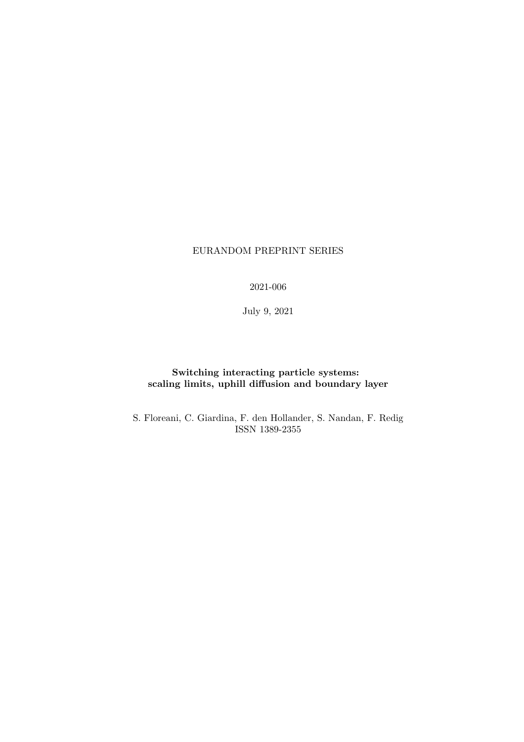EURANDOM PREPRINT SERIES

2021-006

July 9, 2021

**Switching interacting particle systems: scaling limits, uphill diffusion and boundary layer**

S. Floreani, C. Giardina, F. den Hollander, S. Nandan, F. Redig
ISSN 1389-2355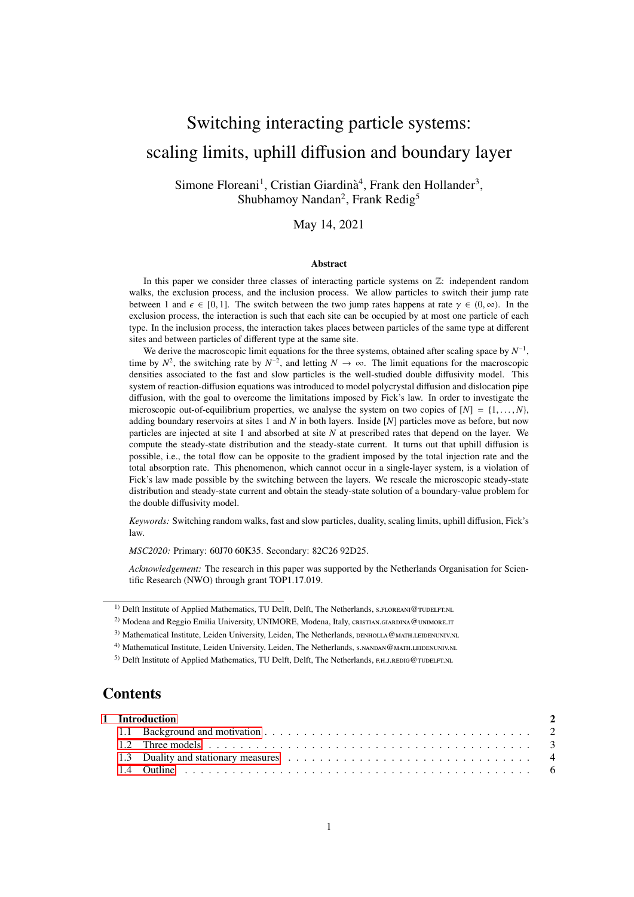# Switching interacting particle systems: scaling limits, uphill diffusion and boundary layer

Simone Floreani[1], Cristian Giardinà[4], Frank den Hollander[3], Shubhamoy Nandan[2], Frank Redig[5]

May 14, 2021

### Abstract

In this paper we consider three classes of interacting particle systems on $\mathbb{Z}$: independent random walks, the exclusion process, and the inclusion process. We allow particles to switch their jump rate between 1 and $\epsilon \in [0,1]$. The switch between the two jump rates happens at rate $\gamma \in (0,\infty)$. In the exclusion process, the interaction is such that each site can be occupied by at most one particle of each type. In the inclusion process, the interaction takes places between particles of the same type at different sites and between particles of different type at the same site.

We derive the macroscopic limit equations for the three systems, obtained after scaling space by $N^{-1}$, time by $N^2$, the switching rate by $N^{-2}$, and letting $N \to \infty$. The limit equations for the macroscopic densities associated to the fast and slow particles is the well-studied double diffusivity model. This system of reaction-diffusion equations was introduced to model polycrystal diffusion and dislocation pipe diffusion, with the goal to overcome the limitations imposed by Fick's law. In order to investigate the microscopic out-of-equilibrium properties, we analyse the system on two copies of $[N] = \{1,\dots,N\}$, adding boundary reservoirs at sites 1 and $N$ in both layers. Inside $[N]$ particles move as before, but now particles are injected at site 1 and absorbed at site $N$ at prescribed rates that depend on the layer. We compute the steady-state distribution and the steady-state current. It turns out that uphill diffusion is possible, i.e., the total flow can be opposite to the gradient imposed by the total injection rate and the total absorption rate. This phenomenon, which cannot occur in a single-layer system, is a violation of Fick's law made possible by the switching between the layers. We rescale the microscopic steady-state distribution and steady-state current and obtain the steady-state solution of a boundary-value problem for the double diffusivity model.

*Keywords:* Switching random walks, fast and slow particles, duality, scaling limits, uphill diffusion, Fick's law.

*MSC2020:* Primary: 60J70 60K35. Secondary: 82C26 92D25.

*Acknowledgement:* The research in this paper was supported by the Netherlands Organisation for Scientific Research (NWO) through grant TOP1.17.019.

[1] Delft Institute of Applied Mathematics, TU Delft, Delft, The Netherlands, s.floreani@tudelft.nl
[2] Modena and Reggio Emilia University, UNIMORE, Modena, Italy, cristian.giardina@unimore.it
[3] Mathematical Institute, Leiden University, Leiden, The Netherlands, denholla@math.leidenuniv.nl
[4] Mathematical Institute, Leiden University, Leiden, The Netherlands, s.nandan@math.leidenuniv.nl
[5] Delft Institute of Applied Mathematics, TU Delft, Delft, The Netherlands, f.h.j.redig@tudelft.nl

## Contents

- 1 Introduction — 2
  - 1.1 Background and motivation — 2
  - 1.2 Three models — 3
  - 1.3 Duality and stationary measures — 4
  - 1.4 Outline — 6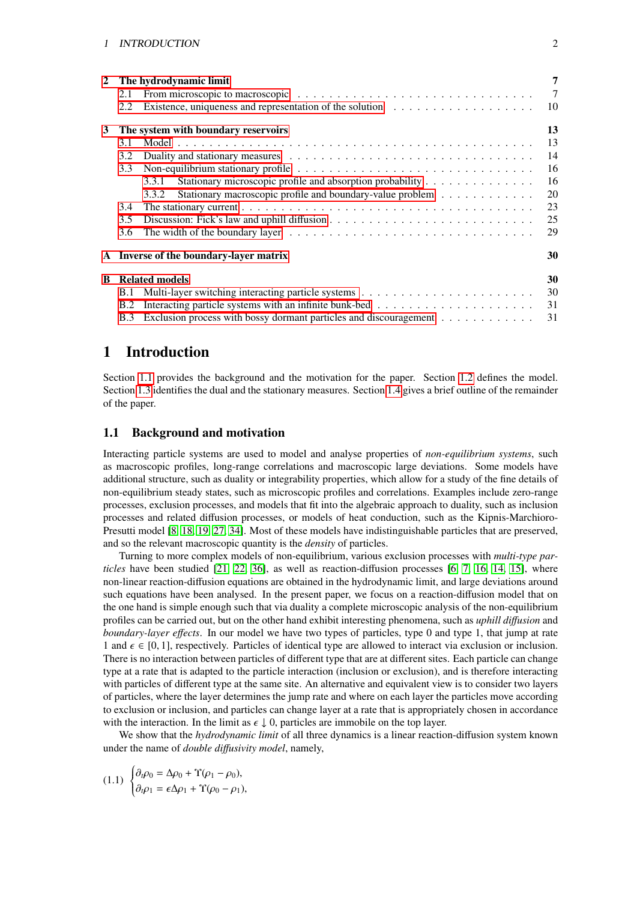| | | |
|---|---|---|
| **2** | **The hydrodynamic limit** | **7** |
| 2.1 | From microscopic to macroscopic | 7 |
| 2.2 | Existence, uniqueness and representation of the solution | 10 |
| **3** | **The system with boundary reservoirs** | **13** |
| 3.1 | Model | 13 |
| 3.2 | Duality and stationary measures | 14 |
| 3.3 | Non-equilibrium stationary profile | 16 |
| 3.3.1 | Stationary microscopic profile and absorption probability | 16 |
| 3.3.2 | Stationary macroscopic profile and boundary-value problem | 20 |
| 3.4 | The stationary current | 23 |
| 3.5 | Discussion: Fick's law and uphill diffusion | 25 |
| 3.6 | The width of the boundary layer | 29 |
| **A** | **Inverse of the boundary-layer matrix** | **30** |
| **B** | **Related models** | **30** |
| B.1 | Multi-layer switching interacting particle systems | 30 |
| B.2 | Interacting particle systems with an infinite bunk-bed | 31 |
| B.3 | Exclusion process with bossy dormant particles and discouragement | 31 |

# 1 Introduction

Section 1.1 provides the background and the motivation for the paper. Section 1.2 defines the model. Section 1.3 identifies the dual and the stationary measures. Section 1.4 gives a brief outline of the remainder of the paper.

## 1.1 Background and motivation

Interacting particle systems are used to model and analyse properties of *non-equilibrium systems*, such as macroscopic profiles, long-range correlations and macroscopic large deviations. Some models have additional structure, such as duality or integrability properties, which allow for a study of the fine details of non-equilibrium steady states, such as microscopic profiles and correlations. Examples include zero-range processes, exclusion processes, and models that fit into the algebraic approach to duality, such as inclusion processes and related diffusion processes, or models of heat conduction, such as the Kipnis-Marchioro-Presutti model [8, 18, 19, 27, 34]. Most of these models have indistinguishable particles that are preserved, and so the relevant macroscopic quantity is the *density* of particles.

Turning to more complex models of non-equilibrium, various exclusion processes with *multi-type particles* have been studied [21, 22, 36], as well as reaction-diffusion processes [6, 7, 16, 14, 15], where non-linear reaction-diffusion equations are obtained in the hydrodynamic limit, and large deviations around such equations have been analysed. In the present paper, we focus on a reaction-diffusion model that on the one hand is simple enough such that via duality a complete microscopic analysis of the non-equilibrium profiles can be carried out, but on the other hand exhibit interesting phenomena, such as *uphill diffusion* and *boundary-layer effects*. In our model we have two types of particles, type 0 and type 1, that jump at rate 1 and $\epsilon \in [0,1]$, respectively. Particles of identical type are allowed to interact via exclusion or inclusion. There is no interaction between particles of different type that are at different sites. Each particle can change type at a rate that is adapted to the particle interaction (inclusion or exclusion), and is therefore interacting with particles of different type at the same site. An alternative and equivalent view is to consider two layers of particles, where the layer determines the jump rate and where on each layer the particles move according to exclusion or inclusion, and particles can change layer at a rate that is appropriately chosen in accordance with the interaction. In the limit as $\epsilon \downarrow 0$, particles are immobile on the top layer.

We show that the *hydrodynamic limit* of all three dynamics is a linear reaction-diffusion system known under the name of *double diffusivity model*, namely,

$$
(1.1)\quad \begin{cases} \partial_t \rho_0 = \Delta \rho_0 + \Upsilon(\rho_1 - \rho_0), \\ \partial_t \rho_1 = \epsilon \Delta \rho_1 + \Upsilon(\rho_0 - \rho_1), \end{cases}
$$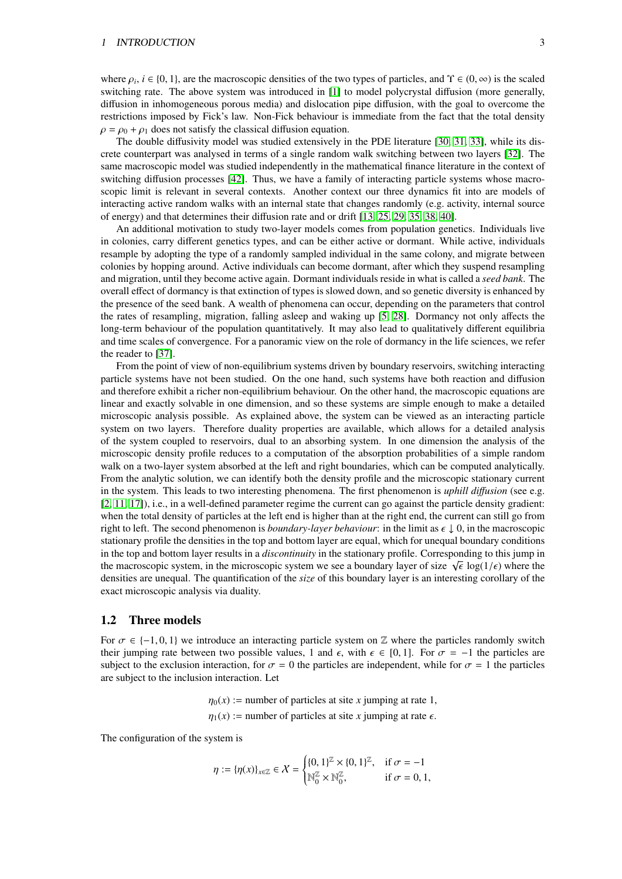where $\rho_i$, $i \in \{0,1\}$, are the macroscopic densities of the two types of particles, and $\Upsilon \in (0,\infty)$ is the scaled switching rate. The above system was introduced in [1] to model polycrystal diffusion (more generally, diffusion in inhomogeneous porous media) and dislocation pipe diffusion, with the goal to overcome the restrictions imposed by Fick's law. Non-Fick behaviour is immediate from the fact that the total density $\rho = \rho_0 + \rho_1$ does not satisfy the classical diffusion equation.

The double diffusivity model was studied extensively in the PDE literature [30, 31, 33], while its discrete counterpart was analysed in terms of a single random walk switching between two layers [32]. The same macroscopic model was studied independently in the mathematical finance literature in the context of switching diffusion processes [42]. Thus, we have a family of interacting particle systems whose macroscopic limit is relevant in several contexts. Another context our three dynamics fit into are models of interacting active random walks with an internal state that changes randomly (e.g. activity, internal source of energy) and that determines their diffusion rate and or drift [13, 25, 29, 35, 38, 40].

An additional motivation to study two-layer models comes from population genetics. Individuals live in colonies, carry different genetics types, and can be either active or dormant. While active, individuals resample by adopting the type of a randomly sampled individual in the same colony, and migrate between colonies by hopping around. Active individuals can become dormant, after which they suspend resampling and migration, until they become active again. Dormant individuals reside in what is called a *seed bank*. The overall effect of dormancy is that extinction of types is slowed down, and so genetic diversity is enhanced by the presence of the seed bank. A wealth of phenomena can occur, depending on the parameters that control the rates of resampling, migration, falling asleep and waking up [5, 28]. Dormancy not only affects the long-term behaviour of the population quantitatively. It may also lead to qualitatively different equilibria and time scales of convergence. For a panoramic view on the role of dormancy in the life sciences, we refer the reader to [37].

From the point of view of non-equilibrium systems driven by boundary reservoirs, switching interacting particle systems have not been studied. On the one hand, such systems have both reaction and diffusion and therefore exhibit a richer non-equilibrium behaviour. On the other hand, the macroscopic equations are linear and exactly solvable in one dimension, and so these systems are simple enough to make a detailed microscopic analysis possible. As explained above, the system can be viewed as an interacting particle system on two layers. Therefore duality properties are available, which allows for a detailed analysis of the system coupled to reservoirs, dual to an absorbing system. In one dimension the analysis of the microscopic density profile reduces to a computation of the absorption probabilities of a simple random walk on a two-layer system absorbed at the left and right boundaries, which can be computed analytically. From the analytic solution, we can identify both the density profile and the microscopic stationary current in the system. This leads to two interesting phenomena. The first phenomenon is *uphill diffusion* (see e.g. [2, 11, 17]), i.e., in a well-defined parameter regime the current can go against the particle density gradient: when the total density of particles at the left end is higher than at the right end, the current can still go from right to left. The second phenomenon is *boundary-layer behaviour*: in the limit as $\epsilon \downarrow 0$, in the macroscopic stationary profile the densities in the top and bottom layer are equal, which for unequal boundary conditions in the top and bottom layer results in a *discontinuity* in the stationary profile. Corresponding to this jump in the macroscopic system, in the microscopic system we see a boundary layer of size $\sqrt{\epsilon}\,\log(1/\epsilon)$ where the densities are unequal. The quantification of the *size* of this boundary layer is an interesting corollary of the exact microscopic analysis via duality.

## 1.2 Three models

For $\sigma \in \{-1,0,1\}$ we introduce an interacting particle system on $\mathbb{Z}$ where the particles randomly switch their jumping rate between two possible values, 1 and $\epsilon$, with $\epsilon \in [0,1]$. For $\sigma = -1$ the particles are subject to the exclusion interaction, for $\sigma = 0$ the particles are independent, while for $\sigma = 1$ the particles are subject to the inclusion interaction. Let

$$
\begin{aligned}
\eta_0(x) &:= \text{number of particles at site } x \text{ jumping at rate } 1,\\
\eta_1(x) &:= \text{number of particles at site } x \text{ jumping at rate } \epsilon.
\end{aligned}
$$

The configuration of the system is

$$
\eta := \{\eta(x)\}_{x\in\mathbb{Z}} \in \mathcal{X} = \begin{cases} \{0,1\}^{\mathbb{Z}} \times \{0,1\}^{\mathbb{Z}}, & \text{if } \sigma = -1 \\ \mathbb{N}_0^{\mathbb{Z}} \times \mathbb{N}_0^{\mathbb{Z}}, & \text{if } \sigma = 0,1, \end{cases}
$$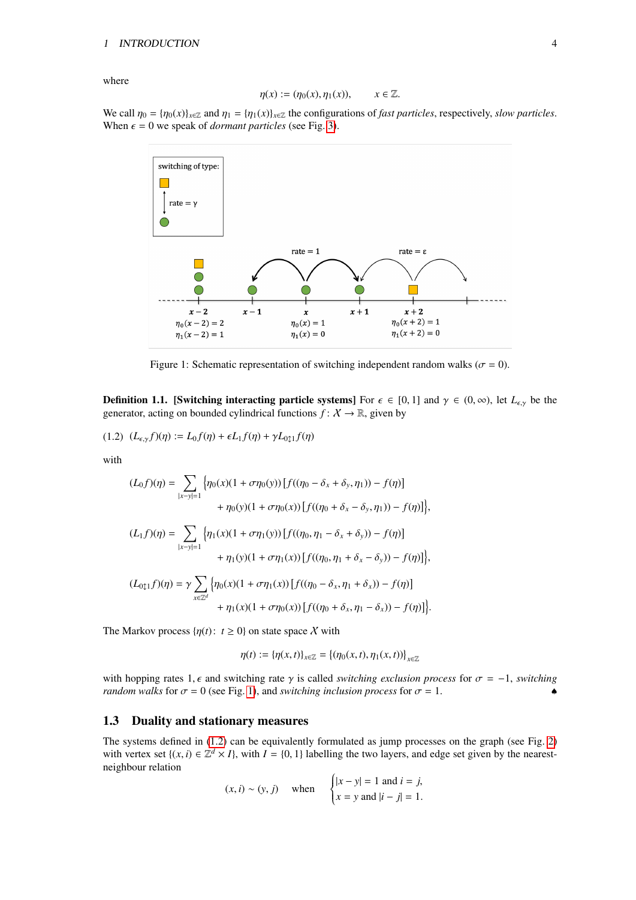where

$$\eta(x) := (\eta_0(x), \eta_1(x)), \qquad x \in \mathbb{Z}.$$

We call $\eta_0 = \{\eta_0(x)\}_{x\in\mathbb{Z}}$ and $\eta_1 = \{\eta_1(x)\}_{x\in\mathbb{Z}}$ the configurations of *fast particles*, respectively, *slow particles*. When $\epsilon = 0$ we speak of *dormant particles* (see Fig. 3).

Figure 1: Schematic representation of switching independent random walks ($\sigma = 0$).

**Definition 1.1. [Switching interacting particle systems]** For $\epsilon \in [0,1]$ and $\gamma \in (0,\infty)$, let $L_{\epsilon,\gamma}$ be the generator, acting on bounded cylindrical functions $f\colon \mathcal{X} \to \mathbb{R}$, given by

(1.2) $$(L_{\epsilon,\gamma}f)(\eta) := L_0 f(\eta) + \epsilon L_1 f(\eta) + \gamma L_{0\updownarrow 1} f(\eta)$$

with

$$\begin{aligned}
(L_0 f)(\eta) = \sum_{|x-y|=1} \Big\{ &\eta_0(x)(1+\sigma\eta_0(y))\left[f((\eta_0 - \delta_x + \delta_y, \eta_1)) - f(\eta)\right] \\
&+ \eta_0(y)(1+\sigma\eta_0(x))\left[f((\eta_0 + \delta_x - \delta_y, \eta_1)) - f(\eta)\right]\Big\}, \\
(L_1 f)(\eta) = \sum_{|x-y|=1} \Big\{ &\eta_1(x)(1+\sigma\eta_1(y))\left[f((\eta_0, \eta_1 - \delta_x + \delta_y)) - f(\eta)\right] \\
&+ \eta_1(y)(1+\sigma\eta_1(x))\left[f((\eta_0, \eta_1 + \delta_x - \delta_y)) - f(\eta)\right]\Big\}, \\
(L_{0\updownarrow 1} f)(\eta) = \gamma \sum_{x\in\mathbb{Z}^d} \Big\{ &\eta_0(x)(1+\sigma\eta_1(x))\left[f((\eta_0 - \delta_x, \eta_1 + \delta_x)) - f(\eta)\right] \\
&+ \eta_1(x)(1+\sigma\eta_0(x))\left[f((\eta_0 + \delta_x, \eta_1 - \delta_x)) - f(\eta)\right]\Big\}.
\end{aligned}$$

The Markov process $\{\eta(t)\colon\, t \geq 0\}$ on state space $\mathcal{X}$ with

$$\eta(t) := \{\eta(x,t)\}_{x\in\mathbb{Z}} = \{(\eta_0(x,t), \eta_1(x,t))\}_{x\in\mathbb{Z}}$$

with hopping rates $1, \epsilon$ and switching rate $\gamma$ is called *switching exclusion process* for $\sigma = -1$, *switching random walks* for $\sigma = 0$ (see Fig. 1), and *switching inclusion process* for $\sigma = 1$. ♠

## 1.3 Duality and stationary measures

The systems defined in (1.2) can be equivalently formulated as jump processes on the graph (see Fig. 2) with vertex set $\{(x,i) \in \mathbb{Z}^d \times I\}$, with $I = \{0,1\}$ labelling the two layers, and edge set given by the nearest-neighbour relation

$$(x,i) \sim (y,j) \quad \text{when} \quad \begin{cases} |x-y| = 1 \text{ and } i = j, \\ x = y \text{ and } |i-j| = 1. \end{cases}$$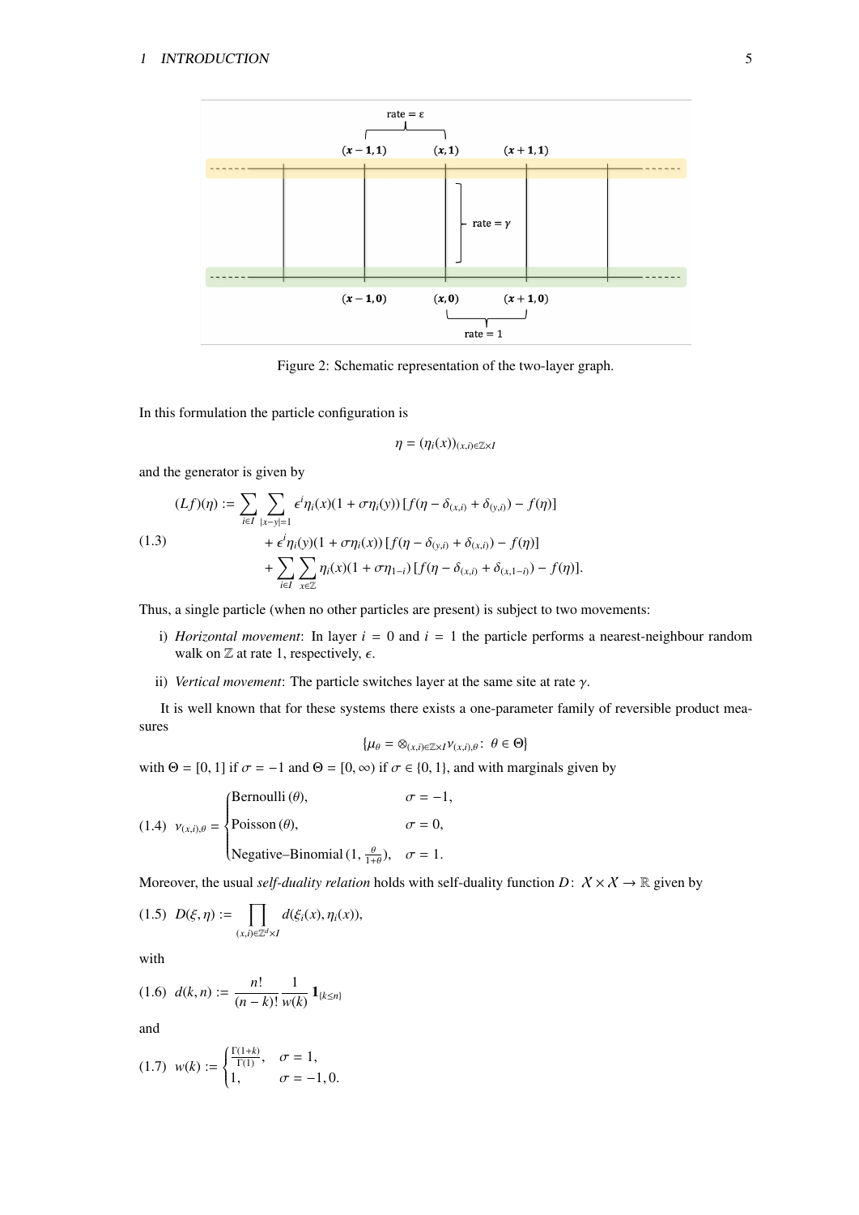Figure 2: Schematic representation of the two-layer graph.

In this formulation the particle configuration is

$$\eta = (\eta_i(x))_{(x,i)\in\mathbb{Z}\times I}$$

and the generator is given by

$$
\begin{aligned}
(Lf)(\eta) := \sum_{i\in I} \sum_{|x-y|=1} & \epsilon^i \eta_i(x)(1+\sigma\eta_i(y)) \left[ f(\eta - \delta_{(x,i)} + \delta_{(y,i)}) - f(\eta) \right] \\
& + \epsilon^i \eta_i(y)(1+\sigma\eta_i(x)) \left[ f(\eta - \delta_{(y,i)} + \delta_{(x,i)}) - f(\eta) \right] \\
& + \sum_{i\in I} \sum_{x\in\mathbb{Z}} \eta_i(x)(1+\sigma\eta_{1-i}) \left[ f(\eta - \delta_{(x,i)} + \delta_{(x,1-i)}) - f(\eta) \right].
\end{aligned} \tag{1.3}
$$

Thus, a single particle (when no other particles are present) is subject to two movements:

i) *Horizontal movement*: In layer $i = 0$ and $i = 1$ the particle performs a nearest-neighbour random walk on $\mathbb{Z}$ at rate 1, respectively, $\epsilon$.

ii) *Vertical movement*: The particle switches layer at the same site at rate $\gamma$.

It is well known that for these systems there exists a one-parameter family of reversible product measures

$$\{\mu_\theta = \otimes_{(x,i)\in\mathbb{Z}\times I} \nu_{(x,i),\theta} \colon \theta \in \Theta\}$$

with $\Theta = [0,1]$ if $\sigma = -1$ and $\Theta = [0,\infty)$ if $\sigma \in \{0,1\}$, and with marginals given by

$$
\nu_{(x,i),\theta} = \begin{cases} \text{Bernoulli}\,(\theta), & \sigma = -1, \\ \text{Poisson}\,(\theta), & \sigma = 0, \\ \text{Negative–Binomial}\,(1, \frac{\theta}{1+\theta}), & \sigma = 1. \end{cases} \tag{1.4}
$$

Moreover, the usual *self-duality relation* holds with self-duality function $D\colon \mathcal{X}\times\mathcal{X} \to \mathbb{R}$ given by

$$D(\xi,\eta) := \prod_{(x,i)\in\mathbb{Z}^d\times I} d(\xi_i(x), \eta_i(x)), \tag{1.5}$$

with

$$d(k,n) := \frac{n!}{(n-k)!} \frac{1}{w(k)} \mathbf{1}_{\{k\le n\}} \tag{1.6}$$

and

$$
w(k) := \begin{cases} \frac{\Gamma(1+k)}{\Gamma(1)}, & \sigma = 1, \\ 1, & \sigma = -1, 0. \end{cases} \tag{1.7}
$$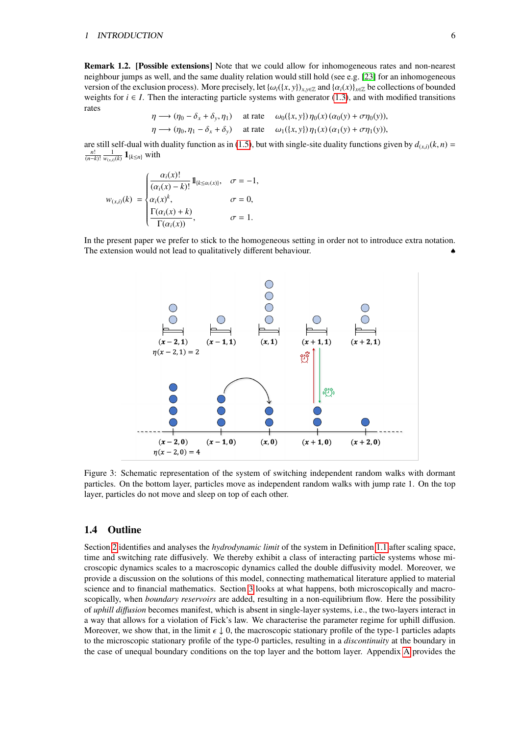**Remark 1.2. [Possible extensions]** Note that we could allow for inhomogeneous rates and non-nearest neighbour jumps as well, and the same duality relation would still hold (see e.g. [23] for an inhomogeneous version of the exclusion process). More precisely, let $\{\omega_i(\{x,y\})_{x,y\in\mathbb{Z}}$ and $\{\alpha_i(x)\}_{x\in\mathbb{Z}}$ be collections of bounded weights for $i \in I$. Then the interacting particle systems with generator (1.3), and with modified transitions rates

$$
\begin{aligned}
\eta &\longrightarrow (\eta_0 - \delta_x + \delta_y, \eta_1) \quad &&\text{at rate} \quad \omega_0(\{x,y\})\,\eta_0(x)\,(\alpha_0(y) + \sigma\eta_0(y)),\\
\eta &\longrightarrow (\eta_0, \eta_1 - \delta_x + \delta_y) \quad &&\text{at rate} \quad \omega_1(\{x,y\})\,\eta_1(x)\,(\alpha_1(y) + \sigma\eta_1(y)),
\end{aligned}
$$

are still self-dual with duality function as in (1.5), but with single-site duality functions given by $d_{(x,i)}(k,n) = \frac{n!}{(n-k)!}\frac{1}{w_{(x,i)}(k)}\mathbf{1}_{\{k\le n\}}$ with

$$
w_{(x,i)}(k) = \begin{cases} \dfrac{\alpha_i(x)!}{(\alpha_i(x)-k)!}\mathbb{1}_{\{k\le\alpha_i(x)\}}, & \sigma = -1,\\ \alpha_i(x)^k, & \sigma = 0,\\ \dfrac{\Gamma(\alpha_i(x)+k)}{\Gamma(\alpha_i(x))}, & \sigma = 1. \end{cases}
$$

In the present paper we prefer to stick to the homogeneous setting in order not to introduce extra notation. The extension would not lead to qualitatively different behaviour. ♠

Figure 3: Schematic representation of the system of switching independent random walks with dormant particles. On the bottom layer, particles move as independent random walks with jump rate 1. On the top layer, particles do not move and sleep on top of each other.

## 1.4 Outline

Section 2 identifies and analyses the *hydrodynamic limit* of the system in Definition 1.1 after scaling space, time and switching rate diffusively. We thereby exhibit a class of interacting particle systems whose microscopic dynamics scales to a macroscopic dynamics called the double diffusivity model. Moreover, we provide a discussion on the solutions of this model, connecting mathematical literature applied to material science and to financial mathematics. Section 3 looks at what happens, both microscopically and macroscopically, when *boundary reservoirs* are added, resulting in a non-equilibrium flow. Here the possibility of *uphill diffusion* becomes manifest, which is absent in single-layer systems, i.e., the two-layers interact in a way that allows for a violation of Fick's law. We characterise the parameter regime for uphill diffusion. Moreover, we show that, in the limit $\epsilon \downarrow 0$, the macroscopic stationary profile of the type-1 particles adapts to the microscopic stationary profile of the type-0 particles, resulting in a *discontinuity* at the boundary in the case of unequal boundary conditions on the top layer and the bottom layer. Appendix A provides the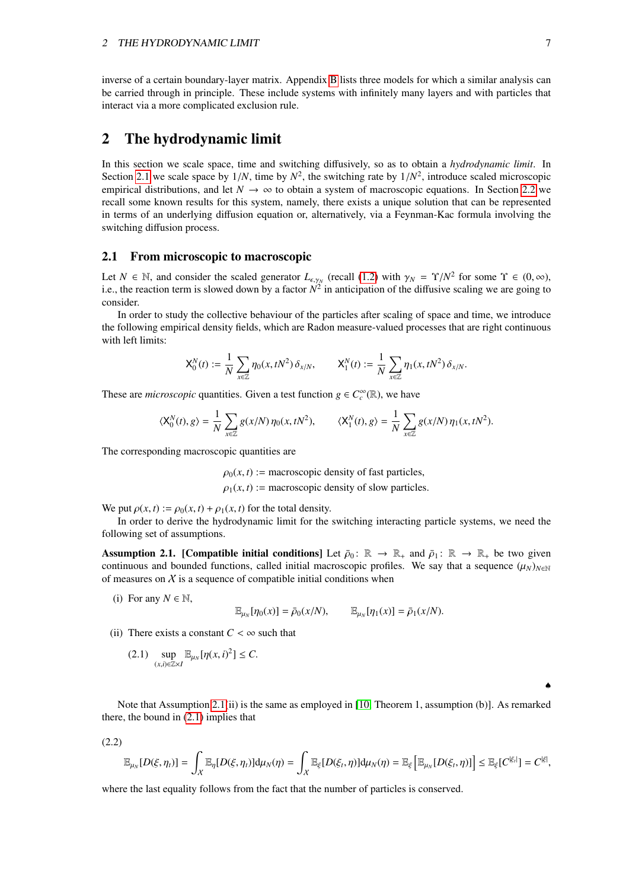inverse of a certain boundary-layer matrix. Appendix B lists three models for which a similar analysis can be carried through in principle. These include systems with infinitely many layers and with particles that interact via a more complicated exclusion rule.

# 2 The hydrodynamic limit

In this section we scale space, time and switching diffusively, so as to obtain a *hydrodynamic limit*. In Section 2.1 we scale space by $1/N$, time by $N^2$, the switching rate by $1/N^2$, introduce scaled microscopic empirical distributions, and let $N \to \infty$ to obtain a system of macroscopic equations. In Section 2.2 we recall some known results for this system, namely, there exists a unique solution that can be represented in terms of an underlying diffusion equation or, alternatively, via a Feynman-Kac formula involving the switching diffusion process.

## 2.1 From microscopic to macroscopic

Let $N \in \mathbb{N}$, and consider the scaled generator $L_{\epsilon,\gamma_N}$ (recall (1.2) with $\gamma_N = \Upsilon/N^2$ for some $\Upsilon \in (0,\infty)$, i.e., the reaction term is slowed down by a factor $N^2$ in anticipation of the diffusive scaling we are going to consider.

In order to study the collective behaviour of the particles after scaling of space and time, we introduce the following empirical density fields, which are Radon measure-valued processes that are right continuous with left limits:

$$
\mathsf{X}_0^N(t) := \frac{1}{N}\sum_{x\in\mathbb{Z}} \eta_0(x,tN^2)\,\delta_{x/N}, \qquad \mathsf{X}_1^N(t) := \frac{1}{N}\sum_{x\in\mathbb{Z}} \eta_1(x,tN^2)\,\delta_{x/N}.
$$

These are *microscopic* quantities. Given a test function $g \in C_c^\infty(\mathbb{R})$, we have

$$
\langle \mathsf{X}_0^N(t), g\rangle = \frac{1}{N}\sum_{x\in\mathbb{Z}} g(x/N)\,\eta_0(x,tN^2), \qquad \langle \mathsf{X}_1^N(t), g\rangle = \frac{1}{N}\sum_{x\in\mathbb{Z}} g(x/N)\,\eta_1(x,tN^2).
$$

The corresponding macroscopic quantities are

$$
\begin{aligned}
\rho_0(x,t) &:= \text{macroscopic density of fast particles,}\\
\rho_1(x,t) &:= \text{macroscopic density of slow particles.}
\end{aligned}
$$

We put $\rho(x,t) := \rho_0(x,t) + \rho_1(x,t)$ for the total density.

In order to derive the hydrodynamic limit for the switching interacting particle systems, we need the following set of assumptions.

**Assumption 2.1. [Compatible initial conditions]** Let $\bar\rho_0\colon \mathbb{R} \to \mathbb{R}_+$ and $\bar\rho_1\colon \mathbb{R} \to \mathbb{R}_+$ be two given continuous and bounded functions, called initial macroscopic profiles. We say that a sequence $(\mu_N)_{N\in\mathbb{N}}$ of measures on $\mathcal{X}$ is a sequence of compatible initial conditions when

(i) For any $N \in \mathbb{N}$,

$$
\mathbb{E}_{\mu_N}[\eta_0(x)] = \bar\rho_0(x/N), \qquad \mathbb{E}_{\mu_N}[\eta_1(x)] = \bar\rho_1(x/N).
$$

(ii) There exists a constant $C < \infty$ such that

$$
\sup_{(x,i)\in\mathbb{Z}\times I} \mathbb{E}_{\mu_N}[\eta(x,i)^2] \le C. \tag{2.1}
$$

♠

Note that Assumption 2.1(ii) is the same as employed in [10, Theorem 1, assumption (b)]. As remarked there, the bound in (2.1) implies that

$$
\mathbb{E}_{\mu_N}[D(\xi,\eta_t)] = \int_{\mathcal{X}} \mathbb{E}_\eta[D(\xi,\eta_t)]\mathrm{d}\mu_N(\eta) = \int_{\mathcal{X}} \mathbb{E}_\xi[D(\xi_t,\eta)]\mathrm{d}\mu_N(\eta) = \mathbb{E}_\xi\left[\mathbb{E}_{\mu_N}[D(\xi_t,\eta)]\right] \le \mathbb{E}_\xi[C^{|\xi_t|}] = C^{|\xi|}, \tag{2.2}
$$

where the last equality follows from the fact that the number of particles is conserved.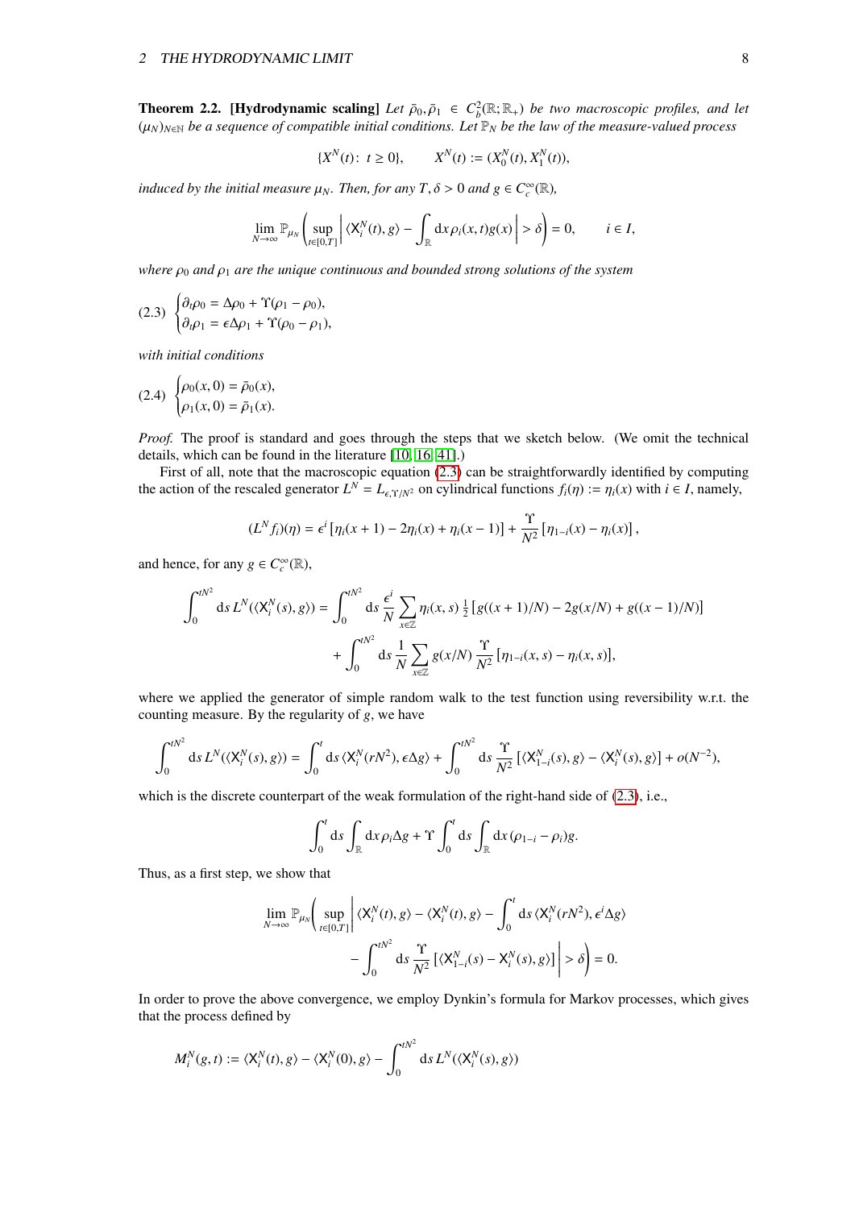**Theorem 2.2. [Hydrodynamic scaling]** *Let $\bar\rho_0, \bar\rho_1 \in C_b^2(\mathbb{R};\mathbb{R}_+)$ be two macroscopic profiles, and let $(\mu_N)_{N\in\mathbb{N}}$ be a sequence of compatible initial conditions. Let $\mathbb{P}_N$ be the law of the measure-valued process*

$$\{X^N(t)\colon\ t \geq 0\}, \qquad X^N(t) := (X_0^N(t), X_1^N(t)),$$

*induced by the initial measure $\mu_N$. Then, for any $T, \delta > 0$ and $g \in C_c^\infty(\mathbb{R})$,*

$$\lim_{N\to\infty} \mathbb{P}_{\mu_N}\left(\sup_{t\in[0,T]} \left| \langle \mathsf{X}_i^N(t), g\rangle - \int_{\mathbb{R}} \mathrm{d}x\, \rho_i(x,t) g(x)\right| > \delta\right) = 0, \qquad i \in I,$$

*where $\rho_0$ and $\rho_1$ are the unique continuous and bounded strong solutions of the system*

$$\begin{cases} \partial_t \rho_0 = \Delta\rho_0 + \Upsilon(\rho_1 - \rho_0), \\ \partial_t \rho_1 = \epsilon\Delta\rho_1 + \Upsilon(\rho_0 - \rho_1), \end{cases} \tag{2.3}$$

*with initial conditions*

$$\begin{cases} \rho_0(x,0) = \bar\rho_0(x), \\ \rho_1(x,0) = \bar\rho_1(x). \end{cases} \tag{2.4}$$

*Proof.* The proof is standard and goes through the steps that we sketch below. (We omit the technical details, which can be found in the literature [10, 16, 41].)

First of all, note that the macroscopic equation (2.3) can be straightforwardly identified by computing the action of the rescaled generator $L^N = L_{\epsilon,\Upsilon/N^2}$ on cylindrical functions $f_i(\eta) := \eta_i(x)$ with $i \in I$, namely,

$$(L^N f_i)(\eta) = \epsilon^i \left[\eta_i(x+1) - 2\eta_i(x) + \eta_i(x-1)\right] + \frac{\Upsilon}{N^2}\left[\eta_{1-i}(x) - \eta_i(x)\right],$$

and hence, for any $g \in C_c^\infty(\mathbb{R})$,

$$\begin{aligned} \int_0^{tN^2} \mathrm{d}s\, L^N(\langle \mathsf{X}_i^N(s), g\rangle) = &\int_0^{tN^2} \mathrm{d}s\, \frac{\epsilon^i}{N} \sum_{x\in\mathbb{Z}} \eta_i(x,s)\, \tfrac{1}{2}\left[g((x+1)/N) - 2g(x/N) + g((x-1)/N)\right] \\ &+ \int_0^{tN^2} \mathrm{d}s\, \frac{1}{N}\sum_{x\in\mathbb{Z}} g(x/N)\, \frac{\Upsilon}{N^2}\left[\eta_{1-i}(x,s) - \eta_i(x,s)\right], \end{aligned}$$

where we applied the generator of simple random walk to the test function using reversibility w.r.t. the counting measure. By the regularity of $g$, we have

$$\int_0^{tN^2} \mathrm{d}s\, L^N(\langle \mathsf{X}_i^N(s), g\rangle) = \int_0^t \mathrm{d}s\, \langle \mathsf{X}_i^N(rN^2), \epsilon\Delta g\rangle + \int_0^{tN^2} \mathrm{d}s\, \frac{\Upsilon}{N^2}\left[\langle \mathsf{X}_{1-i}^N(s), g\rangle - \langle \mathsf{X}_i^N(s), g\rangle\right] + o(N^{-2}),$$

which is the discrete counterpart of the weak formulation of the right-hand side of (2.3), i.e.,

$$\int_0^t \mathrm{d}s \int_{\mathbb{R}} \mathrm{d}x\, \rho_i \Delta g + \Upsilon \int_0^t \mathrm{d}s \int_{\mathbb{R}} \mathrm{d}x\, (\rho_{1-i} - \rho_i) g.$$

Thus, as a first step, we show that

$$\begin{aligned} \lim_{N\to\infty} \mathbb{P}_{\mu_N}\Bigg(\sup_{t\in[0,T]} \Bigg| &\langle \mathsf{X}_i^N(t), g\rangle - \langle \mathsf{X}_i^N(t), g\rangle - \int_0^t \mathrm{d}s\, \langle \mathsf{X}_i^N(rN^2), \epsilon^i \Delta g\rangle \\ &- \int_0^{tN^2} \mathrm{d}s\, \frac{\Upsilon}{N^2}\left[\langle \mathsf{X}_{1-i}^N(s) - \mathsf{X}_i^N(s), g\rangle\right]\Bigg| > \delta\Bigg) = 0. \end{aligned}$$

In order to prove the above convergence, we employ Dynkin's formula for Markov processes, which gives that the process defined by

$$M_i^N(g,t) := \langle \mathsf{X}_i^N(t), g\rangle - \langle \mathsf{X}_i^N(0), g\rangle - \int_0^{tN^2} \mathrm{d}s\, L^N(\langle \mathsf{X}_i^N(s), g\rangle)$$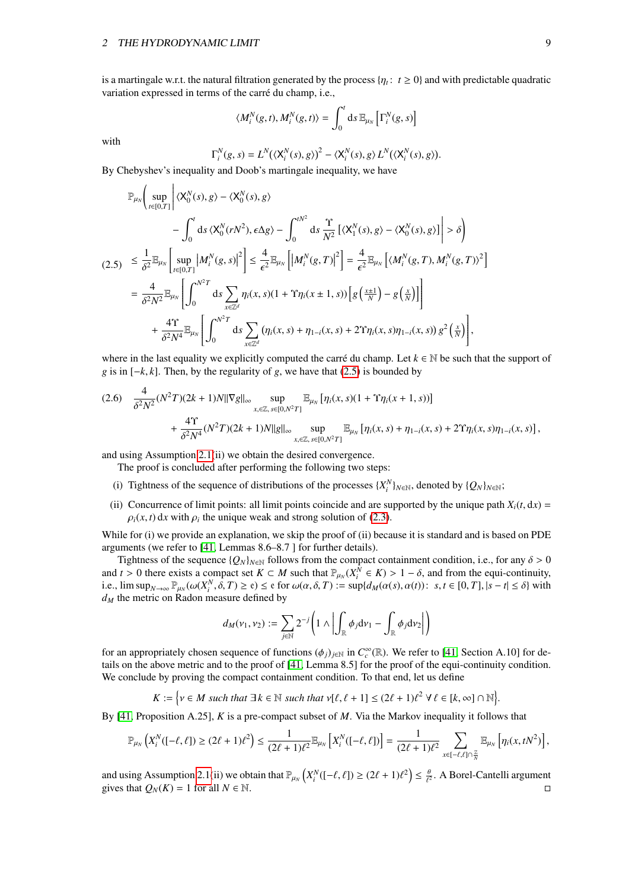is a martingale w.r.t. the natural filtration generated by the process $\{\eta_t\colon\ t \geq 0\}$ and with predictable quadratic variation expressed in terms of the carré du champ, i.e.,

$$\langle M_i^N(g,t), M_i^N(g,t)\rangle = \int_0^t \mathrm{d}s\, \mathbb{E}_{\mu_N}\left[\Gamma_i^N(g,s)\right]$$

with

$$\Gamma_i^N(g,s) = L^N\big(\langle \mathsf{X}_i^N(s), g\rangle\big)^2 - \langle \mathsf{X}_i^N(s), g\rangle\, L^N\big(\langle \mathsf{X}_i^N(s), g\rangle\big).$$

By Chebyshev's inequality and Doob's martingale inequality, we have

$$\begin{aligned}
&\mathbb{P}_{\mu_N}\Bigg( \sup_{t\in[0,T]} \Bigg| \langle \mathsf{X}_0^N(s), g\rangle - \langle \mathsf{X}_0^N(s), g\rangle \\
&\qquad - \int_0^t \mathrm{d}s\, \langle \mathsf{X}_0^N(rN^2), \epsilon\Delta g\rangle - \int_0^{tN^2} \mathrm{d}s\, \frac{\Upsilon}{N^2}\left[\langle \mathsf{X}_1^N(s), g\rangle - \langle \mathsf{X}_0^N(s), g\rangle\right] \Bigg| > \delta \Bigg) \\
(2.5)\quad &\leq \frac{1}{\delta^2}\mathbb{E}_{\mu_N}\left[\sup_{t\in[0,T]} \left|M_i^N(g,s)\right|^2\right] \leq \frac{4}{\epsilon^2}\mathbb{E}_{\mu_N}\left[\left|M_i^N(g,T)\right|^2\right] = \frac{4}{\epsilon^2}\mathbb{E}_{\mu_N}\left[\langle M_i^N(g,T), M_i^N(g,T)\rangle^2\right] \\
&= \frac{4}{\delta^2 N^2}\mathbb{E}_{\mu_N}\left[\int_0^{N^2 T} \mathrm{d}s \sum_{x\in\mathbb{Z}^d} \eta_i(x,s)(1+\Upsilon\eta_i(x\pm 1, s))\left[g\left(\tfrac{x\pm 1}{N}\right) - g\left(\tfrac{x}{N}\right)\right]\right] \\
&\quad + \frac{4\Upsilon}{\delta^2 N^4}\mathbb{E}_{\mu_N}\left[\int_0^{N^2 T} \mathrm{d}s \sum_{x\in\mathbb{Z}^d} \left(\eta_i(x,s) + \eta_{1-i}(x,s) + 2\Upsilon\eta_i(x,s)\eta_{1-i}(x,s)\right) g^2\left(\tfrac{x}{N}\right)\right],
\end{aligned}$$

where in the last equality we explicitly computed the carré du champ. Let $k \in \mathbb{N}$ be such that the support of $g$ is in $[-k,k]$. Then, by the regularity of $g$, we have that (2.5) is bounded by

$$\begin{aligned}
(2.6)\quad &\frac{4}{\delta^2 N^2}(N^2 T)(2k+1)N\|\nabla g\|_\infty \sup_{x\in\mathbb{Z},\, s\in[0,N^2T]} \mathbb{E}_{\mu_N}\left[\eta_i(x,s)(1+\Upsilon\eta_i(x+1,s))\right] \\
&\quad + \frac{4\Upsilon}{\delta^2 N^4}(N^2 T)(2k+1)N\|g\|_\infty \sup_{x\in\mathbb{Z},\, s\in[0,N^2T]} \mathbb{E}_{\mu_N}\left[\eta_i(x,s) + \eta_{1-i}(x,s) + 2\Upsilon\eta_i(x,s)\eta_{1-i}(x,s)\right],
\end{aligned}$$

and using Assumption 2.1(ii) we obtain the desired convergence.

The proof is concluded after performing the following two steps:

(i) Tightness of the sequence of distributions of the processes $\{X_i^N\}_{N\in\mathbb{N}}$, denoted by $\{Q_N\}_{N\in\mathbb{N}}$;

(ii) Concurrence of limit points: all limit points coincide and are supported by the unique path $X_i(t,\mathrm{d}x) = \rho_i(x,t)\,\mathrm{d}x$ with $\rho_i$ the unique weak and strong solution of (2.3).

While for (i) we provide an explanation, we skip the proof of (ii) because it is standard and is based on PDE arguments (we refer to [41, Lemmas 8.6–8.7 ] for further details).

Tightness of the sequence $\{Q_N\}_{N\in\mathbb{N}}$ follows from the compact containment condition, i.e., for any $\delta > 0$ and $t > 0$ there exists a compact set $K \subset M$ such that $\mathbb{P}_{\mu_N}(X_i^N \in K) > 1 - \delta$, and from the equi-continuity, i.e., $\limsup_{N\to\infty} \mathbb{P}_{\mu_N}(\omega(X_i^N, \delta, T) \geq \mathfrak{e}) \leq \mathfrak{e}$ for $\omega(\alpha,\delta,T) := \sup\{d_M(\alpha(s),\alpha(t))\colon\ s,t\in[0,T], |s-t|\leq\delta\}$ with $d_M$ the metric on Radon measure defined by

$$d_M(\nu_1,\nu_2) := \sum_{j\in\mathbb{N}} 2^{-j}\left(1 \wedge \left|\int_{\mathbb{R}} \phi_j \mathrm{d}\nu_1 - \int_{\mathbb{R}} \phi_j \mathrm{d}\nu_2\right|\right)$$

for an appropriately chosen sequence of functions $(\phi_j)_{j\in\mathbb{N}}$ in $C_c^\infty(\mathbb{R})$. We refer to [41, Section A.10] for details on the above metric and to the proof of [41, Lemma 8.5] for the proof of the equi-continuity condition. We conclude by proving the compact containment condition. To that end, let us define

$$K := \Big\{\nu \in M \text{ such that } \exists\, k \in \mathbb{N} \text{ such that } \nu[\ell, \ell+1] \leq (2\ell+1)\ell^2\ \forall\, \ell \in [k,\infty)\cap\mathbb{N}\Big\}.$$

By [41, Proposition A.25], $K$ is a pre-compact subset of $M$. Via the Markov inequality it follows that

$$\mathbb{P}_{\mu_N}\left(X_i^N([-\ell,\ell]) \geq (2\ell+1)\ell^2\right) \leq \frac{1}{(2\ell+1)\ell^2}\mathbb{E}_{\mu_N}\left[X_i^N([-\ell,\ell])\right] = \frac{1}{(2\ell+1)\ell^2}\sum_{x\in[-\ell,\ell]\cap\frac{\mathbb{Z}}{N}} \mathbb{E}_{\mu_N}\left[\eta_i(x,tN^2)\right],$$

and using Assumption 2.1(ii) we obtain that $\mathbb{P}_{\mu_N}\left(X_i^N([-\ell,\ell]) \geq (2\ell+1)\ell^2\right) \leq \frac{\theta}{\ell^2}$. A Borel-Cantelli argument gives that $Q_N(K) = 1$ for all $N \in \mathbb{N}$. $\square$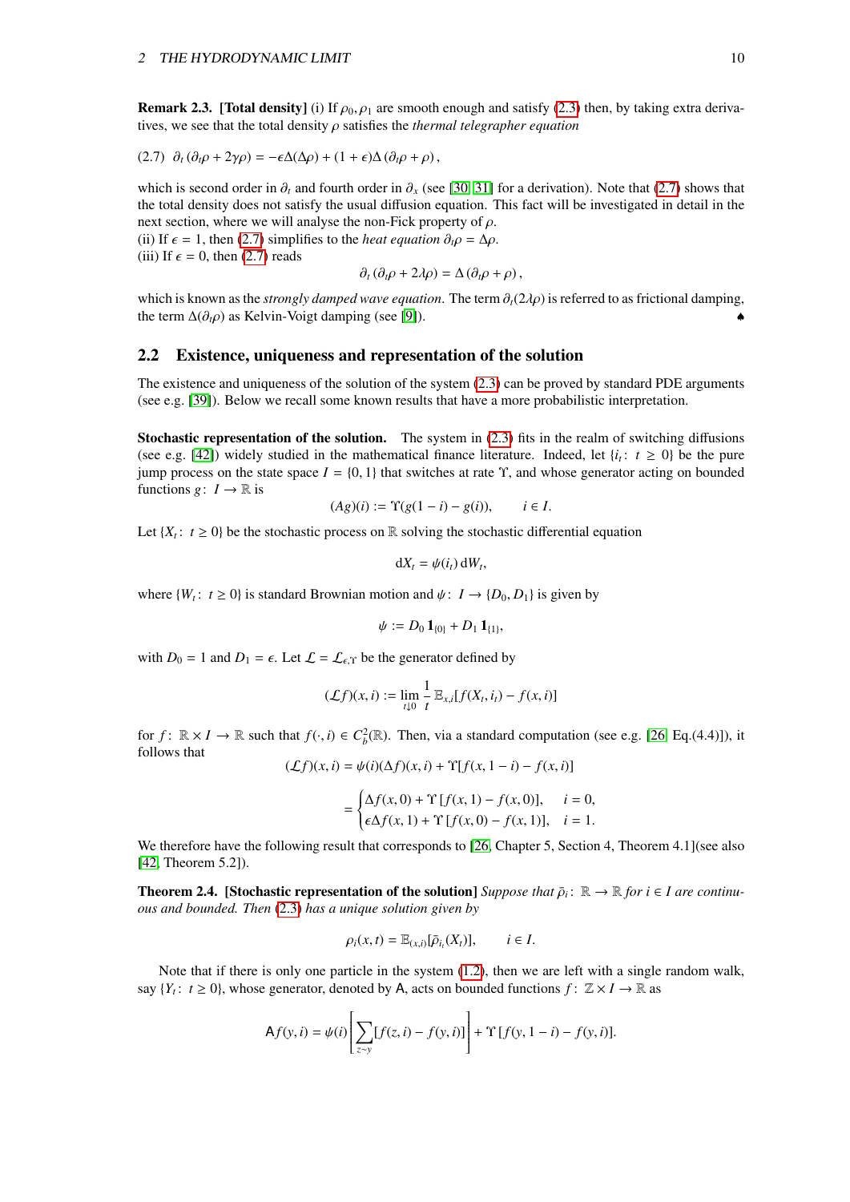**Remark 2.3. [Total density]** (i) If $\rho_0, \rho_1$ are smooth enough and satisfy (2.3) then, by taking extra derivatives, we see that the total density $\rho$ satisfies the *thermal telegrapher equation*

$$(2.7)\quad \partial_t\left(\partial_t\rho + 2\gamma\rho\right) = -\epsilon\Delta(\Delta\rho) + (1+\epsilon)\Delta\left(\partial_t\rho + \rho\right),$$

which is second order in $\partial_t$ and fourth order in $\partial_x$ (see [30, 31] for a derivation). Note that (2.7) shows that the total density does not satisfy the usual diffusion equation. This fact will be investigated in detail in the next section, where we will analyse the non-Fick property of $\rho$.
(ii) If $\epsilon = 1$, then (2.7) simplifies to the *heat equation* $\partial_t\rho = \Delta\rho$.
(iii) If $\epsilon = 0$, then (2.7) reads

$$\partial_t\left(\partial_t\rho + 2\lambda\rho\right) = \Delta\left(\partial_t\rho + \rho\right),$$

which is known as the *strongly damped wave equation*. The term $\partial_t(2\lambda\rho)$ is referred to as frictional damping, the term $\Delta(\partial_t\rho)$ as Kelvin-Voigt damping (see [9]). ♠

## 2.2 Existence, uniqueness and representation of the solution

The existence and uniqueness of the solution of the system (2.3) can be proved by standard PDE arguments (see e.g. [39]). Below we recall some known results that have a more probabilistic interpretation.

**Stochastic representation of the solution.** The system in (2.3) fits in the realm of switching diffusions (see e.g. [42]) widely studied in the mathematical finance literature. Indeed, let $\{i_t\colon\, t\geq 0\}$ be the pure jump process on the state space $I = \{0,1\}$ that switches at rate $\Upsilon$, and whose generator acting on bounded functions $g\colon I\to\mathbb{R}$ is

$$(Ag)(i) := \Upsilon(g(1-i) - g(i)), \qquad i\in I.$$

Let $\{X_t\colon\, t\geq 0\}$ be the stochastic process on $\mathbb{R}$ solving the stochastic differential equation

$$\mathrm{d}X_t = \psi(i_t)\,\mathrm{d}W_t,$$

where $\{W_t\colon\, t\geq 0\}$ is standard Brownian motion and $\psi\colon I\to\{D_0, D_1\}$ is given by

$$\psi := D_0\,\mathbf{1}_{\{0\}} + D_1\,\mathbf{1}_{\{1\}},$$

with $D_0 = 1$ and $D_1 = \epsilon$. Let $\mathcal{L} = \mathcal{L}_{\epsilon,\Upsilon}$ be the generator defined by

$$(\mathcal{L}f)(x,i) := \lim_{t\downarrow 0}\frac{1}{t}\,\mathbb{E}_{x,i}[f(X_t, i_t) - f(x,i)]$$

for $f\colon\mathbb{R}\times I\to\mathbb{R}$ such that $f(\cdot,i)\in C_b^2(\mathbb{R})$. Then, via a standard computation (see e.g. [26, Eq.(4.4)]), it follows that

$$(\mathcal{L}f)(x,i) = \psi(i)(\Delta f)(x,i) + \Upsilon[f(x,1-i) - f(x,i)]$$

$$= \begin{cases}\Delta f(x,0) + \Upsilon\,[f(x,1) - f(x,0)], & i=0,\\ \epsilon\Delta f(x,1) + \Upsilon\,[f(x,0) - f(x,1)], & i=1.\end{cases}$$

We therefore have the following result that corresponds to [26, Chapter 5, Section 4, Theorem 4.1](see also [42, Theorem 5.2]).

**Theorem 2.4. [Stochastic representation of the solution]** *Suppose that $\bar\rho_i\colon\mathbb{R}\to\mathbb{R}$ for $i\in I$ are continuous and bounded. Then (2.3) has a unique solution given by*

$$\rho_i(x,t) = \mathbb{E}_{(x,i)}[\bar\rho_{i_t}(X_t)], \qquad i\in I.$$

Note that if there is only one particle in the system (1.2), then we are left with a single random walk, say $\{Y_t\colon\, t\geq 0\}$, whose generator, denoted by $\mathsf{A}$, acts on bounded functions $f\colon\mathbb{Z}\times I\to\mathbb{R}$ as

$$\mathsf{A}f(y,i) = \psi(i)\left[\sum_{z\sim y}[f(z,i) - f(y,i)]\right] + \Upsilon\,[f(y,1-i) - f(y,i)].$$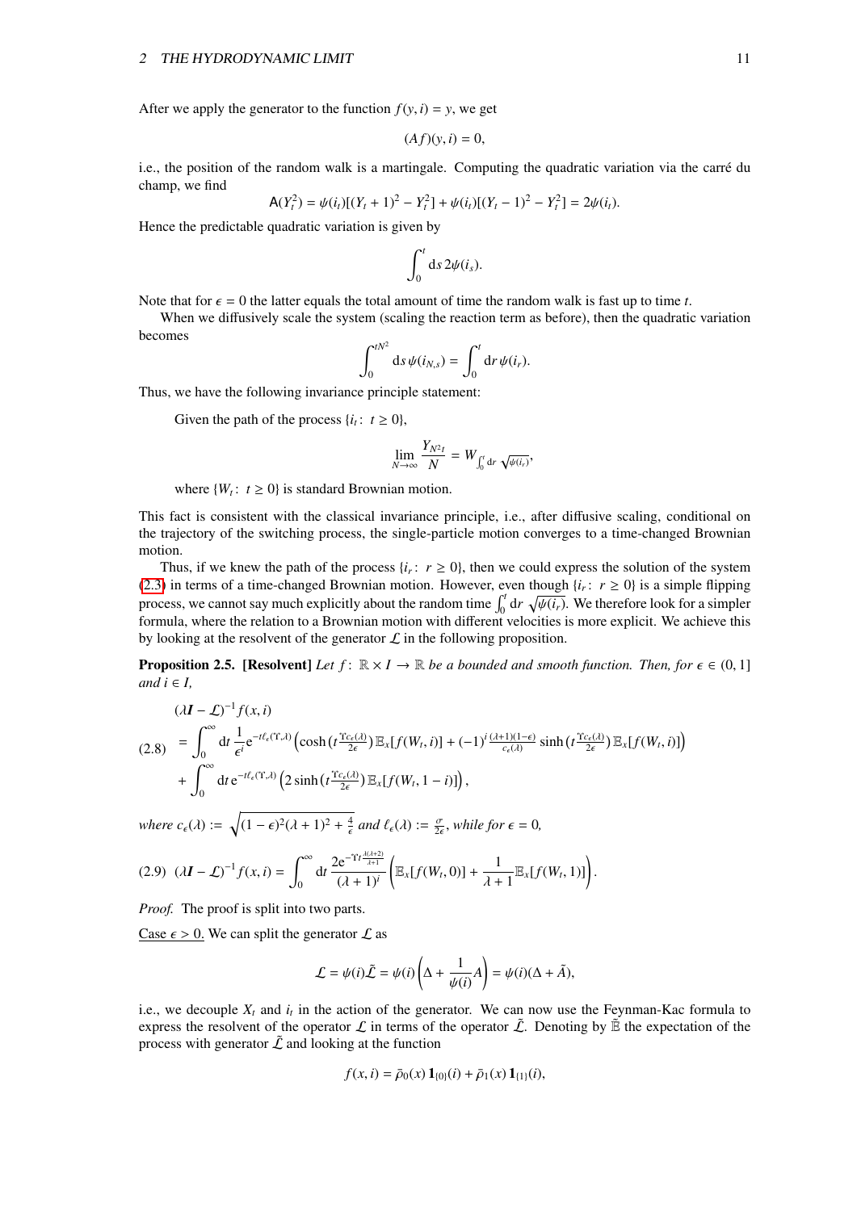After we apply the generator to the function $f(y,i) = y$, we get

$$(Af)(y,i) = 0,$$

i.e., the position of the random walk is a martingale. Computing the quadratic variation via the carré du champ, we find

$$\mathsf{A}(Y_t^2) = \psi(i_t)[(Y_t+1)^2 - Y_t^2] + \psi(i_t)[(Y_t-1)^2 - Y_t^2] = 2\psi(i_t).$$

Hence the predictable quadratic variation is given by

$$\int_0^t \mathrm{d}s\, 2\psi(i_s).$$

Note that for $\epsilon = 0$ the latter equals the total amount of time the random walk is fast up to time $t$.

When we diffusively scale the system (scaling the reaction term as before), then the quadratic variation becomes

$$\int_0^{tN^2} \mathrm{d}s\, \psi(i_{N,s}) = \int_0^t \mathrm{d}r\, \psi(i_r).$$

Thus, we have the following invariance principle statement:

> Given the path of the process $\{i_t\colon\ t \geq 0\}$,
>
> $$\lim_{N\to\infty} \frac{Y_{N^2 t}}{N} = W_{\int_0^t \mathrm{d}r\, \sqrt{\psi(i_r)}},$$
>
> where $\{W_t\colon\ t \geq 0\}$ is standard Brownian motion.

This fact is consistent with the classical invariance principle, i.e., after diffusive scaling, conditional on the trajectory of the switching process, the single-particle motion converges to a time-changed Brownian motion.

Thus, if we knew the path of the process $\{i_r\colon\ r \geq 0\}$, then we could express the solution of the system (2.3) in terms of a time-changed Brownian motion. However, even though $\{i_r\colon\ r \geq 0\}$ is a simple flipping process, we cannot say much explicitly about the random time $\int_0^t \mathrm{d}r\, \sqrt{\psi(i_r)}$. We therefore look for a simpler formula, where the relation to a Brownian motion with different velocities is more explicit. We achieve this by looking at the resolvent of the generator $\mathcal{L}$ in the following proposition.

**Proposition 2.5. [Resolvent]** *Let $f\colon \mathbb{R}\times I \to \mathbb{R}$ be a bounded and smooth function. Then, for $\epsilon \in (0,1]$ and $i \in I$,*

$$
\begin{aligned}
&(\lambda \boldsymbol{I} - \mathcal{L})^{-1} f(x,i) \\
&= \int_0^\infty \mathrm{d}t\, \frac{1}{\epsilon^i} \mathrm{e}^{-t\ell_\epsilon(\Upsilon,\lambda)} \Big( \cosh\big(t \tfrac{\Upsilon c_\epsilon(\lambda)}{2\epsilon}\big)\, \mathbb{E}_x[f(W_t,i)] + (-1)^i \tfrac{(\lambda+1)(1-\epsilon)}{c_\epsilon(\lambda)} \sinh\big(t \tfrac{\Upsilon c_\epsilon(\lambda)}{2\epsilon}\big)\, \mathbb{E}_x[f(W_t,i)] \Big) \\
&\quad + \int_0^\infty \mathrm{d}t\, \mathrm{e}^{-t\ell_\epsilon(\Upsilon,\lambda)} \Big( 2\sinh\big(t \tfrac{\Upsilon c_\epsilon(\lambda)}{2\epsilon}\big)\, \mathbb{E}_x[f(W_t,1-i)] \Big),
\end{aligned}
\tag{2.8}
$$

*where $c_\epsilon(\lambda) := \sqrt{(1-\epsilon)^2(\lambda+1)^2 + \frac{4}{\epsilon}}$ and $\ell_\epsilon(\lambda) := \frac{\sigma}{2\epsilon}$, while for $\epsilon = 0$,*

$$
(\lambda \boldsymbol{I} - \mathcal{L})^{-1} f(x,i) = \int_0^\infty \mathrm{d}t\, \frac{2\mathrm{e}^{-\Upsilon t \frac{\lambda(\lambda+2)}{\lambda+1}}}{(\lambda+1)^i} \left( \mathbb{E}_x[f(W_t,0)] + \frac{1}{\lambda+1} \mathbb{E}_x[f(W_t,1)] \right).
\tag{2.9}
$$

*Proof.* The proof is split into two parts.

<u>Case $\epsilon > 0$.</u> We can split the generator $\mathcal{L}$ as

$$\mathcal{L} = \psi(i)\tilde{\mathcal{L}} = \psi(i)\left(\Delta + \frac{1}{\psi(i)} A\right) = \psi(i)(\Delta + \tilde{A}),$$

i.e., we decouple $X_t$ and $i_t$ in the action of the generator. We can now use the Feynman-Kac formula to express the resolvent of the operator $\mathcal{L}$ in terms of the operator $\tilde{\mathcal{L}}$. Denoting by $\tilde{\mathbb{E}}$ the expectation of the process with generator $\tilde{\mathcal{L}}$ and looking at the function

$$f(x,i) = \bar{\rho}_0(x)\, \mathbf{1}_{\{0\}}(i) + \bar{\rho}_1(x)\, \mathbf{1}_{\{1\}}(i),$$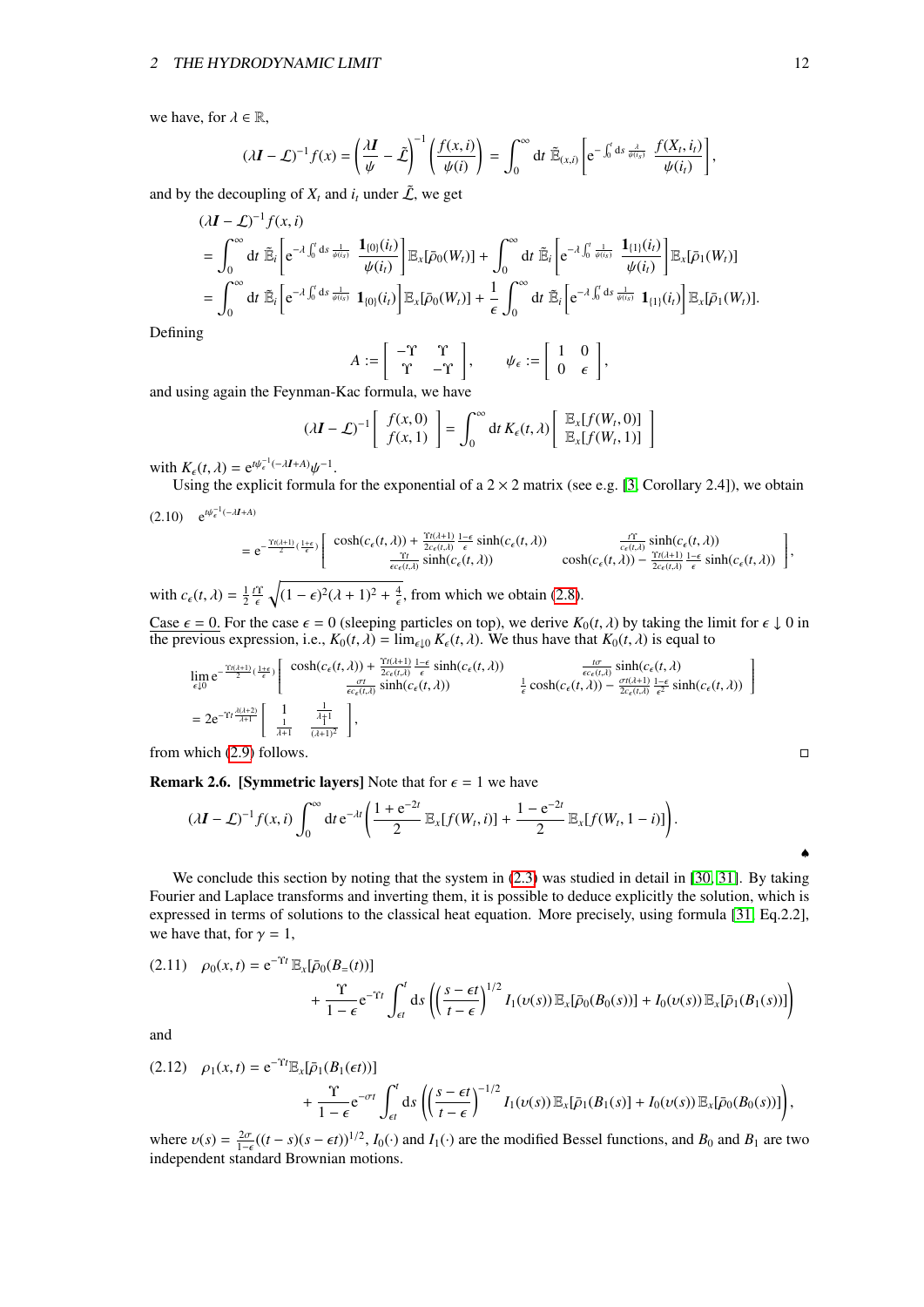we have, for $\lambda \in \mathbb{R}$,

$$(\lambda \boldsymbol{I} - \mathcal{L})^{-1} f(x) = \left(\frac{\lambda \boldsymbol{I}}{\psi} - \tilde{\mathcal{L}}\right)^{-1}\left(\frac{f(x,i)}{\psi(i)}\right) = \int_0^\infty \mathrm{d}t\ \tilde{\mathbb{E}}_{(x,i)}\left[\mathrm{e}^{-\int_0^t \mathrm{d}s\ \frac{\lambda}{\psi(i_s)}}\ \frac{f(X_t, i_t)}{\psi(i_t)}\right],$$

and by the decoupling of $X_t$ and $i_t$ under $\tilde{\mathcal{L}}$, we get

$$\begin{aligned}
&(\lambda \boldsymbol{I} - \mathcal{L})^{-1} f(x,i) \\
&= \int_0^\infty \mathrm{d}t\ \tilde{\mathbb{E}}_i\left[\mathrm{e}^{-\lambda\int_0^t \mathrm{d}s\ \frac{1}{\psi(i_s)}}\ \frac{\mathbf{1}_{\{0\}}(i_t)}{\psi(i_t)}\right]\mathbb{E}_x[\bar{\rho}_0(W_t)] + \int_0^\infty \mathrm{d}t\ \tilde{\mathbb{E}}_i\left[\mathrm{e}^{-\lambda\int_0^t \mathrm{d}s\ \frac{1}{\psi(i_s)}}\ \frac{\mathbf{1}_{\{1\}}(i_t)}{\psi(i_t)}\right]\mathbb{E}_x[\bar{\rho}_1(W_t)] \\
&= \int_0^\infty \mathrm{d}t\ \tilde{\mathbb{E}}_i\left[\mathrm{e}^{-\lambda\int_0^t \mathrm{d}s\ \frac{1}{\psi(i_s)}}\ \mathbf{1}_{\{0\}}(i_t)\right]\mathbb{E}_x[\bar{\rho}_0(W_t)] + \frac{1}{\epsilon}\int_0^\infty \mathrm{d}t\ \tilde{\mathbb{E}}_i\left[\mathrm{e}^{-\lambda\int_0^t \mathrm{d}s\ \frac{1}{\psi(i_s)}}\ \mathbf{1}_{\{1\}}(i_t)\right]\mathbb{E}_x[\bar{\rho}_1(W_t)].
\end{aligned}$$

Defining

$$A := \begin{bmatrix} -\Upsilon & \Upsilon \\ \Upsilon & -\Upsilon \end{bmatrix}, \qquad \psi_\epsilon := \begin{bmatrix} 1 & 0 \\ 0 & \epsilon \end{bmatrix},$$

and using again the Feynman-Kac formula, we have

$$(\lambda \boldsymbol{I} - \mathcal{L})^{-1}\begin{bmatrix} f(x,0) \\ f(x,1) \end{bmatrix} = \int_0^\infty \mathrm{d}t\ K_\epsilon(t,\lambda)\begin{bmatrix} \mathbb{E}_x[f(W_t,0)] \\ \mathbb{E}_x[f(W_t,1)] \end{bmatrix}$$

with $K_\epsilon(t,\lambda) = \mathrm{e}^{t\psi_\epsilon^{-1}(-\lambda \boldsymbol{I}+A)}\psi^{-1}$.

Using the explicit formula for the exponential of a $2\times 2$ matrix (see e.g. [3, Corollary 2.4]), we obtain

$$\begin{aligned}
(2.10)\quad &\mathrm{e}^{t\psi_\epsilon^{-1}(-\lambda \boldsymbol{I}+A)} \\
&= \mathrm{e}^{-\frac{\Upsilon t(\lambda+1)}{2}\left(\frac{1+\epsilon}{\epsilon}\right)}\begin{bmatrix} \cosh(c_\epsilon(t,\lambda)) + \frac{\Upsilon t(\lambda+1)}{2c_\epsilon(t,\lambda)}\frac{1-\epsilon}{\epsilon}\sinh(c_\epsilon(t,\lambda)) & \frac{t\Upsilon}{c_\epsilon(t,\lambda)}\sinh(c_\epsilon(t,\lambda)) \\ \frac{\Upsilon t}{\epsilon c_\epsilon(t,\lambda)}\sinh(c_\epsilon(t,\lambda)) & \cosh(c_\epsilon(t,\lambda)) - \frac{\Upsilon t(\lambda+1)}{2c_\epsilon(t,\lambda)}\frac{1-\epsilon}{\epsilon}\sinh(c_\epsilon(t,\lambda)) \end{bmatrix},
\end{aligned}$$

with $c_\epsilon(t,\lambda) = \frac{1}{2}\frac{t\Upsilon}{\epsilon}\sqrt{(1-\epsilon)^2(\lambda+1)^2 + \frac{4}{\epsilon}}$, from which we obtain (2.8).

<u>Case $\epsilon = 0$.</u> For the case $\epsilon = 0$ (sleeping particles on top), we derive $K_0(t,\lambda)$ by taking the limit for $\epsilon \downarrow 0$ in the previous expression, i.e., $K_0(t,\lambda) = \lim_{\epsilon\downarrow 0} K_\epsilon(t,\lambda)$. We thus have that $K_0(t,\lambda)$ is equal to

$$\begin{aligned}
&\lim_{\epsilon\downarrow 0}\mathrm{e}^{-\frac{\Upsilon t(\lambda+1)}{2}\left(\frac{1+\epsilon}{\epsilon}\right)}\begin{bmatrix} \cosh(c_\epsilon(t,\lambda)) + \frac{\Upsilon t(\lambda+1)}{2c_\epsilon(t,\lambda)}\frac{1-\epsilon}{\epsilon}\sinh(c_\epsilon(t,\lambda)) & \frac{t\sigma}{\epsilon c_\epsilon(t,\lambda)}\sinh(c_\epsilon(t,\lambda) \\ \frac{\sigma t}{\epsilon c_\epsilon(t,\lambda)}\sinh(c_\epsilon(t,\lambda)) & \frac{1}{\epsilon}\cosh(c_\epsilon(t,\lambda)) - \frac{\sigma t(\lambda+1)}{2c_\epsilon(t,\lambda)}\frac{1-\epsilon}{\epsilon^2}\sinh(c_\epsilon(t,\lambda)) \end{bmatrix} \\
&= 2\mathrm{e}^{-\Upsilon t\frac{\lambda(\lambda+2)}{\lambda+1}}\begin{bmatrix} 1 & \frac{1}{\lambda+1} \\ \frac{1}{\lambda+1} & \frac{1}{(\lambda+1)^2} \end{bmatrix},
\end{aligned}$$

from which (2.9) follows. □

**Remark 2.6. [Symmetric layers]** Note that for $\epsilon = 1$ we have

$$(\lambda \boldsymbol{I} - \mathcal{L})^{-1} f(x,i)\int_0^\infty \mathrm{d}t\,\mathrm{e}^{-\lambda t}\left(\frac{1+\mathrm{e}^{-2t}}{2}\,\mathbb{E}_x[f(W_t,i)] + \frac{1-\mathrm{e}^{-2t}}{2}\,\mathbb{E}_x[f(W_t,1-i)]\right).$$

♠

We conclude this section by noting that the system in (2.3) was studied in detail in [30, 31]. By taking Fourier and Laplace transforms and inverting them, it is possible to deduce explicitly the solution, which is expressed in terms of solutions to the classical heat equation. More precisely, using formula [31, Eq.2.2], we have that, for $\gamma = 1$,

$$\begin{aligned}
(2.11)\quad \rho_0(x,t) &= \mathrm{e}^{-\Upsilon t}\,\mathbb{E}_x[\bar{\rho}_0(B_=(t))] \\
&\quad + \frac{\Upsilon}{1-\epsilon}\mathrm{e}^{-\Upsilon t}\int_{\epsilon t}^t \mathrm{d}s\left(\left(\frac{s-\epsilon t}{t-\epsilon}\right)^{1/2} I_1(\upsilon(s))\,\mathbb{E}_x[\bar{\rho}_0(B_0(s))] + I_0(\upsilon(s))\,\mathbb{E}_x[\bar{\rho}_1(B_1(s))]\right)
\end{aligned}$$

and

$$\begin{aligned}
(2.12)\quad \rho_1(x,t) &= \mathrm{e}^{-\Upsilon t}\mathbb{E}_x[\bar{\rho}_1(B_1(\epsilon t))] \\
&\quad + \frac{\Upsilon}{1-\epsilon}\mathrm{e}^{-\sigma t}\int_{\epsilon t}^t \mathrm{d}s\left(\left(\frac{s-\epsilon t}{t-\epsilon}\right)^{-1/2} I_1(\upsilon(s))\,\mathbb{E}_x[\bar{\rho}_1(B_1(s)] + I_0(\upsilon(s))\,\mathbb{E}_x[\bar{\rho}_0(B_0(s))]\right),
\end{aligned}$$

where $\upsilon(s) = \frac{2\sigma}{1-\epsilon}((t-s)(s-\epsilon t))^{1/2}$, $I_0(\cdot)$ and $I_1(\cdot)$ are the modified Bessel functions, and $B_0$ and $B_1$ are two independent standard Brownian motions.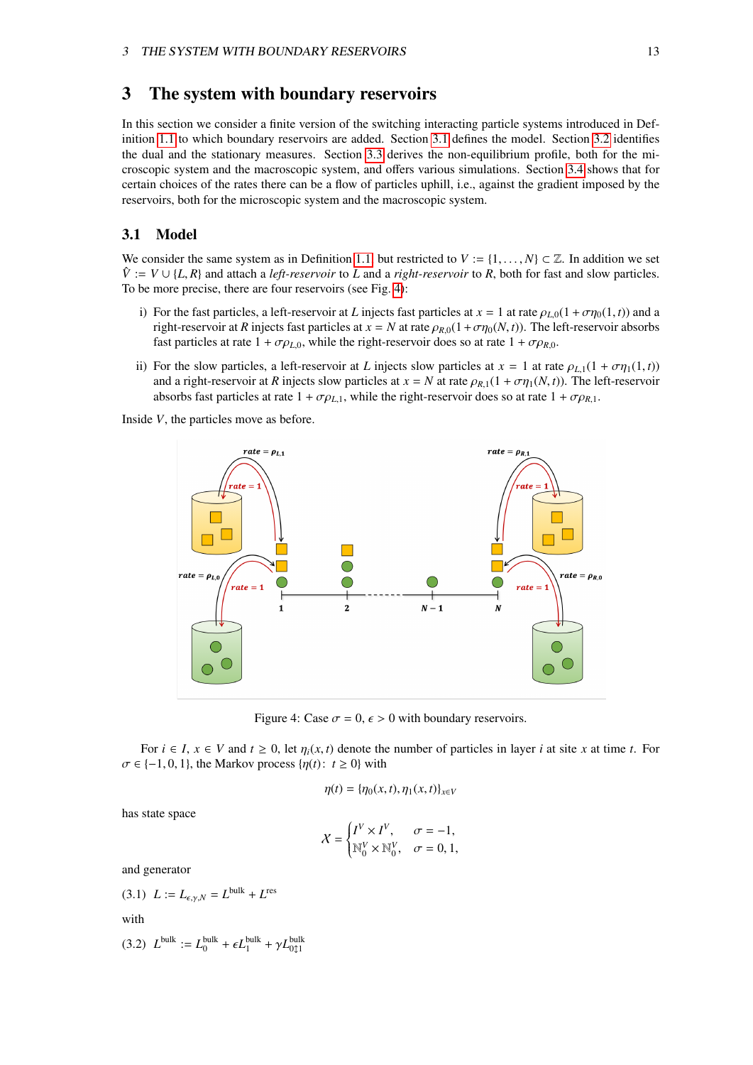# 3 The system with boundary reservoirs

In this section we consider a finite version of the switching interacting particle systems introduced in Definition 1.1 to which boundary reservoirs are added. Section 3.1 defines the model. Section 3.2 identifies the dual and the stationary measures. Section 3.3 derives the non-equilibrium profile, both for the microscopic system and the macroscopic system, and offers various simulations. Section 3.4 shows that for certain choices of the rates there can be a flow of particles uphill, i.e., against the gradient imposed by the reservoirs, both for the microscopic system and the macroscopic system.

## 3.1 Model

We consider the same system as in Definition 1.1 but restricted to $V := \{1, \ldots, N\} \subset \mathbb{Z}$. In addition we set $\hat{V} := V \cup \{L, R\}$ and attach a *left-reservoir* to $L$ and a *right-reservoir* to $R$, both for fast and slow particles. To be more precise, there are four reservoirs (see Fig. 4):

i) For the fast particles, a left-reservoir at $L$ injects fast particles at $x = 1$ at rate $\rho_{L,0}(1 + \sigma\eta_0(1,t))$ and a right-reservoir at $R$ injects fast particles at $x = N$ at rate $\rho_{R,0}(1 + \sigma\eta_0(N,t))$. The left-reservoir absorbs fast particles at rate $1 + \sigma\rho_{L,0}$, while the right-reservoir does so at rate $1 + \sigma\rho_{R,0}$.

ii) For the slow particles, a left-reservoir at $L$ injects slow particles at $x = 1$ at rate $\rho_{L,1}(1 + \sigma\eta_1(1,t))$ and a right-reservoir at $R$ injects slow particles at $x = N$ at rate $\rho_{R,1}(1 + \sigma\eta_1(N,t))$. The left-reservoir absorbs fast particles at rate $1 + \sigma\rho_{L,1}$, while the right-reservoir does so at rate $1 + \sigma\rho_{R,1}$.

Inside $V$, the particles move as before.

Figure 4: Case $\sigma = 0$, $\epsilon > 0$ with boundary reservoirs.

For $i \in I$, $x \in V$ and $t \geq 0$, let $\eta_i(x,t)$ denote the number of particles in layer $i$ at site $x$ at time $t$. For $\sigma \in \{-1, 0, 1\}$, the Markov process $\{\eta(t) \colon t \geq 0\}$ with

$$\eta(t) = \{\eta_0(x,t), \eta_1(x,t)\}_{x \in V}$$

has state space

$$\mathcal{X} = \begin{cases} I^V \times I^V, & \sigma = -1, \\ \mathbb{N}_0^V \times \mathbb{N}_0^V, & \sigma = 0, 1, \end{cases}$$

and generator

$$L := L_{\epsilon,\gamma,N} = L^{\text{bulk}} + L^{\text{res}} \tag{3.1}$$

with

$$L^{\text{bulk}} := L_0^{\text{bulk}} + \epsilon L_1^{\text{bulk}} + \gamma L_{0\updownarrow 1}^{\text{bulk}} \tag{3.2}$$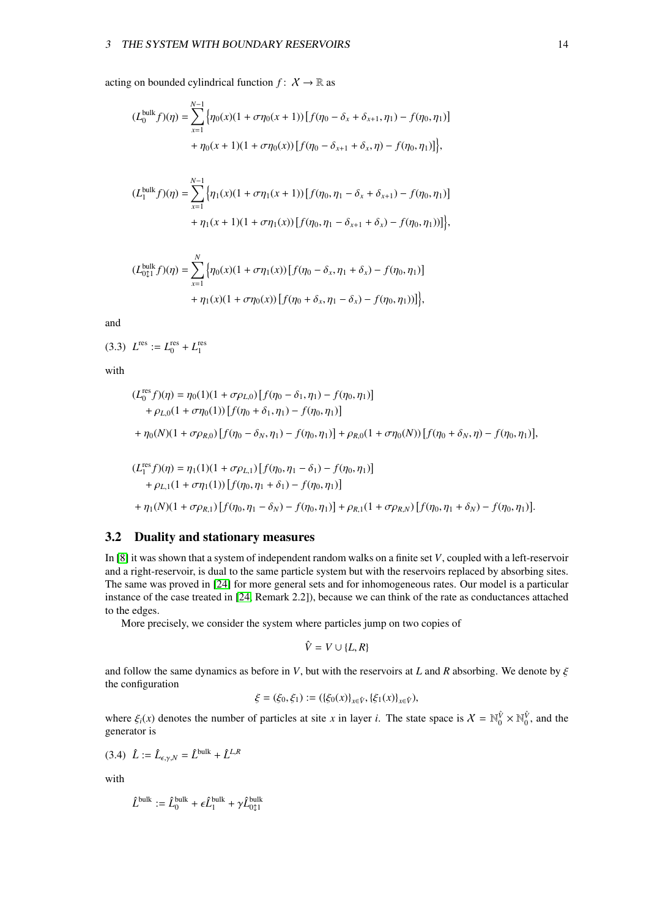acting on bounded cylindrical function $f\colon \mathcal{X} \to \mathbb{R}$ as

$$
\begin{aligned}
(L_0^{\text{bulk}} f)(\eta) = \sum_{x=1}^{N-1} \Big\{ & \eta_0(x)(1+\sigma\eta_0(x+1)) \left[ f(\eta_0 - \delta_x + \delta_{x+1}, \eta_1) - f(\eta_0, \eta_1) \right] \\
& + \eta_0(x+1)(1+\sigma\eta_0(x)) \left[ f(\eta_0 - \delta_{x+1} + \delta_x, \eta) - f(\eta_0, \eta_1) \right] \Big\},
\end{aligned}
$$

$$
\begin{aligned}
(L_1^{\text{bulk}} f)(\eta) = \sum_{x=1}^{N-1} \Big\{ & \eta_1(x)(1+\sigma\eta_1(x+1)) \left[ f(\eta_0, \eta_1 - \delta_x + \delta_{x+1}) - f(\eta_0, \eta_1) \right] \\
& + \eta_1(x+1)(1+\sigma\eta_1(x)) \left[ f(\eta_0, \eta_1 - \delta_{x+1} + \delta_x) - f(\eta_0, \eta_1)) \right] \Big\},
\end{aligned}
$$

$$
\begin{aligned}
(L_{0\updownarrow 1}^{\text{bulk}} f)(\eta) = \sum_{x=1}^{N} \Big\{ & \eta_0(x)(1+\sigma\eta_1(x)) \left[ f(\eta_0 - \delta_x, \eta_1 + \delta_x) - f(\eta_0, \eta_1) \right] \\
& + \eta_1(x)(1+\sigma\eta_0(x)) \left[ f(\eta_0 + \delta_x, \eta_1 - \delta_x) - f(\eta_0, \eta_1)) \right] \Big\},
\end{aligned}
$$

and

$$
(3.3) \quad L^{\text{res}} := L_0^{\text{res}} + L_1^{\text{res}}
$$

with

$$
\begin{aligned}
(L_0^{\text{res}} f)(\eta) &= \eta_0(1)(1+\sigma\rho_{L,0}) \left[ f(\eta_0 - \delta_1, \eta_1) - f(\eta_0, \eta_1) \right] \\
&\quad + \rho_{L,0}(1+\sigma\eta_0(1)) \left[ f(\eta_0 + \delta_1, \eta_1) - f(\eta_0, \eta_1) \right] \\
&+ \eta_0(N)(1+\sigma\rho_{R,0}) \left[ f(\eta_0 - \delta_N, \eta_1) - f(\eta_0, \eta_1) \right] + \rho_{R,0}(1+\sigma\eta_0(N)) \left[ f(\eta_0 + \delta_N, \eta) - f(\eta_0, \eta_1) \right],
\end{aligned}
$$

$$
\begin{aligned}
(L_1^{\text{res}} f)(\eta) &= \eta_1(1)(1+\sigma\rho_{L,1}) \left[ f(\eta_0, \eta_1 - \delta_1) - f(\eta_0, \eta_1) \right] \\
&\quad + \rho_{L,1}(1+\sigma\eta_1(1)) \left[ f(\eta_0, \eta_1 + \delta_1) - f(\eta_0, \eta_1) \right] \\
&+ \eta_1(N)(1+\sigma\rho_{R,1}) \left[ f(\eta_0, \eta_1 - \delta_N) - f(\eta_0, \eta_1) \right] + \rho_{R,1}(1+\sigma\rho_{R,N}) \left[ f(\eta_0, \eta_1 + \delta_N) - f(\eta_0, \eta_1) \right].
\end{aligned}
$$

## 3.2 Duality and stationary measures

In [8] it was shown that a system of independent random walks on a finite set $V$, coupled with a left-reservoir and a right-reservoir, is dual to the same particle system but with the reservoirs replaced by absorbing sites. The same was proved in [24] for more general sets and for inhomogeneous rates. Our model is a particular instance of the case treated in [24, Remark 2.2]), because we can think of the rate as conductances attached to the edges.

More precisely, we consider the system where particles jump on two copies of

$$
\hat{V} = V \cup \{L, R\}
$$

and follow the same dynamics as before in $V$, but with the reservoirs at $L$ and $R$ absorbing. We denote by $\xi$ the configuration

$$
\xi = (\xi_0, \xi_1) := (\{\xi_0(x)\}_{x\in\hat{V}}, \{\xi_1(x)\}_{x\in\hat{V}}),
$$

where $\xi_i(x)$ denotes the number of particles at site $x$ in layer $i$. The state space is $\mathcal{X} = \mathbb{N}_0^{\hat{V}} \times \mathbb{N}_0^{\hat{V}}$, and the generator is

$$
(3.4) \quad \hat{L} := \hat{L}_{\epsilon,\gamma,N} = \hat{L}^{\text{bulk}} + \hat{L}^{L,R}
$$

with

$$
\hat{L}^{\text{bulk}} := \hat{L}_0^{\text{bulk}} + \epsilon \hat{L}_1^{\text{bulk}} + \gamma \hat{L}_{0\updownarrow 1}^{\text{bulk}}
$$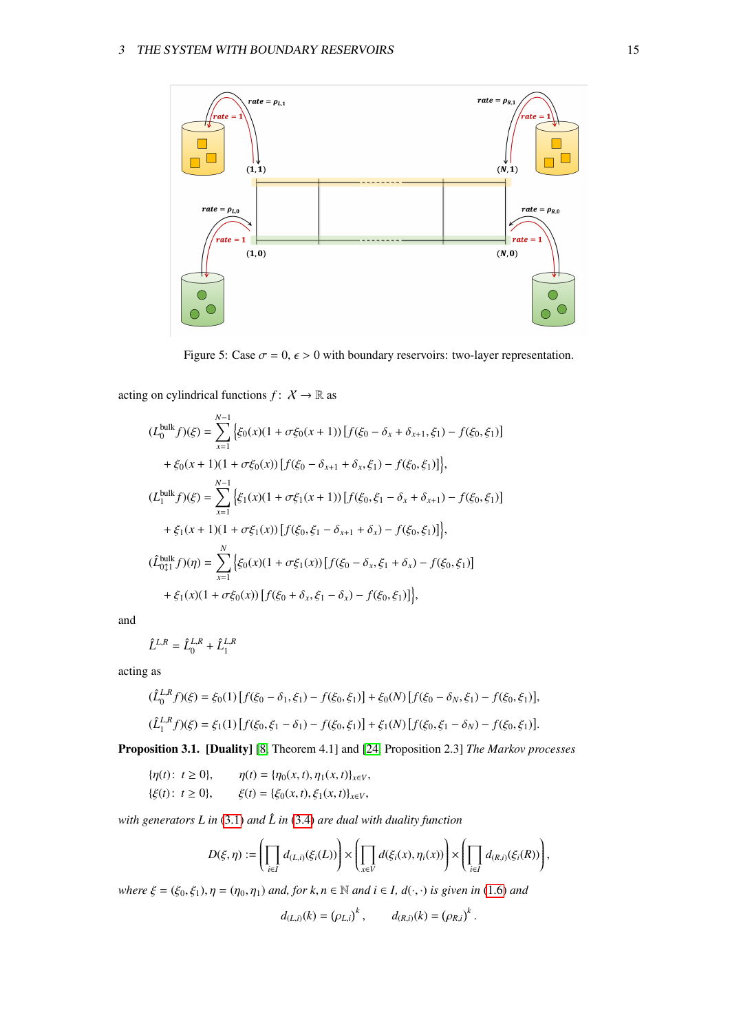Figure 5: Case $\sigma = 0$, $\epsilon > 0$ with boundary reservoirs: two-layer representation.

acting on cylindrical functions $f\colon \mathcal{X} \to \mathbb{R}$ as

$$
\begin{aligned}
(L_0^{\text{bulk}} f)(\xi) &= \sum_{x=1}^{N-1} \Big\{ \xi_0(x)(1 + \sigma\xi_0(x+1)) \left[ f(\xi_0 - \delta_x + \delta_{x+1}, \xi_1) - f(\xi_0, \xi_1) \right] \\
&\quad + \xi_0(x+1)(1 + \sigma\xi_0(x)) \left[ f(\xi_0 - \delta_{x+1} + \delta_x, \xi_1) - f(\xi_0, \xi_1) \right] \Big\}, \\
(L_1^{\text{bulk}} f)(\xi) &= \sum_{x=1}^{N-1} \Big\{ \xi_1(x)(1 + \sigma\xi_1(x+1)) \left[ f(\xi_0, \xi_1 - \delta_x + \delta_{x+1}) - f(\xi_0, \xi_1) \right] \\
&\quad + \xi_1(x+1)(1 + \sigma\xi_1(x)) \left[ f(\xi_0, \xi_1 - \delta_{x+1} + \delta_x) - f(\xi_0, \xi_1) \right] \Big\}, \\
(\hat{L}_{0\updownarrow 1}^{\text{bulk}} f)(\eta) &= \sum_{x=1}^{N} \Big\{ \xi_0(x)(1 + \sigma\xi_1(x)) \left[ f(\xi_0 - \delta_x, \xi_1 + \delta_x) - f(\xi_0, \xi_1) \right] \\
&\quad + \xi_1(x)(1 + \sigma\xi_0(x)) \left[ f(\xi_0 + \delta_x, \xi_1 - \delta_x) - f(\xi_0, \xi_1) \right] \Big\},
\end{aligned}
$$

and

$$
\hat{L}^{L,R} = \hat{L}_0^{L,R} + \hat{L}_1^{L,R}
$$

acting as

$$
\begin{aligned}
(\hat{L}_0^{L,R} f)(\xi) &= \xi_0(1) \left[ f(\xi_0 - \delta_1, \xi_1) - f(\xi_0, \xi_1) \right] + \xi_0(N) \left[ f(\xi_0 - \delta_N, \xi_1) - f(\xi_0, \xi_1) \right], \\
(\hat{L}_1^{L,R} f)(\xi) &= \xi_1(1) \left[ f(\xi_0, \xi_1 - \delta_1) - f(\xi_0, \xi_1) \right] + \xi_1(N) \left[ f(\xi_0, \xi_1 - \delta_N) - f(\xi_0, \xi_1) \right].
\end{aligned}
$$

**Proposition 3.1. [Duality]** [8, Theorem 4.1] and [24, Proposition 2.3] *The Markov processes*

$$
\begin{aligned}
&\{\eta(t)\colon\ t \geq 0\}, \qquad \eta(t) = \{\eta_0(x,t), \eta_1(x,t)\}_{x \in V}, \\
&\{\xi(t)\colon\ t \geq 0\}, \qquad \xi(t) = \{\xi_0(x,t), \xi_1(x,t)\}_{x \in V},
\end{aligned}
$$

*with generators $L$ in (3.1) and $\hat{L}$ in (3.4) are dual with duality function*

$$
D(\xi, \eta) := \left( \prod_{i \in I} d_{(L,i)}(\xi_i(L)) \right) \times \left( \prod_{x \in V} d(\xi_i(x), \eta_i(x)) \right) \times \left( \prod_{i \in I} d_{(R,i)}(\xi_i(R)) \right),
$$

*where $\xi = (\xi_0, \xi_1), \eta = (\eta_0, \eta_1)$ and, for $k, n \in \mathbb{N}$ and $i \in I$, $d(\cdot, \cdot)$ is given in (1.6) and*

$$
d_{(L,i)}(k) = (\rho_{L,i})^k, \qquad d_{(R,i)}(k) = (\rho_{R,i})^k.
$$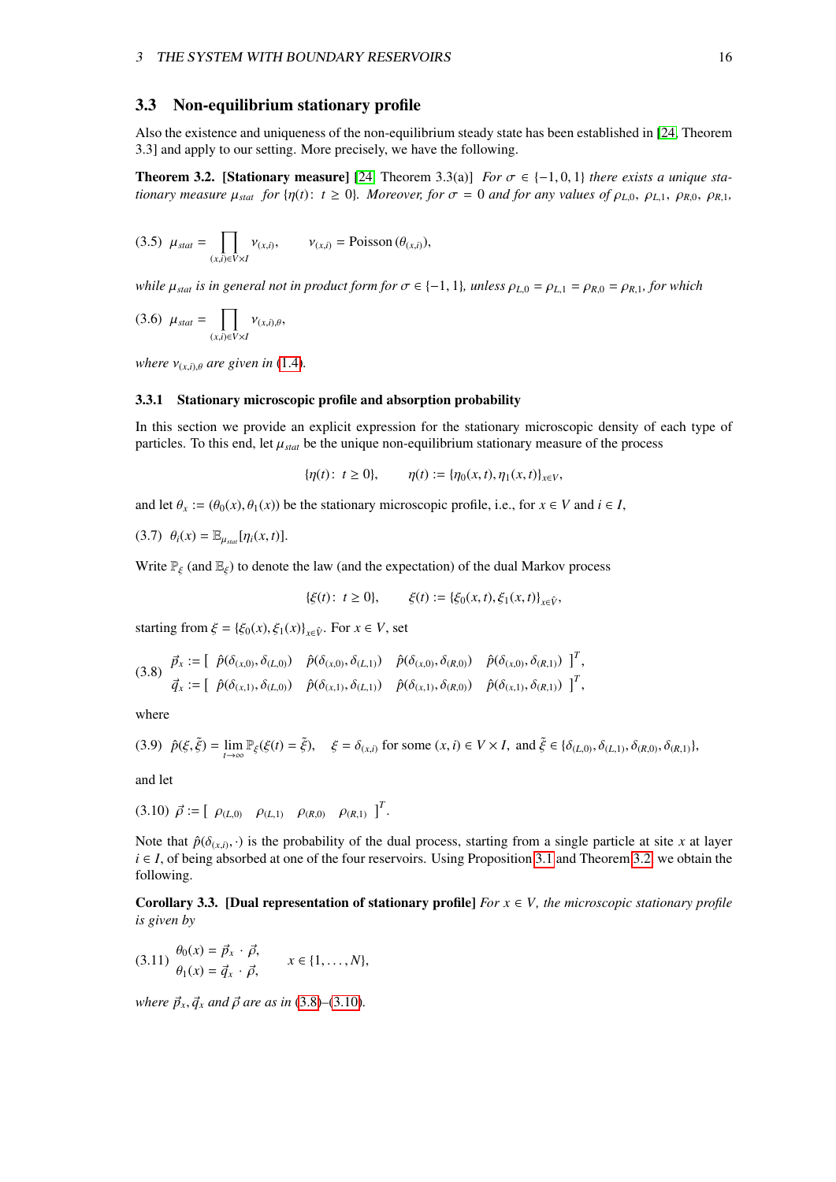## 3.3 Non-equilibrium stationary profile

Also the existence and uniqueness of the non-equilibrium steady state has been established in [24, Theorem 3.3] and apply to our setting. More precisely, we have the following.

**Theorem 3.2. [Stationary measure]** [24, Theorem 3.3(a)] *For $\sigma \in \{-1, 0, 1\}$ there exists a unique stationary measure $\mu_{stat}$ for $\{\eta(t)\colon t \geq 0\}$. Moreover, for $\sigma = 0$ and for any values of $\rho_{L,0}, \rho_{L,1}, \rho_{R,0}, \rho_{R,1}$,*

$$\text{(3.5)} \quad \mu_{stat} = \prod_{(x,i)\in V\times I} \nu_{(x,i)}, \qquad \nu_{(x,i)} = \text{Poisson}\,(\theta_{(x,i)}),$$

*while $\mu_{stat}$ is in general not in product form for $\sigma \in \{-1, 1\}$, unless $\rho_{L,0} = \rho_{L,1} = \rho_{R,0} = \rho_{R,1}$, for which*

$$\text{(3.6)} \quad \mu_{stat} = \prod_{(x,i)\in V\times I} \nu_{(x,i),\theta},$$

*where $\nu_{(x,i),\theta}$ are given in (1.4).*

### 3.3.1 Stationary microscopic profile and absorption probability

In this section we provide an explicit expression for the stationary microscopic density of each type of particles. To this end, let $\mu_{stat}$ be the unique non-equilibrium stationary measure of the process

$$\{\eta(t)\colon t \geq 0\}, \qquad \eta(t) := \{\eta_0(x,t), \eta_1(x,t)\}_{x\in V},$$

and let $\theta_x := (\theta_0(x), \theta_1(x))$ be the stationary microscopic profile, i.e., for $x \in V$ and $i \in I$,

$$\text{(3.7)} \quad \theta_i(x) = \mathbb{E}_{\mu_{stat}}[\eta_i(x,t)].$$

Write $\mathbb{P}_\xi$ (and $\mathbb{E}_\xi$) to denote the law (and the expectation) of the dual Markov process

$$\{\xi(t)\colon t \geq 0\}, \qquad \xi(t) := \{\xi_0(x,t), \xi_1(x,t)\}_{x\in\hat{V}},$$

starting from $\xi = \{\xi_0(x), \xi_1(x)\}_{x\in\hat{V}}$. For $x \in V$, set

$$\text{(3.8)} \quad \begin{aligned} \vec{p}_x &:= [\ \hat{p}(\delta_{(x,0)}, \delta_{(L,0)}) \quad \hat{p}(\delta_{(x,0)}, \delta_{(L,1)}) \quad \hat{p}(\delta_{(x,0)}, \delta_{(R,0)}) \quad \hat{p}(\delta_{(x,0)}, \delta_{(R,1)})\ ]^T, \\ \vec{q}_x &:= [\ \hat{p}(\delta_{(x,1)}, \delta_{(L,0)}) \quad \hat{p}(\delta_{(x,1)}, \delta_{(L,1)}) \quad \hat{p}(\delta_{(x,1)}, \delta_{(R,0)}) \quad \hat{p}(\delta_{(x,1)}, \delta_{(R,1)})\ ]^T, \end{aligned}$$

where

$$\text{(3.9)} \quad \hat{p}(\xi, \tilde{\xi}) = \lim_{t\to\infty} \mathbb{P}_\xi(\xi(t) = \tilde{\xi}), \quad \xi = \delta_{(x,i)} \text{ for some } (x,i) \in V \times I, \text{ and } \tilde{\xi} \in \{\delta_{(L,0)}, \delta_{(L,1)}, \delta_{(R,0)}, \delta_{(R,1)}\},$$

and let

$$\text{(3.10)} \quad \vec{\rho} := [\ \rho_{(L,0)} \quad \rho_{(L,1)} \quad \rho_{(R,0)} \quad \rho_{(R,1)}\ ]^T.$$

Note that $\hat{p}(\delta_{(x,i)}, \cdot)$ is the probability of the dual process, starting from a single particle at site $x$ at layer $i \in I$, of being absorbed at one of the four reservoirs. Using Proposition 3.1 and Theorem 3.2, we obtain the following.

**Corollary 3.3. [Dual representation of stationary profile]** *For $x \in V$, the microscopic stationary profile is given by*

$$\text{(3.11)} \quad \begin{aligned} \theta_0(x) &= \vec{p}_x \cdot \vec{\rho}, \\ \theta_1(x) &= \vec{q}_x \cdot \vec{\rho}, \end{aligned} \qquad x \in \{1, \dots, N\},$$

*where $\vec{p}_x, \vec{q}_x$ and $\vec{\rho}$ are as in (3.8)–(3.10).*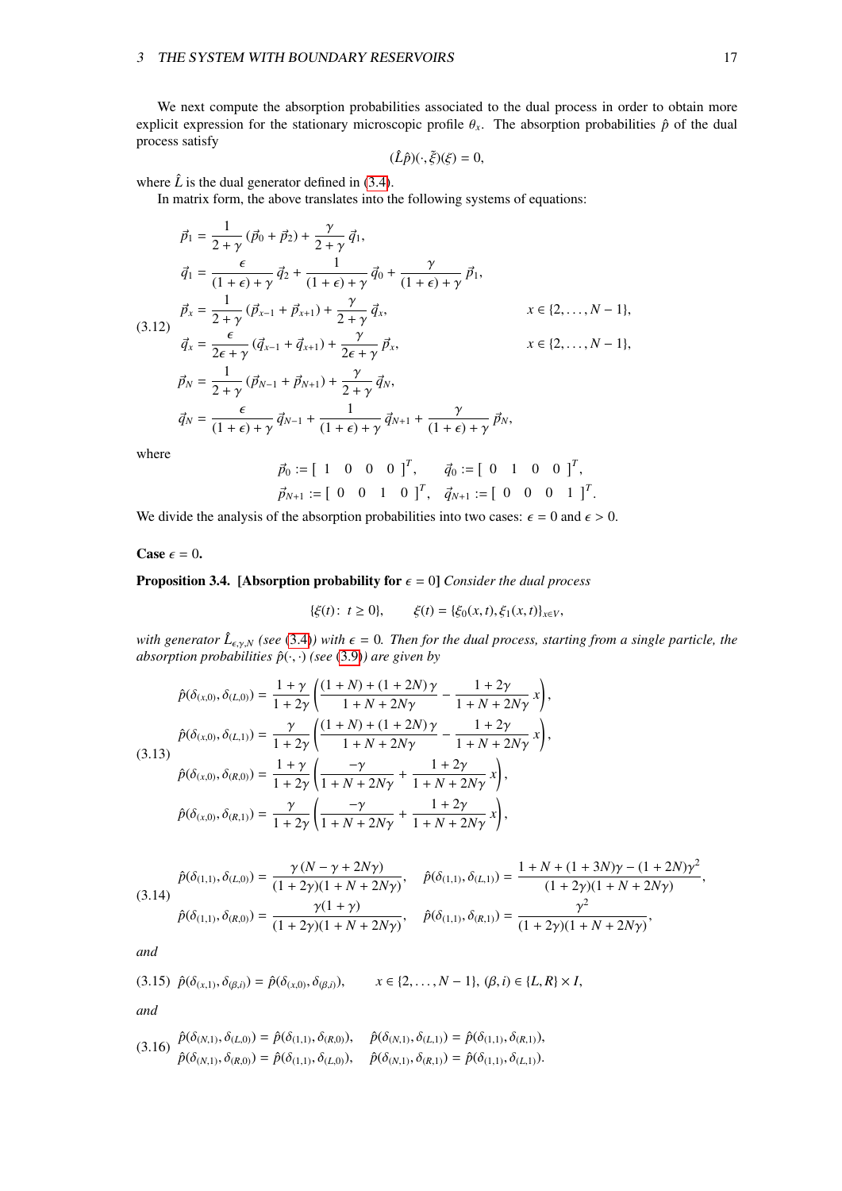We next compute the absorption probabilities associated to the dual process in order to obtain more explicit expression for the stationary microscopic profile $\theta_x$. The absorption probabilities $\hat{p}$ of the dual process satisfy

$$(\hat{L}\hat{p})(\cdot,\tilde{\xi})(\xi) = 0,$$

where $\hat{L}$ is the dual generator defined in (3.4).

In matrix form, the above translates into the following systems of equations:

$$
\begin{aligned}
\vec{p}_1 &= \frac{1}{2+\gamma}\left(\vec{p}_0 + \vec{p}_2\right) + \frac{\gamma}{2+\gamma}\,\vec{q}_1, \\
\vec{q}_1 &= \frac{\epsilon}{(1+\epsilon)+\gamma}\,\vec{q}_2 + \frac{1}{(1+\epsilon)+\gamma}\,\vec{q}_0 + \frac{\gamma}{(1+\epsilon)+\gamma}\,\vec{p}_1, \\
\vec{p}_x &= \frac{1}{2+\gamma}\left(\vec{p}_{x-1} + \vec{p}_{x+1}\right) + \frac{\gamma}{2+\gamma}\,\vec{q}_x, \qquad && x \in \{2,\dots,N-1\}, \\
\vec{q}_x &= \frac{\epsilon}{2\epsilon+\gamma}\left(\vec{q}_{x-1} + \vec{q}_{x+1}\right) + \frac{\gamma}{2\epsilon+\gamma}\,\vec{p}_x, \qquad && x \in \{2,\dots,N-1\}, \\
\vec{p}_N &= \frac{1}{2+\gamma}\left(\vec{p}_{N-1} + \vec{p}_{N+1}\right) + \frac{\gamma}{2+\gamma}\,\vec{q}_N, \\
\vec{q}_N &= \frac{\epsilon}{(1+\epsilon)+\gamma}\,\vec{q}_{N-1} + \frac{1}{(1+\epsilon)+\gamma}\,\vec{q}_{N+1} + \frac{\gamma}{(1+\epsilon)+\gamma}\,\vec{p}_N,
\end{aligned}
\tag{3.12}
$$

where

$$
\vec{p}_0 := [\ 1 \quad 0 \quad 0 \quad 0\ ]^T, \qquad \vec{q}_0 := [\ 0 \quad 1 \quad 0 \quad 0\ ]^T,
$$
$$
\vec{p}_{N+1} := [\ 0 \quad 0 \quad 1 \quad 0\ ]^T, \quad \vec{q}_{N+1} := [\ 0 \quad 0 \quad 0 \quad 1\ ]^T.
$$

We divide the analysis of the absorption probabilities into two cases: $\epsilon = 0$ and $\epsilon > 0$.

**Case $\epsilon = 0$.**

**Proposition 3.4. [Absorption probability for $\epsilon = 0$]** *Consider the dual process*

$$\{\xi(t) \colon\ t \geq 0\}, \qquad \xi(t) = \{\xi_0(x,t), \xi_1(x,t)\}_{x \in V},$$

*with generator $\hat{L}_{\epsilon,\gamma,N}$ (see (3.4)) with $\epsilon = 0$. Then for the dual process, starting from a single particle, the absorption probabilities $\hat{p}(\cdot,\cdot)$ (see (3.9)) are given by*

$$
\begin{aligned}
\hat{p}(\delta_{(x,0)}, \delta_{(L,0)}) &= \frac{1+\gamma}{1+2\gamma}\left(\frac{(1+N)+(1+2N)\gamma}{1+N+2N\gamma} - \frac{1+2\gamma}{1+N+2N\gamma}\,x\right), \\
\hat{p}(\delta_{(x,0)}, \delta_{(L,1)}) &= \frac{\gamma}{1+2\gamma}\left(\frac{(1+N)+(1+2N)\gamma}{1+N+2N\gamma} - \frac{1+2\gamma}{1+N+2N\gamma}\,x\right), \\
\hat{p}(\delta_{(x,0)}, \delta_{(R,0)}) &= \frac{1+\gamma}{1+2\gamma}\left(\frac{-\gamma}{1+N+2N\gamma} + \frac{1+2\gamma}{1+N+2N\gamma}\,x\right), \\
\hat{p}(\delta_{(x,0)}, \delta_{(R,1)}) &= \frac{\gamma}{1+2\gamma}\left(\frac{-\gamma}{1+N+2N\gamma} + \frac{1+2\gamma}{1+N+2N\gamma}\,x\right),
\end{aligned}
\tag{3.13}
$$

$$
\begin{aligned}
\hat{p}(\delta_{(1,1)}, \delta_{(L,0)}) &= \frac{\gamma\,(N-\gamma+2N\gamma)}{(1+2\gamma)(1+N+2N\gamma)}, \quad && \hat{p}(\delta_{(1,1)}, \delta_{(L,1)}) = \frac{1+N+(1+3N)\gamma-(1+2N)\gamma^2}{(1+2\gamma)(1+N+2N\gamma)}, \\
\hat{p}(\delta_{(1,1)}, \delta_{(R,0)}) &= \frac{\gamma(1+\gamma)}{(1+2\gamma)(1+N+2N\gamma)}, \quad && \hat{p}(\delta_{(1,1)}, \delta_{(R,1)}) = \frac{\gamma^2}{(1+2\gamma)(1+N+2N\gamma)},
\end{aligned}
\tag{3.14}
$$

*and*

$$
\hat{p}(\delta_{(x,1)}, \delta_{(\beta,i)}) = \hat{p}(\delta_{(x,0)}, \delta_{(\beta,i)}), \qquad x \in \{2,\dots,N-1\},\ (\beta,i) \in \{L,R\} \times I,
\tag{3.15}
$$

*and*

$$
\begin{aligned}
\hat{p}(\delta_{(N,1)}, \delta_{(L,0)}) &= \hat{p}(\delta_{(1,1)}, \delta_{(R,0)}), \quad && \hat{p}(\delta_{(N,1)}, \delta_{(L,1)}) = \hat{p}(\delta_{(1,1)}, \delta_{(R,1)}), \\
\hat{p}(\delta_{(N,1)}, \delta_{(R,0)}) &= \hat{p}(\delta_{(1,1)}, \delta_{(L,0)}), \quad && \hat{p}(\delta_{(N,1)}, \delta_{(R,1)}) = \hat{p}(\delta_{(1,1)}, \delta_{(L,1)}).
\end{aligned}
\tag{3.16}
$$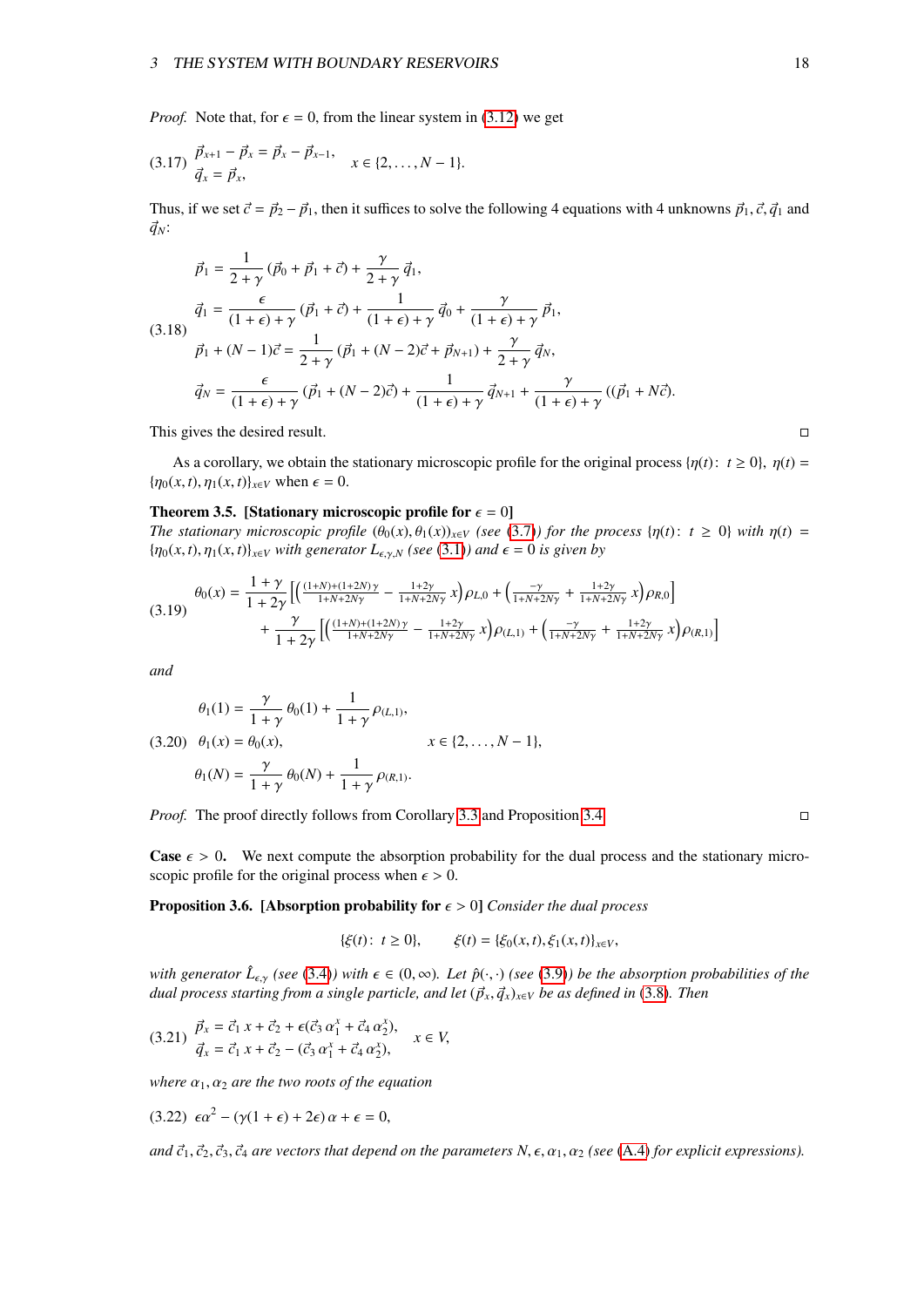*Proof.* Note that, for $\epsilon = 0$, from the linear system in (3.12) we get

$$
\begin{aligned}
&\vec{p}_{x+1} - \vec{p}_x = \vec{p}_x - \vec{p}_{x-1}, \\
&\vec{q}_x = \vec{p}_x,
\end{aligned}
\qquad x \in \{2, \dots, N-1\}. \tag{3.17}
$$

Thus, if we set $\vec{c} = \vec{p}_2 - \vec{p}_1$, then it suffices to solve the following 4 equations with 4 unknowns $\vec{p}_1, \vec{c}, \vec{q}_1$ and $\vec{q}_N$:

$$
\begin{aligned}
\vec{p}_1 &= \frac{1}{2+\gamma}(\vec{p}_0 + \vec{p}_1 + \vec{c}) + \frac{\gamma}{2+\gamma}\vec{q}_1, \\
\vec{q}_1 &= \frac{\epsilon}{(1+\epsilon)+\gamma}(\vec{p}_1 + \vec{c}) + \frac{1}{(1+\epsilon)+\gamma}\vec{q}_0 + \frac{\gamma}{(1+\epsilon)+\gamma}\vec{p}_1, \\
\vec{p}_1 + (N-1)\vec{c} &= \frac{1}{2+\gamma}(\vec{p}_1 + (N-2)\vec{c} + \vec{p}_{N+1}) + \frac{\gamma}{2+\gamma}\vec{q}_N, \\
\vec{q}_N &= \frac{\epsilon}{(1+\epsilon)+\gamma}(\vec{p}_1 + (N-2)\vec{c}) + \frac{1}{(1+\epsilon)+\gamma}\vec{q}_{N+1} + \frac{\gamma}{(1+\epsilon)+\gamma}((\vec{p}_1 + N\vec{c}).
\end{aligned} \tag{3.18}
$$

This gives the desired result. □

As a corollary, we obtain the stationary microscopic profile for the original process $\{\eta(t) \colon t \geq 0\}$, $\eta(t) = \{\eta_0(x,t), \eta_1(x,t)\}_{x \in V}$ when $\epsilon = 0$.

**Theorem 3.5. [Stationary microscopic profile for $\epsilon = 0$]** *The stationary microscopic profile $(\theta_0(x), \theta_1(x))_{x \in V}$ (see (3.7)) for the process $\{\eta(t) \colon t \geq 0\}$ with $\eta(t) = \{\eta_0(x,t), \eta_1(x,t)\}_{x \in V}$ with generator $L_{\epsilon,\gamma,N}$ (see (3.1)) and $\epsilon = 0$ is given by*

$$
\begin{aligned}
\theta_0(x) = \frac{1+\gamma}{1+2\gamma}&\Big[\Big(\tfrac{(1+N)+(1+2N)\gamma}{1+N+2N\gamma} - \tfrac{1+2\gamma}{1+N+2N\gamma}\,x\Big)\rho_{L,0} + \Big(\tfrac{-\gamma}{1+N+2N\gamma} + \tfrac{1+2\gamma}{1+N+2N\gamma}\,x\Big)\rho_{R,0}\Big] \\
&+ \frac{\gamma}{1+2\gamma}\Big[\Big(\tfrac{(1+N)+(1+2N)\gamma}{1+N+2N\gamma} - \tfrac{1+2\gamma}{1+N+2N\gamma}\,x\Big)\rho_{(L,1)} + \Big(\tfrac{-\gamma}{1+N+2N\gamma} + \tfrac{1+2\gamma}{1+N+2N\gamma}\,x\Big)\rho_{(R,1)}\Big]
\end{aligned} \tag{3.19}
$$

*and*

$$
\begin{aligned}
\theta_1(1) &= \frac{\gamma}{1+\gamma}\,\theta_0(1) + \frac{1}{1+\gamma}\,\rho_{(L,1)}, \\
\theta_1(x) &= \theta_0(x), \qquad\qquad\qquad\qquad x \in \{2, \dots, N-1\}, \\
\theta_1(N) &= \frac{\gamma}{1+\gamma}\,\theta_0(N) + \frac{1}{1+\gamma}\,\rho_{(R,1)}.
\end{aligned} \tag{3.20}
$$

*Proof.* The proof directly follows from Corollary 3.3 and Proposition 3.4. □

**Case $\epsilon > 0$.** We next compute the absorption probability for the dual process and the stationary microscopic profile for the original process when $\epsilon > 0$.

**Proposition 3.6. [Absorption probability for $\epsilon > 0$]** *Consider the dual process*

$$
\{\xi(t) \colon t \geq 0\}, \qquad \xi(t) = \{\xi_0(x,t), \xi_1(x,t)\}_{x \in V},
$$

*with generator $\hat{L}_{\epsilon,\gamma}$ (see (3.4)) with $\epsilon \in (0, \infty)$. Let $\hat{p}(\cdot,\cdot)$ (see (3.9)) be the absorption probabilities of the dual process starting from a single particle, and let $(\vec{p}_x, \vec{q}_x)_{x \in V}$ be as defined in (3.8). Then*

$$
\begin{aligned}
\vec{p}_x &= \vec{c}_1\,x + \vec{c}_2 + \epsilon(\vec{c}_3\,\alpha_1^x + \vec{c}_4\,\alpha_2^x), \\
\vec{q}_x &= \vec{c}_1\,x + \vec{c}_2 - (\vec{c}_3\,\alpha_1^x + \vec{c}_4\,\alpha_2^x),
\end{aligned}
\qquad x \in V, \tag{3.21}
$$

*where $\alpha_1, \alpha_2$ are the two roots of the equation*

$$
\epsilon\alpha^2 - (\gamma(1+\epsilon) + 2\epsilon)\,\alpha + \epsilon = 0, \tag{3.22}
$$

*and $\vec{c}_1, \vec{c}_2, \vec{c}_3, \vec{c}_4$ are vectors that depend on the parameters $N, \epsilon, \alpha_1, \alpha_2$ (see (A.4) for explicit expressions).*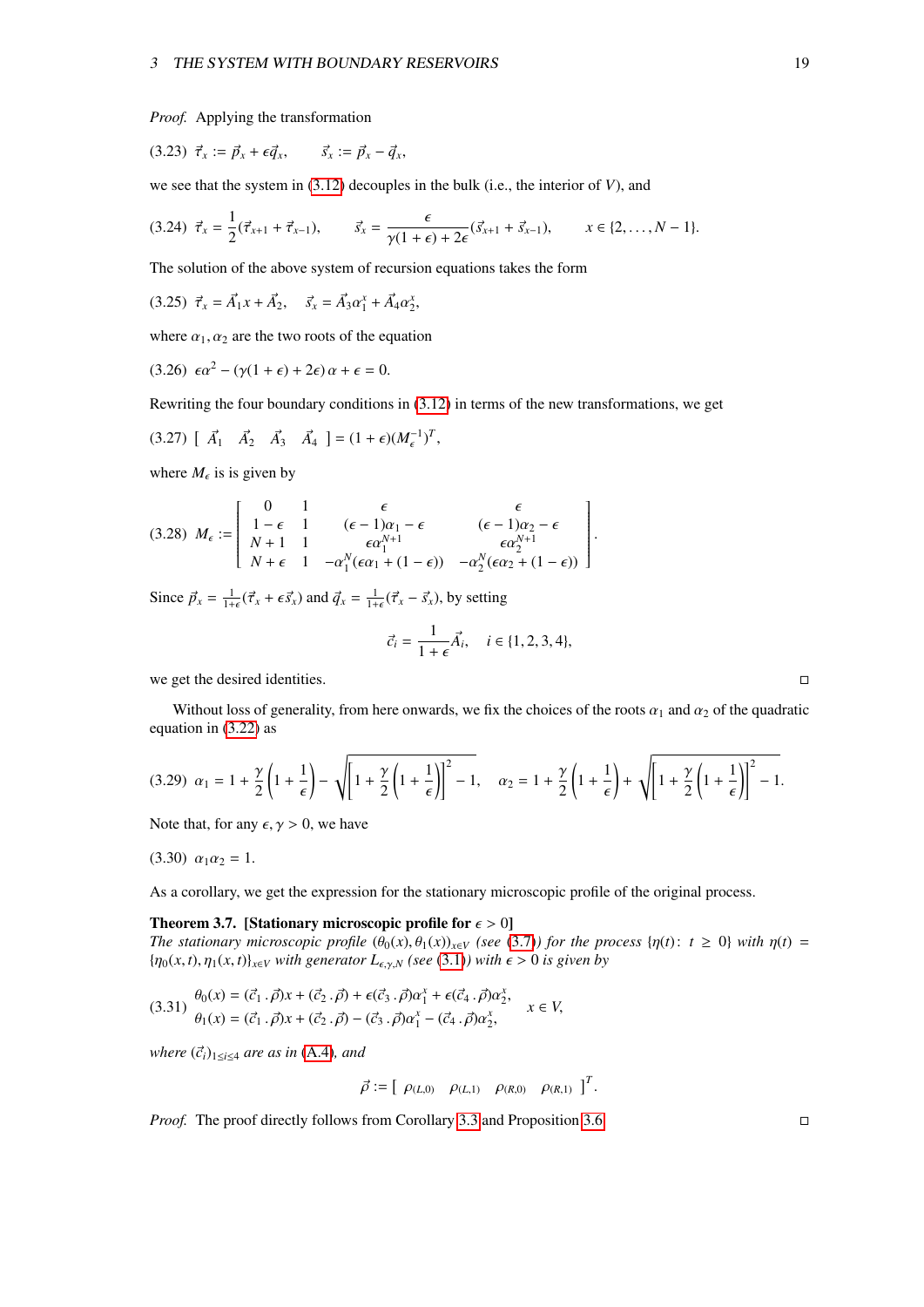*Proof.* Applying the transformation

$$\vec{\tau}_x := \vec{p}_x + \epsilon \vec{q}_x, \qquad \vec{s}_x := \vec{p}_x - \vec{q}_x, \tag{3.23}$$

we see that the system in (3.12) decouples in the bulk (i.e., the interior of $V$), and

$$\vec{\tau}_x = \frac{1}{2}(\vec{\tau}_{x+1} + \vec{\tau}_{x-1}), \qquad \vec{s}_x = \frac{\epsilon}{\gamma(1+\epsilon) + 2\epsilon}(\vec{s}_{x+1} + \vec{s}_{x-1}), \qquad x \in \{2, \ldots, N-1\}. \tag{3.24}$$

The solution of the above system of recursion equations takes the form

$$\vec{\tau}_x = \vec{A}_1 x + \vec{A}_2, \quad \vec{s}_x = \vec{A}_3 \alpha_1^x + \vec{A}_4 \alpha_2^x, \tag{3.25}$$

where $\alpha_1, \alpha_2$ are the two roots of the equation

$$\epsilon \alpha^2 - (\gamma(1+\epsilon) + 2\epsilon)\,\alpha + \epsilon = 0. \tag{3.26}$$

Rewriting the four boundary conditions in (3.12) in terms of the new transformations, we get

$$[\ \vec{A}_1 \quad \vec{A}_2 \quad \vec{A}_3 \quad \vec{A}_4\ ] = (1+\epsilon)(M_\epsilon^{-1})^T, \tag{3.27}$$

where $M_\epsilon$ is is given by

$$M_\epsilon := \begin{bmatrix} 0 & 1 & \epsilon & \epsilon \\ 1-\epsilon & 1 & (\epsilon-1)\alpha_1 - \epsilon & (\epsilon-1)\alpha_2 - \epsilon \\ N+1 & 1 & \epsilon\alpha_1^{N+1} & \epsilon\alpha_2^{N+1} \\ N+\epsilon & 1 & -\alpha_1^N(\epsilon\alpha_1 + (1-\epsilon)) & -\alpha_2^N(\epsilon\alpha_2 + (1-\epsilon)) \end{bmatrix}. \tag{3.28}$$

Since $\vec{p}_x = \frac{1}{1+\epsilon}(\vec{\tau}_x + \epsilon\vec{s}_x)$ and $\vec{q}_x = \frac{1}{1+\epsilon}(\vec{\tau}_x - \vec{s}_x)$, by setting

$$\vec{c}_i = \frac{1}{1+\epsilon}\vec{A}_i, \quad i \in \{1, 2, 3, 4\},$$

we get the desired identities. $\square$

Without loss of generality, from here onwards, we fix the choices of the roots $\alpha_1$ and $\alpha_2$ of the quadratic equation in (3.22) as

$$\alpha_1 = 1 + \frac{\gamma}{2}\left(1 + \frac{1}{\epsilon}\right) - \sqrt{\left[1 + \frac{\gamma}{2}\left(1 + \frac{1}{\epsilon}\right)\right]^2 - 1}, \quad \alpha_2 = 1 + \frac{\gamma}{2}\left(1 + \frac{1}{\epsilon}\right) + \sqrt{\left[1 + \frac{\gamma}{2}\left(1 + \frac{1}{\epsilon}\right)\right]^2 - 1}. \tag{3.29}$$

Note that, for any $\epsilon, \gamma > 0$, we have

$$\alpha_1 \alpha_2 = 1. \tag{3.30}$$

As a corollary, we get the expression for the stationary microscopic profile of the original process.

**Theorem 3.7. [Stationary microscopic profile for $\epsilon > 0$]**
*The stationary microscopic profile $(\theta_0(x), \theta_1(x))_{x \in V}$ (see (3.7)) for the process $\{\eta(t) : t \geq 0\}$ with $\eta(t) = \{\eta_0(x,t), \eta_1(x,t)\}_{x \in V}$ with generator $L_{\epsilon,\gamma,N}$ (see (3.1)) with $\epsilon > 0$ is given by*

$$\begin{aligned} \theta_0(x) &= (\vec{c}_1 \,.\, \vec{\rho})x + (\vec{c}_2 \,.\, \vec{\rho}) + \epsilon(\vec{c}_3 \,.\, \vec{\rho})\alpha_1^x + \epsilon(\vec{c}_4 \,.\, \vec{\rho})\alpha_2^x, \\ \theta_1(x) &= (\vec{c}_1 \,.\, \vec{\rho})x + (\vec{c}_2 \,.\, \vec{\rho}) - (\vec{c}_3 \,.\, \vec{\rho})\alpha_1^x - (\vec{c}_4 \,.\, \vec{\rho})\alpha_2^x, \end{aligned} \qquad x \in V, \tag{3.31}$$

*where $(\vec{c}_i)_{1 \leq i \leq 4}$ are as in (A.4), and*

$$\vec{\rho} := [\ \rho_{(L,0)} \quad \rho_{(L,1)} \quad \rho_{(R,0)} \quad \rho_{(R,1)}\ ]^T.$$

*Proof.* The proof directly follows from Corollary 3.3 and Proposition 3.6. $\square$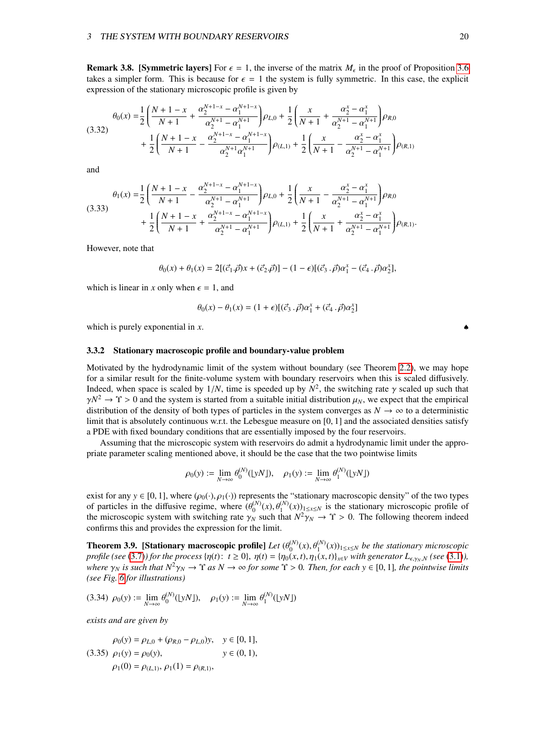**Remark 3.8. [Symmetric layers]** For $\epsilon = 1$, the inverse of the matrix $M_\epsilon$ in the proof of Proposition 3.6 takes a simpler form. This is because for $\epsilon = 1$ the system is fully symmetric. In this case, the explicit expression of the stationary microscopic profile is given by

$$
\begin{aligned}
\theta_0(x) =& \frac{1}{2}\left(\frac{N+1-x}{N+1} + \frac{\alpha_2^{N+1-x} - \alpha_1^{N+1-x}}{\alpha_2^{N+1} - \alpha_1^{N+1}}\right)\rho_{L,0} + \frac{1}{2}\left(\frac{x}{N+1} + \frac{\alpha_2^{x} - \alpha_1^{x}}{\alpha_2^{N+1} - \alpha_1^{N+1}}\right)\rho_{R,0} \\
&+ \frac{1}{2}\left(\frac{N+1-x}{N+1} - \frac{\alpha_2^{N+1-x} - \alpha_1^{N+1-x}}{\alpha_2^{N+1} \alpha_1^{N+1}}\right)\rho_{(L,1)} + \frac{1}{2}\left(\frac{x}{N+1} - \frac{\alpha_2^{x} - \alpha_1^{x}}{\alpha_2^{N+1} - \alpha_1^{N+1}}\right)\rho_{(R,1)}
\end{aligned} \tag{3.32}
$$

and

$$
\begin{aligned}
\theta_1(x) =& \frac{1}{2}\left(\frac{N+1-x}{N+1} - \frac{\alpha_2^{N+1-x} - \alpha_1^{N+1-x}}{\alpha_2^{N+1} - \alpha_1^{N+1}}\right)\rho_{L,0} + \frac{1}{2}\left(\frac{x}{N+1} - \frac{\alpha_2^{x} - \alpha_1^{x}}{\alpha_2^{N+1} - \alpha_1^{N+1}}\right)\rho_{R,0} \\
&+ \frac{1}{2}\left(\frac{N+1-x}{N+1} + \frac{\alpha_2^{N+1-x} - \alpha_1^{N+1-x}}{\alpha_2^{N+1} - \alpha_1^{N+1}}\right)\rho_{(L,1)} + \frac{1}{2}\left(\frac{x}{N+1} + \frac{\alpha_2^{x} - \alpha_1^{x}}{\alpha_2^{N+1} - \alpha_1^{N+1}}\right)\rho_{(R,1)}.
\end{aligned} \tag{3.33}
$$

However, note that

$$
\theta_0(x) + \theta_1(x) = 2[(\vec{c}_1.\vec{\rho})x + (\vec{c}_2.\vec{\rho})] - (1-\epsilon)[(\vec{c}_3\,.\,\vec{\rho})\alpha_1^x - (\vec{c}_4\,.\,\vec{\rho})\alpha_2^x],
$$

which is linear in $x$ only when $\epsilon = 1$, and

$$
\theta_0(x) - \theta_1(x) = (1+\epsilon)[(\vec{c}_3\,.\,\vec{\rho})\alpha_1^x + (\vec{c}_4\,.\,\vec{\rho})\alpha_2^x]
$$

which is purely exponential in $x$. ♠

### 3.3.2 Stationary macroscopic profile and boundary-value problem

Motivated by the hydrodynamic limit of the system without boundary (see Theorem 2.2), we may hope for a similar result for the finite-volume system with boundary reservoirs when this is scaled diffusively. Indeed, when space is scaled by $1/N$, time is speeded up by $N^2$, the switching rate $\gamma$ scaled up such that $\gamma N^2 \to \Upsilon > 0$ and the system is started from a suitable initial distribution $\mu_N$, we expect that the empirical distribution of the density of both types of particles in the system converges as $N \to \infty$ to a deterministic limit that is absolutely continuous w.r.t. the Lebesgue measure on $[0,1]$ and the associated densities satisfy a PDE with fixed boundary conditions that are essentially imposed by the four reservoirs.

Assuming that the microscopic system with reservoirs do admit a hydrodynamic limit under the appropriate parameter scaling mentioned above, it should be the case that the two pointwise limits

$$
\rho_0(y) := \lim_{N\to\infty} \theta_0^{(N)}(\lfloor yN \rfloor), \quad \rho_1(y) := \lim_{N\to\infty} \theta_1^{(N)}(\lfloor yN \rfloor)
$$

exist for any $y \in [0,1]$, where $(\rho_0(\cdot), \rho_1(\cdot))$ represents the "stationary macroscopic density" of the two types of particles in the diffusive regime, where $(\theta_0^{(N)}(x), \theta_1^{(N)}(x))_{1\le x\le N}$ is the stationary microscopic profile of the microscopic system with switching rate $\gamma_N$ such that $N^2\gamma_N \to \Upsilon > 0$. The following theorem indeed confirms this and provides the expression for the limit.

**Theorem 3.9. [Stationary macroscopic profile]** *Let $(\theta_0^{(N)}(x), \theta_1^{(N)}(x))_{1\le x\le N}$ be the stationary microscopic profile (see (3.7)) for the process $\{\eta(t)\colon\ t \ge 0\}$, $\eta(t) = \{\eta_0(x,t), \eta_1(x,t)\}_{x\in V}$ with generator $L_{\epsilon,\gamma_N,N}$ (see (3.1)), where $\gamma_N$ is such that $N^2\gamma_N \to \Upsilon$ as $N \to \infty$ for some $\Upsilon > 0$. Then, for each $y \in [0,1]$, the pointwise limits (see Fig. 6 for illustrations)*

$$
\rho_0(y) := \lim_{N\to\infty} \theta_0^{(N)}(\lfloor yN \rfloor), \quad \rho_1(y) := \lim_{N\to\infty} \theta_1^{(N)}(\lfloor yN \rfloor) \tag{3.34}
$$

*exists and are given by*

$$
\begin{aligned}
&\rho_0(y) = \rho_{L,0} + (\rho_{R,0} - \rho_{L,0})y, && y \in [0,1], \\
&\rho_1(y) = \rho_0(y), && y \in (0,1), \\
&\rho_1(0) = \rho_{(L,1)},\ \rho_1(1) = \rho_{(R,1)}, &&
\end{aligned} \tag{3.35}
$$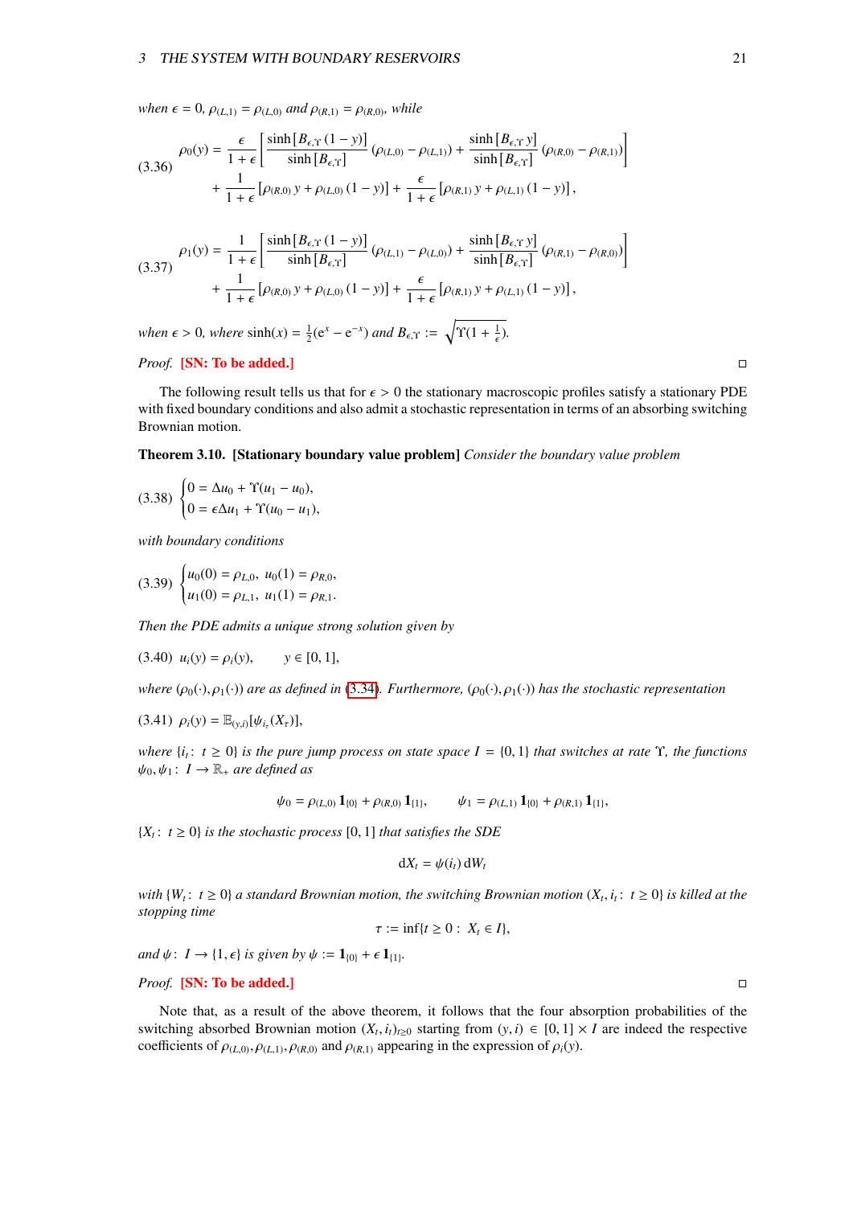*when* $\epsilon = 0$, $\rho_{(L,1)} = \rho_{(L,0)}$ *and* $\rho_{(R,1)} = \rho_{(R,0)}$, *while*

$$
\begin{aligned}
\rho_0(y) = \frac{\epsilon}{1+\epsilon}\left[\frac{\sinh\left[B_{\epsilon,\Upsilon}(1-y)\right]}{\sinh\left[B_{\epsilon,\Upsilon}\right]}\left(\rho_{(L,0)}-\rho_{(L,1)}\right)+\frac{\sinh\left[B_{\epsilon,\Upsilon}\,y\right]}{\sinh\left[B_{\epsilon,\Upsilon}\right]}\left(\rho_{(R,0)}-\rho_{(R,1)}\right)\right] \\
+\frac{1}{1+\epsilon}\left[\rho_{(R,0)}\,y+\rho_{(L,0)}\,(1-y)\right]+\frac{\epsilon}{1+\epsilon}\left[\rho_{(R,1)}\,y+\rho_{(L,1)}\,(1-y)\right],
\end{aligned}
\tag{3.36}
$$

$$
\begin{aligned}
\rho_1(y) = \frac{1}{1+\epsilon}\left[\frac{\sinh\left[B_{\epsilon,\Upsilon}(1-y)\right]}{\sinh\left[B_{\epsilon,\Upsilon}\right]}\left(\rho_{(L,1)}-\rho_{(L,0)}\right)+\frac{\sinh\left[B_{\epsilon,\Upsilon}\,y\right]}{\sinh\left[B_{\epsilon,\Upsilon}\right]}\left(\rho_{(R,1)}-\rho_{(R,0)}\right)\right] \\
+\frac{1}{1+\epsilon}\left[\rho_{(R,0)}\,y+\rho_{(L,0)}\,(1-y)\right]+\frac{\epsilon}{1+\epsilon}\left[\rho_{(R,1)}\,y+\rho_{(L,1)}\,(1-y)\right],
\end{aligned}
\tag{3.37}
$$

*when* $\epsilon > 0$, *where* $\sinh(x) = \frac{1}{2}(\mathrm{e}^{x}-\mathrm{e}^{-x})$ *and* $B_{\epsilon,\Upsilon} := \sqrt{\Upsilon(1+\frac{1}{\epsilon})}$.

*Proof.* **[SN: To be added.]** □

The following result tells us that for $\epsilon > 0$ the stationary macroscopic profiles satisfy a stationary PDE with fixed boundary conditions and also admit a stochastic representation in terms of an absorbing switching Brownian motion.

**Theorem 3.10. [Stationary boundary value problem]** *Consider the boundary value problem*

$$
\begin{cases}
0 = \Delta u_0 + \Upsilon(u_1 - u_0), \\
0 = \epsilon \Delta u_1 + \Upsilon(u_0 - u_1),
\end{cases}
\tag{3.38}
$$

*with boundary conditions*

$$
\begin{cases}
u_0(0) = \rho_{L,0}, \; u_0(1) = \rho_{R,0}, \\
u_1(0) = \rho_{L,1}, \; u_1(1) = \rho_{R,1}.
\end{cases}
\tag{3.39}
$$

*Then the PDE admits a unique strong solution given by*

$$
u_i(y) = \rho_i(y), \qquad y \in [0,1],
\tag{3.40}
$$

*where* $(\rho_0(\cdot), \rho_1(\cdot))$ *are as defined in (3.34). Furthermore,* $(\rho_0(\cdot), \rho_1(\cdot))$ *has the stochastic representation*

$$
\rho_i(y) = \mathbb{E}_{(y,i)}[\psi_{i_\tau}(X_\tau)],
\tag{3.41}
$$

*where* $\{i_t\colon\, t \geq 0\}$ *is the pure jump process on state space* $I = \{0,1\}$ *that switches at rate* $\Upsilon$, *the functions* $\psi_0, \psi_1\colon\, I \to \mathbb{R}_+$ *are defined as*

$$
\psi_0 = \rho_{(L,0)}\,\mathbf{1}_{\{0\}} + \rho_{(R,0)}\,\mathbf{1}_{\{1\}}, \qquad \psi_1 = \rho_{(L,1)}\,\mathbf{1}_{\{0\}} + \rho_{(R,1)}\,\mathbf{1}_{\{1\}},
$$

$\{X_t\colon\, t \geq 0\}$ *is the stochastic process* $[0,1]$ *that satisfies the SDE*

$$
\mathrm{d}X_t = \psi(i_t)\,\mathrm{d}W_t
$$

*with* $\{W_t\colon\, t \geq 0\}$ *a standard Brownian motion, the switching Brownian motion* $(X_t, i_t\colon\, t \geq 0)$ *is killed at the stopping time*

$$
\tau := \inf\{t \geq 0 : \; X_t \in I\},
$$

*and* $\psi\colon\, I \to \{1, \epsilon\}$ *is given by* $\psi := \mathbf{1}_{\{0\}} + \epsilon\,\mathbf{1}_{\{1\}}$.

*Proof.* **[SN: To be added.]** □

Note that, as a result of the above theorem, it follows that the four absorption probabilities of the switching absorbed Brownian motion $(X_t, i_t)_{t \geq 0}$ starting from $(y,i) \in [0,1] \times I$ are indeed the respective coefficients of $\rho_{(L,0)}, \rho_{(L,1)}, \rho_{(R,0)}$ and $\rho_{(R,1)}$ appearing in the expression of $\rho_i(y)$.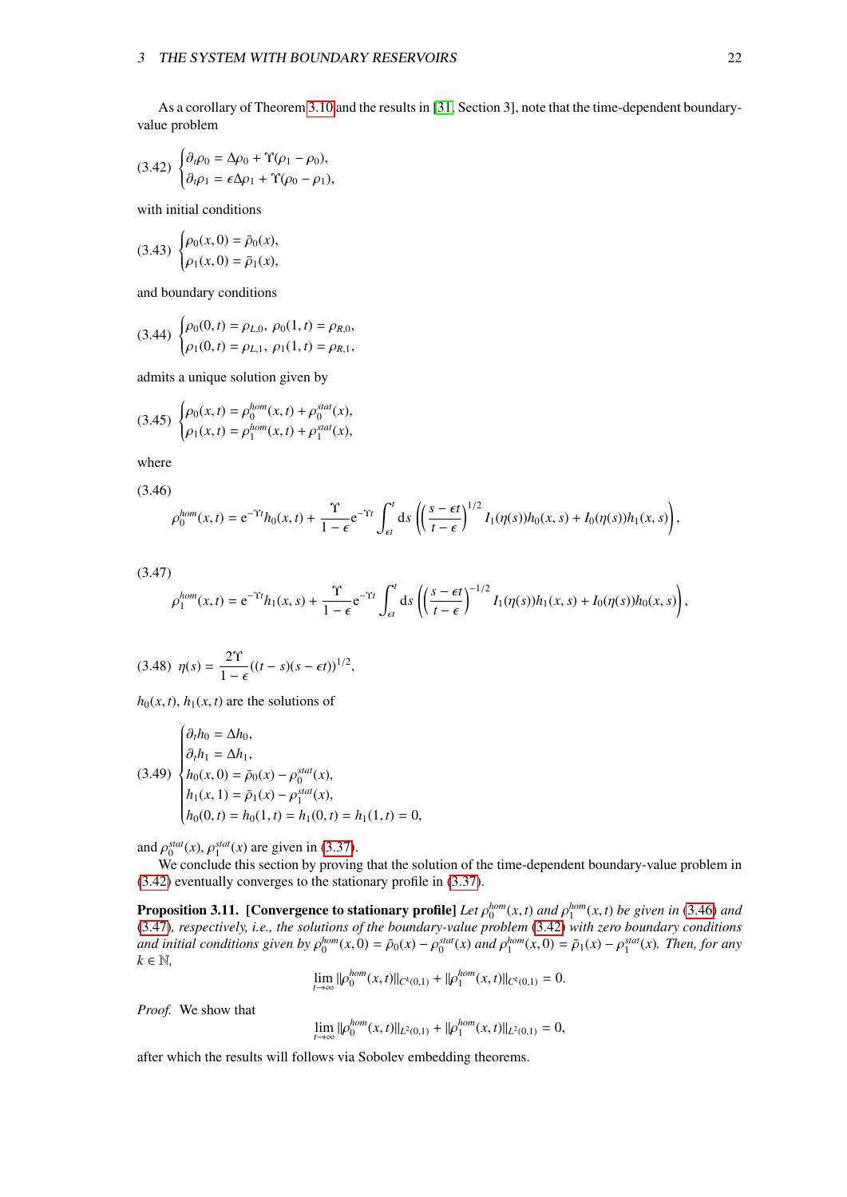As a corollary of Theorem 3.10 and the results in [31, Section 3], note that the time-dependent boundary-value problem

$$\text{(3.42)} \quad \begin{cases} \partial_t \rho_0 = \Delta \rho_0 + \Upsilon(\rho_1 - \rho_0), \\ \partial_t \rho_1 = \epsilon \Delta \rho_1 + \Upsilon(\rho_0 - \rho_1), \end{cases}$$

with initial conditions

$$\text{(3.43)} \quad \begin{cases} \rho_0(x, 0) = \bar{\rho}_0(x), \\ \rho_1(x, 0) = \bar{\rho}_1(x), \end{cases}$$

and boundary conditions

$$\text{(3.44)} \quad \begin{cases} \rho_0(0, t) = \rho_{L,0}, \ \rho_0(1, t) = \rho_{R,0}, \\ \rho_1(0, t) = \rho_{L,1}, \ \rho_1(1, t) = \rho_{R,1}, \end{cases}$$

admits a unique solution given by

$$\text{(3.45)} \quad \begin{cases} \rho_0(x, t) = \rho_0^{hom}(x, t) + \rho_0^{stat}(x), \\ \rho_1(x, t) = \rho_1^{hom}(x, t) + \rho_1^{stat}(x), \end{cases}$$

where

(3.46)
$$\rho_0^{hom}(x, t) = \mathrm{e}^{-\Upsilon t} h_0(x, t) + \frac{\Upsilon}{1 - \epsilon} \mathrm{e}^{-\Upsilon t} \int_{\epsilon t}^{t} \mathrm{d}s \left( \left( \frac{s - \epsilon t}{t - \epsilon} \right)^{1/2} I_1(\eta(s)) h_0(x, s) + I_0(\eta(s)) h_1(x, s) \right),$$

(3.47)
$$\rho_1^{hom}(x, t) = \mathrm{e}^{-\Upsilon t} h_1(x, s) + \frac{\Upsilon}{1 - \epsilon} \mathrm{e}^{-\Upsilon t} \int_{\epsilon t}^{t} \mathrm{d}s \left( \left( \frac{s - \epsilon t}{t - \epsilon} \right)^{-1/2} I_1(\eta(s)) h_1(x, s) + I_0(\eta(s)) h_0(x, s) \right),$$

$$\text{(3.48)} \quad \eta(s) = \frac{2\Upsilon}{1 - \epsilon} ((t - s)(s - \epsilon t))^{1/2},$$

$h_0(x, t)$, $h_1(x, t)$ are the solutions of

$$\text{(3.49)} \quad \begin{cases} \partial_t h_0 = \Delta h_0, \\ \partial_t h_1 = \Delta h_1, \\ h_0(x, 0) = \bar{\rho}_0(x) - \rho_0^{stat}(x), \\ h_1(x, 1) = \bar{\rho}_1(x) - \rho_1^{stat}(x), \\ h_0(0, t) = h_0(1, t) = h_1(0, t) = h_1(1, t) = 0, \end{cases}$$

and $\rho_0^{stat}(x)$, $\rho_1^{stat}(x)$ are given in (3.37).

We conclude this section by proving that the solution of the time-dependent boundary-value problem in (3.42) eventually converges to the stationary profile in (3.37).

**Proposition 3.11. [Convergence to stationary profile]** *Let $\rho_0^{hom}(x, t)$ and $\rho_1^{hom}(x, t)$ be given in (3.46) and (3.47), respectively, i.e., the solutions of the boundary-value problem (3.42) with zero boundary conditions and initial conditions given by $\rho_0^{hom}(x, 0) = \bar{\rho}_0(x) - \rho_0^{stat}(x)$ and $\rho_1^{hom}(x, 0) = \bar{\rho}_1(x) - \rho_1^{stat}(x)$. Then, for any $k \in \mathbb{N}$,*

$$\lim_{t \to \infty} \|\rho_0^{hom}(x, t)\|_{C^k(0,1)} + \|\rho_1^{hom}(x, t)\|_{C^k(0,1)} = 0.$$

*Proof.* We show that

$$\lim_{t \to \infty} \|\rho_0^{hom}(x, t)\|_{L^2(0,1)} + \|\rho_1^{hom}(x, t)\|_{L^2(0,1)} = 0,$$

after which the results will follows via Sobolev embedding theorems.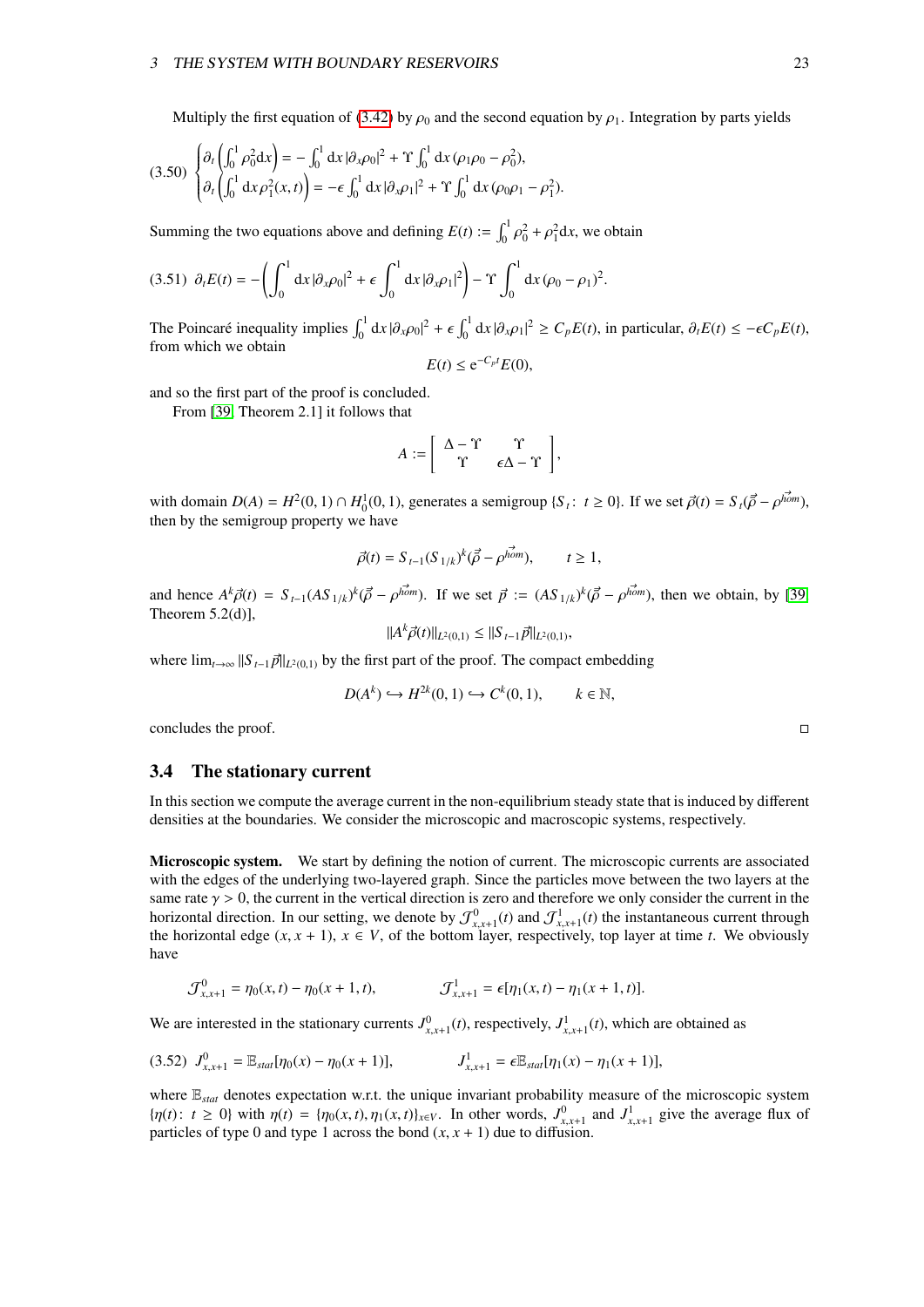Multiply the first equation of (3.42) by $\rho_0$ and the second equation by $\rho_1$. Integration by parts yields

$$
(3.50)\quad \begin{cases} \partial_t\left(\int_0^1 \rho_0^2 \mathrm{d}x\right) = -\int_0^1 \mathrm{d}x\, |\partial_x \rho_0|^2 + \Upsilon \int_0^1 \mathrm{d}x\, (\rho_1\rho_0 - \rho_0^2), \\ \partial_t\left(\int_0^1 \mathrm{d}x\, \rho_1^2(x,t)\right) = -\epsilon \int_0^1 \mathrm{d}x\, |\partial_x \rho_1|^2 + \Upsilon \int_0^1 \mathrm{d}x\, (\rho_0\rho_1 - \rho_1^2). \end{cases}
$$

Summing the two equations above and defining $E(t) := \int_0^1 \rho_0^2 + \rho_1^2 \mathrm{d}x$, we obtain

$$
(3.51)\quad \partial_t E(t) = -\left(\int_0^1 \mathrm{d}x\, |\partial_x \rho_0|^2 + \epsilon \int_0^1 \mathrm{d}x\, |\partial_x \rho_1|^2\right) - \Upsilon \int_0^1 \mathrm{d}x\, (\rho_0 - \rho_1)^2.
$$

The Poincaré inequality implies $\int_0^1 \mathrm{d}x\, |\partial_x \rho_0|^2 + \epsilon \int_0^1 \mathrm{d}x\, |\partial_x \rho_1|^2 \geq C_p E(t)$, in particular, $\partial_t E(t) \leq -\epsilon C_p E(t)$, from which we obtain

$$
E(t) \leq \mathrm{e}^{-C_p t} E(0),
$$

and so the first part of the proof is concluded.

From [39, Theorem 2.1] it follows that

$$
A := \begin{bmatrix} \Delta - \Upsilon & \Upsilon \\ \Upsilon & \epsilon\Delta - \Upsilon \end{bmatrix},
$$

with domain $D(A) = H^2(0,1) \cap H_0^1(0,1)$, generates a semigroup $\{S_t \colon\ t \geq 0\}$. If we set $\vec{\rho}(t) = S_t(\vec{\rho} - \vec{\rho^{hom}})$, then by the semigroup property we have

$$
\vec{\rho}(t) = S_{t-1}(S_{1/k})^k(\vec{\rho} - \vec{\rho^{hom}}), \qquad t \geq 1,
$$

and hence $A^k\vec{\rho}(t) = S_{t-1}(AS_{1/k})^k(\vec{\rho} - \vec{\rho^{hom}})$. If we set $\vec{p} := (AS_{1/k})^k(\vec{\rho} - \vec{\rho^{hom}})$, then we obtain, by [39, Theorem 5.2(d)],

$$
\|A^k\vec{\rho}(t)\|_{L^2(0,1)} \leq \|S_{t-1}\vec{p}\|_{L^2(0,1)},
$$

where $\lim_{t\to\infty} \|S_{t-1}\vec{p}\|_{L^2(0,1)}$ by the first part of the proof. The compact embedding

$$
D(A^k) \hookrightarrow H^{2k}(0,1) \hookrightarrow C^k(0,1), \qquad k \in \mathbb{N},
$$

concludes the proof. □

## 3.4 The stationary current

In this section we compute the average current in the non-equilibrium steady state that is induced by different densities at the boundaries. We consider the microscopic and macroscopic systems, respectively.

**Microscopic system.** We start by defining the notion of current. The microscopic currents are associated with the edges of the underlying two-layered graph. Since the particles move between the two layers at the same rate $\gamma > 0$, the current in the vertical direction is zero and therefore we only consider the current in the horizontal direction. In our setting, we denote by $\mathcal{J}^0_{x,x+1}(t)$ and $\mathcal{J}^1_{x,x+1}(t)$ the instantaneous current through the horizontal edge $(x, x+1)$, $x \in V$, of the bottom layer, respectively, top layer at time $t$. We obviously have

$$
\mathcal{J}^0_{x,x+1} = \eta_0(x,t) - \eta_0(x+1,t), \qquad \mathcal{J}^1_{x,x+1} = \epsilon[\eta_1(x,t) - \eta_1(x+1,t)].
$$

We are interested in the stationary currents $J^0_{x,x+1}(t)$, respectively, $J^1_{x,x+1}(t)$, which are obtained as

$$
(3.52)\quad J^0_{x,x+1} = \mathbb{E}_{stat}[\eta_0(x) - \eta_0(x+1)], \qquad J^1_{x,x+1} = \epsilon\mathbb{E}_{stat}[\eta_1(x) - \eta_1(x+1)],
$$

where $\mathbb{E}_{stat}$ denotes expectation w.r.t. the unique invariant probability measure of the microscopic system $\{\eta(t) \colon\ t \geq 0\}$ with $\eta(t) = \{\eta_0(x,t), \eta_1(x,t)\}_{x\in V}$. In other words, $J^0_{x,x+1}$ and $J^1_{x,x+1}$ give the average flux of particles of type 0 and type 1 across the bond $(x, x+1)$ due to diffusion.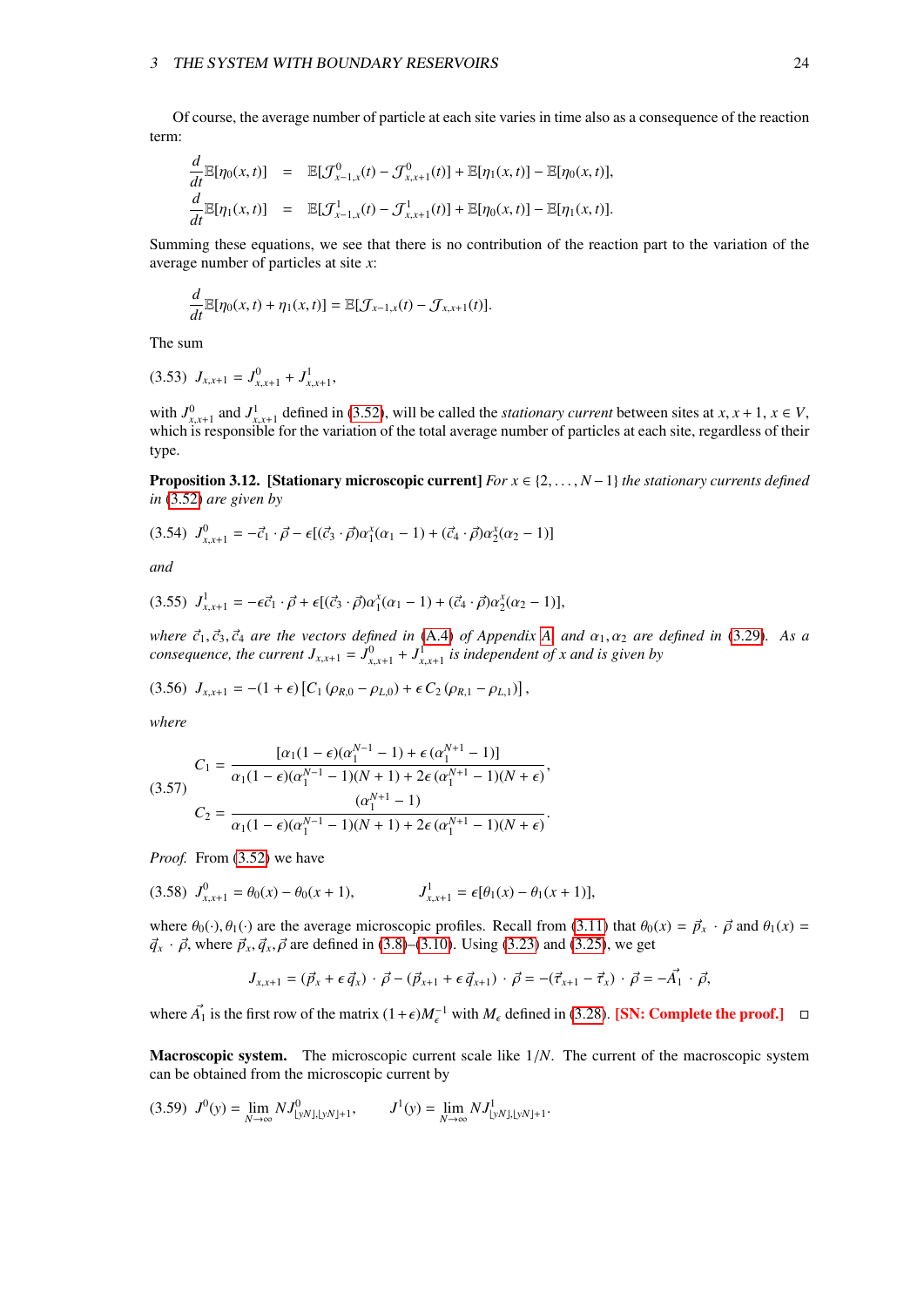Of course, the average number of particle at each site varies in time also as a consequence of the reaction term:

$$
\begin{aligned}
\frac{d}{dt}\mathbb{E}[\eta_0(x,t)] &= \mathbb{E}[\mathcal{J}^0_{x-1,x}(t) - \mathcal{J}^0_{x,x+1}(t)] + \mathbb{E}[\eta_1(x,t)] - \mathbb{E}[\eta_0(x,t)],\\
\frac{d}{dt}\mathbb{E}[\eta_1(x,t)] &= \mathbb{E}[\mathcal{J}^1_{x-1,x}(t) - \mathcal{J}^1_{x,x+1}(t)] + \mathbb{E}[\eta_0(x,t)] - \mathbb{E}[\eta_1(x,t)].
\end{aligned}
$$

Summing these equations, we see that there is no contribution of the reaction part to the variation of the average number of particles at site $x$:

$$
\frac{d}{dt}\mathbb{E}[\eta_0(x,t) + \eta_1(x,t)] = \mathbb{E}[\mathcal{J}_{x-1,x}(t) - \mathcal{J}_{x,x+1}(t)].
$$

The sum

$$
(3.53)\quad J_{x,x+1} = J^0_{x,x+1} + J^1_{x,x+1},
$$

with $J^0_{x,x+1}$ and $J^1_{x,x+1}$ defined in (3.52), will be called the *stationary current* between sites at $x, x+1$, $x \in V$, which is responsible for the variation of the total average number of particles at each site, regardless of their type.

**Proposition 3.12. [Stationary microscopic current]** *For $x \in \{2, \ldots, N-1\}$ the stationary currents defined in (3.52) are given by*

$$
(3.54)\quad J^0_{x,x+1} = -\vec{c}_1 \cdot \vec{\rho} - \epsilon[(\vec{c}_3 \cdot \vec{\rho})\alpha_1^x(\alpha_1 - 1) + (\vec{c}_4 \cdot \vec{\rho})\alpha_2^x(\alpha_2 - 1)]
$$

*and*

$$
(3.55)\quad J^1_{x,x+1} = -\epsilon\vec{c}_1 \cdot \vec{\rho} + \epsilon[(\vec{c}_3 \cdot \vec{\rho})\alpha_1^x(\alpha_1 - 1) + (\vec{c}_4 \cdot \vec{\rho})\alpha_2^x(\alpha_2 - 1)],
$$

*where $\vec{c}_1, \vec{c}_3, \vec{c}_4$ are the vectors defined in (A.4) of Appendix A and $\alpha_1, \alpha_2$ are defined in (3.29). As a consequence, the current $J_{x,x+1} = J^0_{x,x+1} + J^1_{x,x+1}$ is independent of $x$ and is given by*

$$
(3.56)\quad J_{x,x+1} = -(1+\epsilon)\left[C_1\,(\rho_{R,0} - \rho_{L,0}) + \epsilon\, C_2\,(\rho_{R,1} - \rho_{L,1})\right],
$$

*where*

$$
(3.57)\quad
\begin{aligned}
C_1 &= \frac{[\alpha_1(1-\epsilon)(\alpha_1^{N-1} - 1) + \epsilon\,(\alpha_1^{N+1} - 1)]}{\alpha_1(1-\epsilon)(\alpha_1^{N-1} - 1)(N+1) + 2\epsilon\,(\alpha_1^{N+1} - 1)(N+\epsilon)},\\
C_2 &= \frac{(\alpha_1^{N+1} - 1)}{\alpha_1(1-\epsilon)(\alpha_1^{N-1} - 1)(N+1) + 2\epsilon\,(\alpha_1^{N+1} - 1)(N+\epsilon)}.
\end{aligned}
$$

*Proof.* From (3.52) we have

$$
(3.58)\quad J^0_{x,x+1} = \theta_0(x) - \theta_0(x+1), \qquad J^1_{x,x+1} = \epsilon[\theta_1(x) - \theta_1(x+1)],
$$

where $\theta_0(\cdot), \theta_1(\cdot)$ are the average microscopic profiles. Recall from (3.11) that $\theta_0(x) = \vec{p}_x \cdot \vec{\rho}$ and $\theta_1(x) = \vec{q}_x \cdot \vec{\rho}$, where $\vec{p}_x, \vec{q}_x, \vec{\rho}$ are defined in (3.8)–(3.10). Using (3.23) and (3.25), we get

$$
J_{x,x+1} = (\vec{p}_x + \epsilon\,\vec{q}_x) \cdot \vec{\rho} - (\vec{p}_{x+1} + \epsilon\,\vec{q}_{x+1}) \cdot \vec{\rho} = -(\vec{\tau}_{x+1} - \vec{\tau}_x) \cdot \vec{\rho} = -\vec{A_1} \cdot \vec{\rho},
$$

where $\vec{A_1}$ is the first row of the matrix $(1+\epsilon)M_\epsilon^{-1}$ with $M_\epsilon$ defined in (3.28). **[SN: Complete the proof.]** □

**Macroscopic system.** The microscopic current scale like $1/N$. The current of the macroscopic system can be obtained from the microscopic current by

$$
(3.59)\quad J^0(y) = \lim_{N\to\infty} N J^0_{\lfloor yN \rfloor, \lfloor yN \rfloor + 1}, \qquad J^1(y) = \lim_{N\to\infty} N J^1_{\lfloor yN \rfloor, \lfloor yN \rfloor + 1}.
$$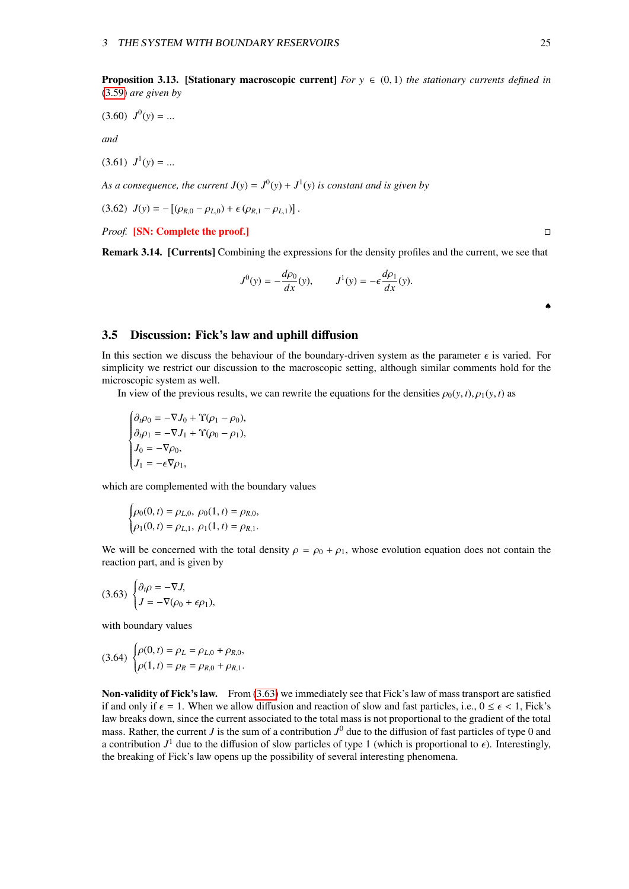**Proposition 3.13. [Stationary macroscopic current]** *For $y \in (0,1)$ the stationary currents defined in (3.59) are given by*

(3.60) $J^0(y) = ...$

*and*

(3.61) $J^1(y) = ...$

*As a consequence, the current $J(y) = J^0(y) + J^1(y)$ is constant and is given by*

(3.62) $J(y) = -\left[(\rho_{R,0} - \rho_{L,0}) + \epsilon\,(\rho_{R,1} - \rho_{L,1})\right].$

*Proof.* **[SN: Complete the proof.]** □

**Remark 3.14. [Currents]** Combining the expressions for the density profiles and the current, we see that

$$J^0(y) = -\frac{d\rho_0}{dx}(y), \qquad J^1(y) = -\epsilon\frac{d\rho_1}{dx}(y).$$

♠

## 3.5 Discussion: Fick's law and uphill diffusion

In this section we discuss the behaviour of the boundary-driven system as the parameter $\epsilon$ is varied. For simplicity we restrict our discussion to the macroscopic setting, although similar comments hold for the microscopic system as well.

In view of the previous results, we can rewrite the equations for the densities $\rho_0(y,t), \rho_1(y,t)$ as

$$\begin{cases} \partial_t \rho_0 = -\nabla J_0 + \Upsilon(\rho_1 - \rho_0), \\ \partial_t \rho_1 = -\nabla J_1 + \Upsilon(\rho_0 - \rho_1), \\ J_0 = -\nabla \rho_0, \\ J_1 = -\epsilon \nabla \rho_1, \end{cases}$$

which are complemented with the boundary values

$$\begin{cases} \rho_0(0,t) = \rho_{L,0},\ \rho_0(1,t) = \rho_{R,0}, \\ \rho_1(0,t) = \rho_{L,1},\ \rho_1(1,t) = \rho_{R,1}. \end{cases}$$

We will be concerned with the total density $\rho = \rho_0 + \rho_1$, whose evolution equation does not contain the reaction part, and is given by

$$(3.63)\quad \begin{cases} \partial_t \rho = -\nabla J, \\ J = -\nabla(\rho_0 + \epsilon \rho_1), \end{cases}$$

with boundary values

$$(3.64)\quad \begin{cases} \rho(0,t) = \rho_L = \rho_{L,0} + \rho_{R,0}, \\ \rho(1,t) = \rho_R = \rho_{R,0} + \rho_{R,1}. \end{cases}$$

**Non-validity of Fick's law.** From (3.63) we immediately see that Fick's law of mass transport are satisfied if and only if $\epsilon = 1$. When we allow diffusion and reaction of slow and fast particles, i.e., $0 \le \epsilon < 1$, Fick's law breaks down, since the current associated to the total mass is not proportional to the gradient of the total mass. Rather, the current $J$ is the sum of a contribution $J^0$ due to the diffusion of fast particles of type 0 and a contribution $J^1$ due to the diffusion of slow particles of type 1 (which is proportional to $\epsilon$). Interestingly, the breaking of Fick's law opens up the possibility of several interesting phenomena.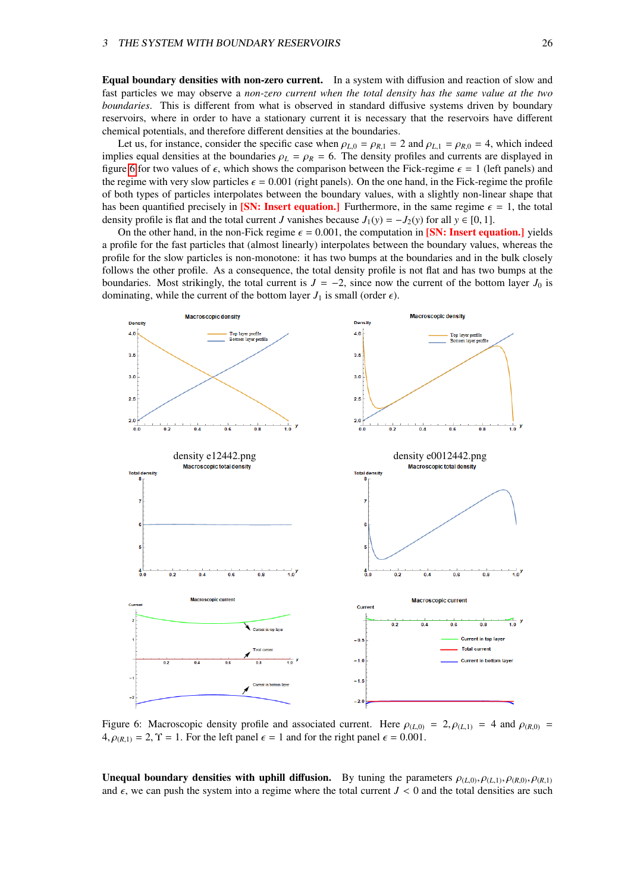**Equal boundary densities with non-zero current.** In a system with diffusion and reaction of slow and fast particles we may observe a *non-zero current when the total density has the same value at the two boundaries*. This is different from what is observed in standard diffusive systems driven by boundary reservoirs, where in order to have a stationary current it is necessary that the reservoirs have different chemical potentials, and therefore different densities at the boundaries.

Let us, for instance, consider the specific case when $\rho_{L,0} = \rho_{R,1} = 2$ and $\rho_{L,1} = \rho_{R,0} = 4$, which indeed implies equal densities at the boundaries $\rho_L = \rho_R = 6$. The density profiles and currents are displayed in figure 6 for two values of $\epsilon$, which shows the comparison between the Fick-regime $\epsilon = 1$ (left panels) and the regime with very slow particles $\epsilon = 0.001$ (right panels). On the one hand, in the Fick-regime the profile of both types of particles interpolates between the boundary values, with a slightly non-linear shape that has been quantified precisely in **[SN: Insert equation.]** Furthermore, in the same regime $\epsilon = 1$, the total density profile is flat and the total current $J$ vanishes because $J_1(y) = -J_2(y)$ for all $y \in [0, 1]$.

On the other hand, in the non-Fick regime $\epsilon = 0.001$, the computation in **[SN: Insert equation.]** yields a profile for the fast particles that (almost linearly) interpolates between the boundary values, whereas the profile for the slow particles is non-monotone: it has two bumps at the boundaries and in the bulk closely follows the other profile. As a consequence, the total density profile is not flat and has two bumps at the boundaries. Most strikingly, the total current is $J = -2$, since now the current of the bottom layer $J_0$ is dominating, while the current of the bottom layer $J_1$ is small (order $\epsilon$).

density e12442.png

density e0012442.png

Figure 6: Macroscopic density profile and associated current. Here $\rho_{(L,0)} = 2, \rho_{(L,1)} = 4$ and $\rho_{(R,0)} = 4, \rho_{(R,1)} = 2, \Upsilon = 1$. For the left panel $\epsilon = 1$ and for the right panel $\epsilon = 0.001$.

**Unequal boundary densities with uphill diffusion.** By tuning the parameters $\rho_{(L,0)}, \rho_{(L,1)}, \rho_{(R,0)}, \rho_{(R,1)}$ and $\epsilon$, we can push the system into a regime where the total current $J < 0$ and the total densities are such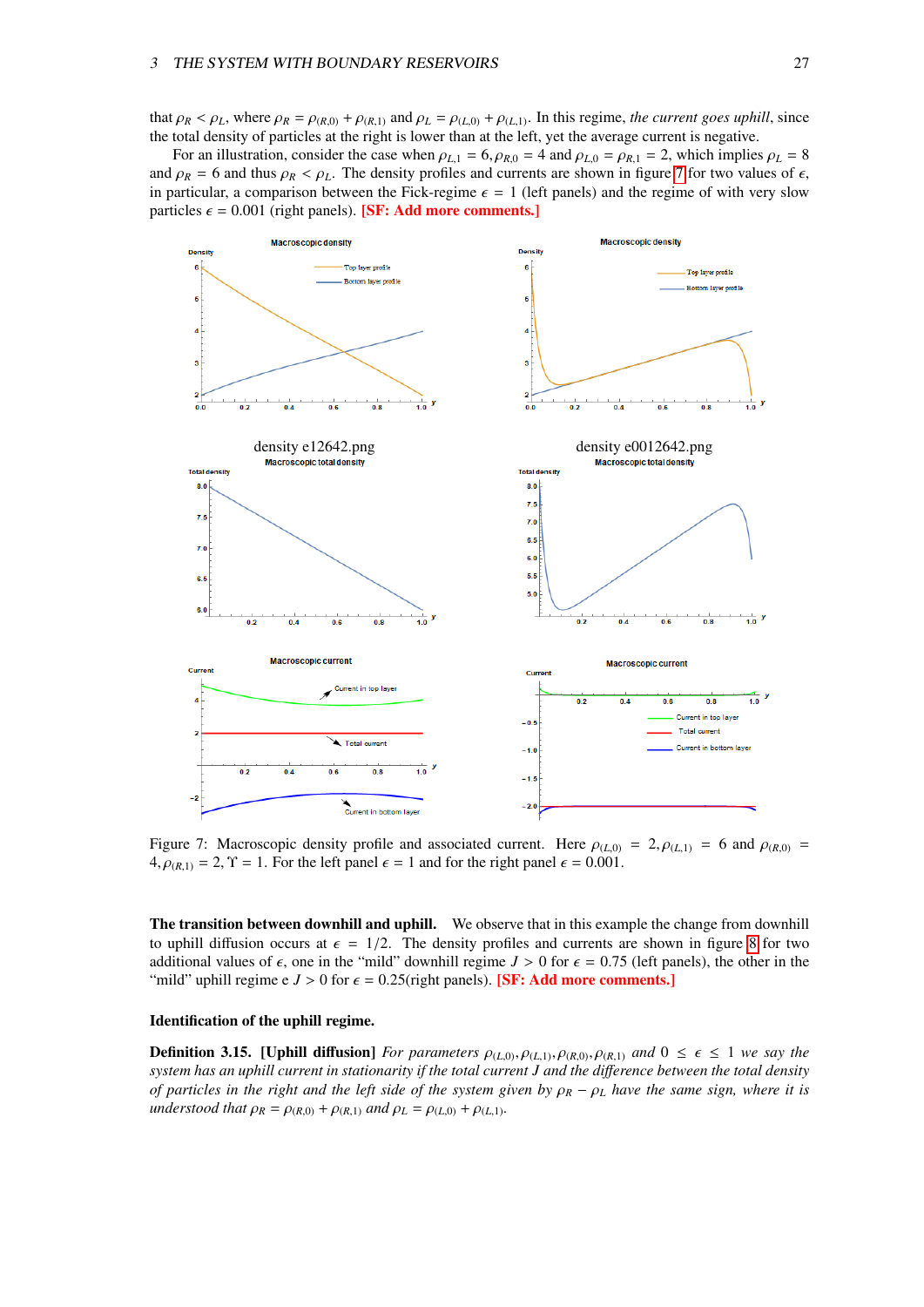that $\rho_R < \rho_L$, where $\rho_R = \rho_{(R,0)} + \rho_{(R,1)}$ and $\rho_L = \rho_{(L,0)} + \rho_{(L,1)}$. In this regime, *the current goes uphill*, since the total density of particles at the right is lower than at the left, yet the average current is negative.

For an illustration, consider the case when $\rho_{L,1} = 6, \rho_{R,0} = 4$ and $\rho_{L,0} = \rho_{R,1} = 2$, which implies $\rho_L = 8$ and $\rho_R = 6$ and thus $\rho_R < \rho_L$. The density profiles and currents are shown in figure 7 for two values of $\epsilon$, in particular, a comparison between the Fick-regime $\epsilon = 1$ (left panels) and the regime of with very slow particles $\epsilon = 0.001$ (right panels). **[SF: Add more comments.]**

density e12642.png

density e0012642.png

Figure 7: Macroscopic density profile and associated current. Here $\rho_{(L,0)} = 2, \rho_{(L,1)} = 6$ and $\rho_{(R,0)} = 4, \rho_{(R,1)} = 2, \Upsilon = 1$. For the left panel $\epsilon = 1$ and for the right panel $\epsilon = 0.001$.

**The transition between downhill and uphill.** We observe that in this example the change from downhill to uphill diffusion occurs at $\epsilon = 1/2$. The density profiles and currents are shown in figure 8 for two additional values of $\epsilon$, one in the "mild" downhill regime $J > 0$ for $\epsilon = 0.75$ (left panels), the other in the "mild" uphill regime e $J > 0$ for $\epsilon = 0.25$(right panels). **[SF: Add more comments.]**

**Identification of the uphill regime.**

**Definition 3.15. [Uphill diffusion]** *For parameters $\rho_{(L,0)}, \rho_{(L,1)}, \rho_{(R,0)}, \rho_{(R,1)}$ and $0 \leq \epsilon \leq 1$ we say the system has an uphill current in stationarity if the total current $J$ and the difference between the total density of particles in the right and the left side of the system given by $\rho_R - \rho_L$ have the same sign, where it is understood that $\rho_R = \rho_{(R,0)} + \rho_{(R,1)}$ and $\rho_L = \rho_{(L,0)} + \rho_{(L,1)}$.*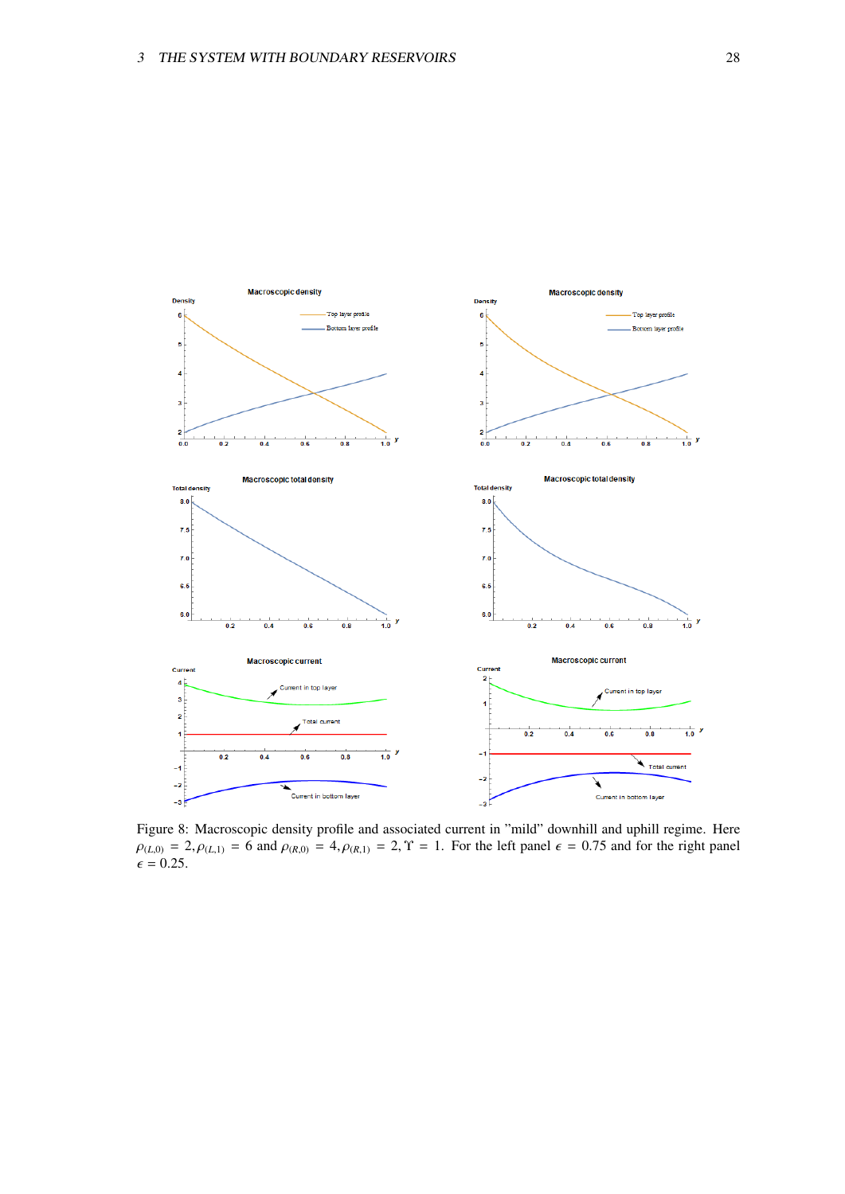Figure 8: Macroscopic density profile and associated current in "mild" downhill and uphill regime. Here $\rho_{(L,0)} = 2, \rho_{(L,1)} = 6$ and $\rho_{(R,0)} = 4, \rho_{(R,1)} = 2, \Upsilon = 1$. For the left panel $\epsilon = 0.75$ and for the right panel $\epsilon = 0.25$.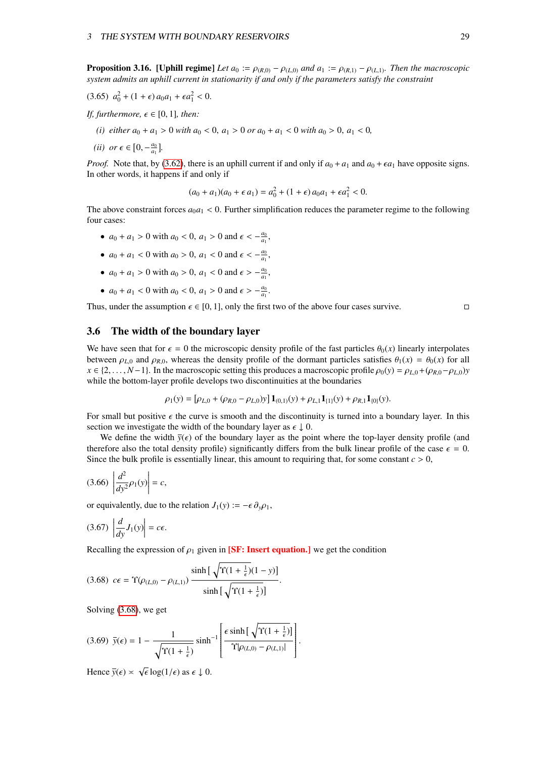**Proposition 3.16. [Uphill regime]** *Let $a_0 := \rho_{(R,0)} - \rho_{(L,0)}$ and $a_1 := \rho_{(R,1)} - \rho_{(L,1)}$. Then the macroscopic system admits an uphill current in stationarity if and only if the parameters satisfy the constraint*

$$a_0^2 + (1+\epsilon)\, a_0 a_1 + \epsilon a_1^2 < 0. \tag{3.65}$$

*If, furthermore, $\epsilon \in [0,1]$, then:*

*(i) either $a_0 + a_1 > 0$ with $a_0 < 0,\ a_1 > 0$ or $a_0 + a_1 < 0$ with $a_0 > 0,\ a_1 < 0$,*

*(ii) or $\epsilon \in [0, -\frac{a_0}{a_1}]$.*

*Proof.* Note that, by (3.62), there is an uphill current if and only if $a_0 + a_1$ and $a_0 + \epsilon a_1$ have opposite signs. In other words, it happens if and only if

$$(a_0 + a_1)(a_0 + \epsilon\, a_1) = a_0^2 + (1+\epsilon)\, a_0 a_1 + \epsilon a_1^2 < 0.$$

The above constraint forces $a_0 a_1 < 0$. Further simplification reduces the parameter regime to the following four cases:

- $a_0 + a_1 > 0$ with $a_0 < 0,\ a_1 > 0$ and $\epsilon < -\frac{a_0}{a_1}$,
- $a_0 + a_1 < 0$ with $a_0 > 0,\ a_1 < 0$ and $\epsilon < -\frac{a_0}{a_1}$,
- $a_0 + a_1 > 0$ with $a_0 > 0,\ a_1 < 0$ and $\epsilon > -\frac{a_0}{a_1}$,
- $a_0 + a_1 < 0$ with $a_0 < 0,\ a_1 > 0$ and $\epsilon > -\frac{a_0}{a_1}$.

Thus, under the assumption $\epsilon \in [0,1]$, only the first two of the above four cases survive. □

## 3.6 The width of the boundary layer

We have seen that for $\epsilon = 0$ the microscopic density profile of the fast particles $\theta_0(x)$ linearly interpolates between $\rho_{L,0}$ and $\rho_{R,0}$, whereas the density profile of the dormant particles satisfies $\theta_1(x) = \theta_0(x)$ for all $x \in \{2, \dots, N-1\}$. In the macroscopic setting this produces a macroscopic profile $\rho_0(y) = \rho_{L,0} + (\rho_{R,0} - \rho_{L,0})y$ while the bottom-layer profile develops two discontinuities at the boundaries

$$\rho_1(y) = [\rho_{L,0} + (\rho_{R,0} - \rho_{L,0})y]\, \mathbf{1}_{(0,1)}(y) + \rho_{L,1}\mathbf{1}_{\{1\}}(y) + \rho_{R,1}\mathbf{1}_{\{0\}}(y).$$

For small but positive $\epsilon$ the curve is smooth and the discontinuity is turned into a boundary layer. In this section we investigate the width of the boundary layer as $\epsilon \downarrow 0$.

We define the width $\bar{y}(\epsilon)$ of the boundary layer as the point where the top-layer density profile (and therefore also the total density profile) significantly differs from the bulk linear profile of the case $\epsilon = 0$. Since the bulk profile is essentially linear, this amount to requiring that, for some constant $c > 0$,

$$\left| \frac{d^2}{dy^2} \rho_1(y) \right| = c, \tag{3.66}$$

or equivalently, due to the relation $J_1(y) := -\epsilon\, \partial_y \rho_1$,

$$\left| \frac{d}{dy} J_1(y) \right| = c\epsilon. \tag{3.67}$$

Recalling the expression of $\rho_1$ given in **[SF: Insert equation.]** we get the condition

$$c\epsilon = \Upsilon(\rho_{(L,0)} - \rho_{(L,1)})\, \frac{\sinh\left[\sqrt{\Upsilon(1+\frac{1}{\epsilon})}(1-y)\right]}{\sinh\left[\sqrt{\Upsilon(1+\frac{1}{\epsilon})}\right]}. \tag{3.68}$$

Solving (3.68), we get

$$\bar{y}(\epsilon) = 1 - \frac{1}{\sqrt{\Upsilon(1+\frac{1}{\epsilon})}} \sinh^{-1}\left[ \frac{\epsilon \sinh\left[\sqrt{\Upsilon(1+\frac{1}{\epsilon})}\right]}{\Upsilon|\rho_{(L,0)} - \rho_{(L,1)}|} \right]. \tag{3.69}$$

Hence $\bar{y}(\epsilon) \asymp \sqrt{\epsilon}\log(1/\epsilon)$ as $\epsilon \downarrow 0$.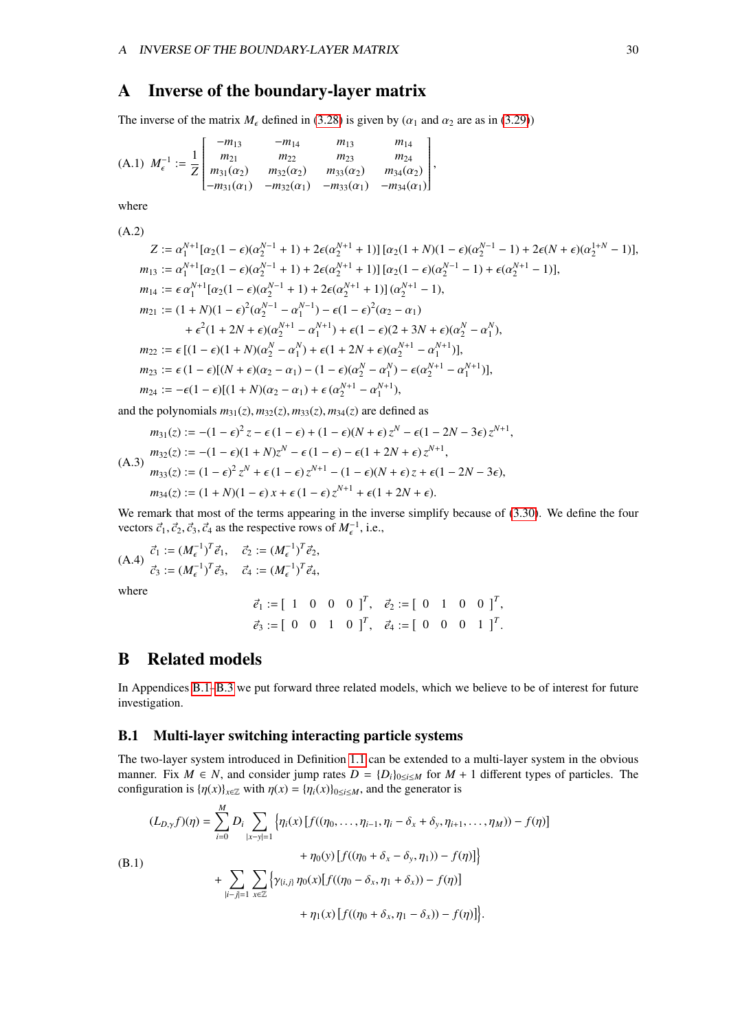## A Inverse of the boundary-layer matrix

The inverse of the matrix $M_\epsilon$ defined in (3.28) is given by ($\alpha_1$ and $\alpha_2$ are as in (3.29))

$$
\text{(A.1)}\quad M_\epsilon^{-1} := \frac{1}{Z}\begin{bmatrix} -m_{13} & -m_{14} & m_{13} & m_{14} \\ m_{21} & m_{22} & m_{23} & m_{24} \\ m_{31}(\alpha_2) & m_{32}(\alpha_2) & m_{33}(\alpha_2) & m_{34}(\alpha_2) \\ -m_{31}(\alpha_1) & -m_{32}(\alpha_1) & -m_{33}(\alpha_1) & -m_{34}(\alpha_1) \end{bmatrix},
$$

where

(A.2)

$$
\begin{aligned}
Z &:= \alpha_1^{N+1}[\alpha_2(1-\epsilon)(\alpha_2^{N-1}+1) + 2\epsilon(\alpha_2^{N+1}+1)]\,[\alpha_2(1+N)(1-\epsilon)(\alpha_2^{N-1}-1) + 2\epsilon(N+\epsilon)(\alpha_2^{1+N}-1)],\\
m_{13} &:= \alpha_1^{N+1}[\alpha_2(1-\epsilon)(\alpha_2^{N-1}+1) + 2\epsilon(\alpha_2^{N+1}+1)]\,[\alpha_2(1-\epsilon)(\alpha_2^{N-1}-1) + \epsilon(\alpha_2^{N+1}-1)],\\
m_{14} &:= \epsilon\,\alpha_1^{N+1}[\alpha_2(1-\epsilon)(\alpha_2^{N-1}+1) + 2\epsilon(\alpha_2^{N+1}+1)]\,(\alpha_2^{N+1}-1),\\
m_{21} &:= (1+N)(1-\epsilon)^2(\alpha_2^{N-1}-\alpha_1^{N-1}) - \epsilon(1-\epsilon)^2(\alpha_2-\alpha_1)\\
&\qquad + \epsilon^2(1+2N+\epsilon)(\alpha_2^{N+1}-\alpha_1^{N+1}) + \epsilon(1-\epsilon)(2+3N+\epsilon)(\alpha_2^{N}-\alpha_1^{N}),\\
m_{22} &:= \epsilon\,[(1-\epsilon)(1+N)(\alpha_2^{N}-\alpha_1^{N}) + \epsilon(1+2N+\epsilon)(\alpha_2^{N+1}-\alpha_1^{N+1})],\\
m_{23} &:= \epsilon\,(1-\epsilon)[(N+\epsilon)(\alpha_2-\alpha_1) - (1-\epsilon)(\alpha_2^{N}-\alpha_1^{N}) - \epsilon(\alpha_2^{N+1}-\alpha_1^{N+1})],\\
m_{24} &:= -\epsilon(1-\epsilon)[(1+N)(\alpha_2-\alpha_1) + \epsilon\,(\alpha_2^{N+1}-\alpha_1^{N+1}),
\end{aligned}
$$

and the polynomials $m_{31}(z), m_{32}(z), m_{33}(z), m_{34}(z)$ are defined as

$$
\text{(A.3)}\quad
\begin{aligned}
m_{31}(z) &:= -(1-\epsilon)^2 z - \epsilon\,(1-\epsilon) + (1-\epsilon)(N+\epsilon)\,z^N - \epsilon(1-2N-3\epsilon)\,z^{N+1},\\
m_{32}(z) &:= -(1-\epsilon)(1+N)z^N - \epsilon\,(1-\epsilon) - \epsilon(1+2N+\epsilon)\,z^{N+1},\\
m_{33}(z) &:= (1-\epsilon)^2 z^N + \epsilon\,(1-\epsilon)\,z^{N+1} - (1-\epsilon)(N+\epsilon)\,z + \epsilon(1-2N-3\epsilon),\\
m_{34}(z) &:= (1+N)(1-\epsilon)\,x + \epsilon\,(1-\epsilon)\,z^{N+1} + \epsilon(1+2N+\epsilon).
\end{aligned}
$$

We remark that most of the terms appearing in the inverse simplify because of (3.30). We define the four vectors $\vec{c}_1, \vec{c}_2, \vec{c}_3, \vec{c}_4$ as the respective rows of $M_\epsilon^{-1}$, i.e.,

$$
\text{(A.4)}\quad
\begin{aligned}
\vec{c}_1 &:= (M_\epsilon^{-1})^T\vec{e}_1, \quad & \vec{c}_2 &:= (M_\epsilon^{-1})^T\vec{e}_2,\\
\vec{c}_3 &:= (M_\epsilon^{-1})^T\vec{e}_3, \quad & \vec{c}_4 &:= (M_\epsilon^{-1})^T\vec{e}_4,
\end{aligned}
$$

where

$$
\begin{aligned}
\vec{e}_1 &:= [\,1\quad 0\quad 0\quad 0\,]^T, \quad & \vec{e}_2 &:= [\,0\quad 1\quad 0\quad 0\,]^T,\\
\vec{e}_3 &:= [\,0\quad 0\quad 1\quad 0\,]^T, \quad & \vec{e}_4 &:= [\,0\quad 0\quad 0\quad 1\,]^T.
\end{aligned}
$$

## B Related models

In Appendices B.1–B.3 we put forward three related models, which we believe to be of interest for future investigation.

### B.1 Multi-layer switching interacting particle systems

The two-layer system introduced in Definition 1.1 can be extended to a multi-layer system in the obvious manner. Fix $M \in N$, and consider jump rates $D = \{D_i\}_{0\le i\le M}$ for $M+1$ different types of particles. The configuration is $\{\eta(x)\}_{x\in\mathbb{Z}}$ with $\eta(x) = \{\eta_i(x)\}_{0\le i\le M}$, and the generator is

$$
\text{(B.1)}\quad
\begin{aligned}
(L_{D,\gamma}f)(\eta) = \sum_{i=0}^{M} D_i \sum_{|x-y|=1} &\Big\{\eta_i(x)\,[f((\eta_0,\ldots,\eta_{i-1},\eta_i-\delta_x+\delta_y,\eta_{i+1},\ldots,\eta_M)) - f(\eta)]\\
&\qquad + \eta_0(y)\,[f((\eta_0+\delta_x-\delta_y,\eta_1)) - f(\eta)]\Big\}\\
+ \sum_{|i-j|=1}\sum_{x\in\mathbb{Z}} &\Big\{\gamma_{\{i,j\}}\,\eta_0(x)[f((\eta_0-\delta_x,\eta_1+\delta_x)) - f(\eta)]\\
&\qquad + \eta_1(x)\,[f((\eta_0+\delta_x,\eta_1-\delta_x)) - f(\eta)]\Big\}.
\end{aligned}
$$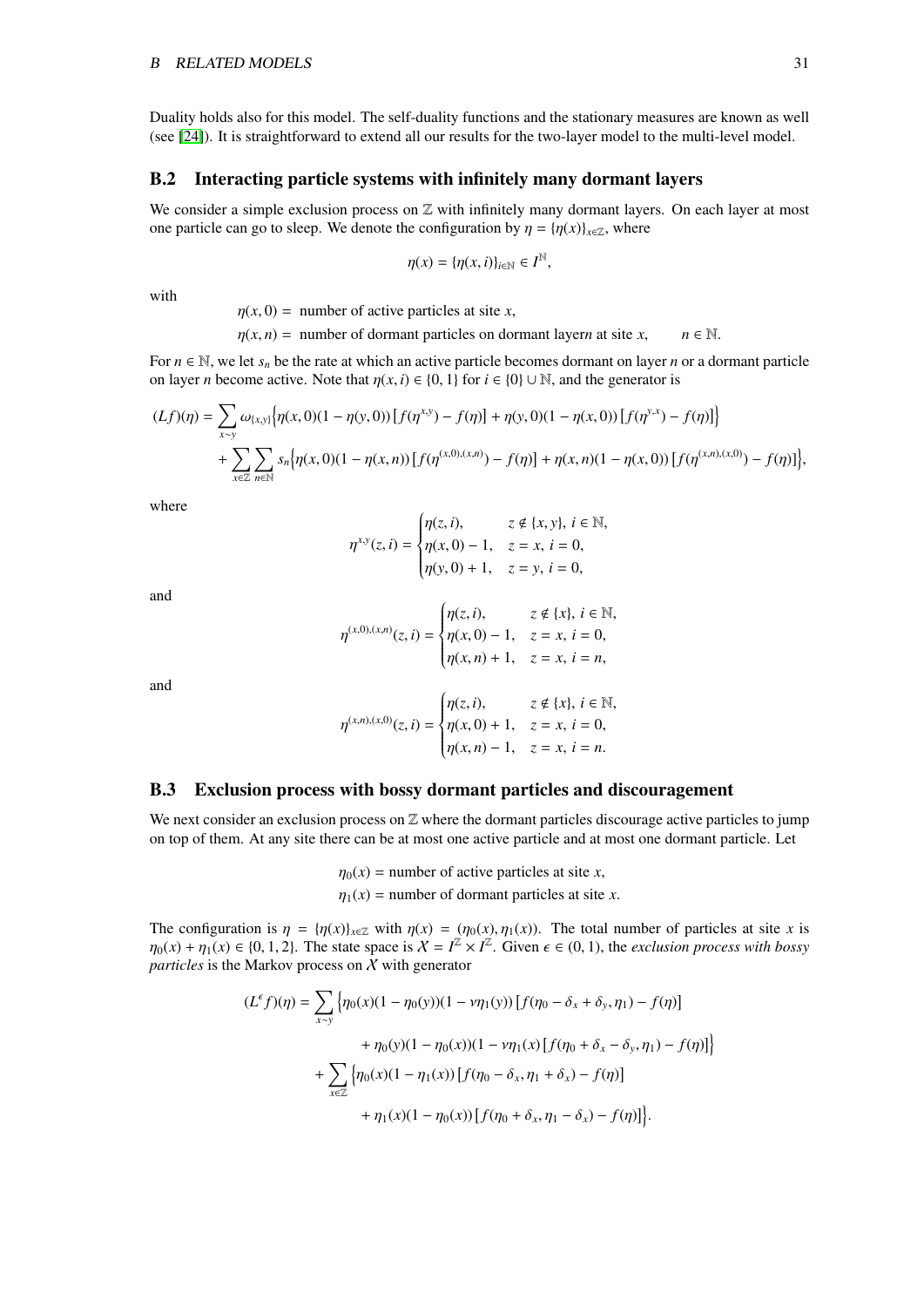Duality holds also for this model. The self-duality functions and the stationary measures are known as well (see [24]). It is straightforward to extend all our results for the two-layer model to the multi-level model.

## B.2 Interacting particle systems with infinitely many dormant layers

We consider a simple exclusion process on $\mathbb{Z}$ with infinitely many dormant layers. On each layer at most one particle can go to sleep. We denote the configuration by $\eta = \{\eta(x)\}_{x\in\mathbb{Z}}$, where

$$\eta(x) = \{\eta(x,i)\}_{i\in\mathbb{N}} \in I^{\mathbb{N}},$$

with

$$\begin{aligned}
\eta(x,0) &= \text{ number of active particles at site } x,\\
\eta(x,n) &= \text{ number of dormant particles on dormant layer} n \text{ at site } x, \qquad n \in \mathbb{N}.
\end{aligned}$$

For $n \in \mathbb{N}$, we let $s_n$ be the rate at which an active particle becomes dormant on layer $n$ or a dormant particle on layer $n$ become active. Note that $\eta(x,i) \in \{0,1\}$ for $i \in \{0\} \cup \mathbb{N}$, and the generator is

$$\begin{aligned}
(Lf)(\eta) = &\sum_{x\sim y} \omega_{\{x,y\}} \Big\{ \eta(x,0)(1-\eta(y,0)) \left[ f(\eta^{x,y}) - f(\eta) \right] + \eta(y,0)(1-\eta(x,0)) \left[ f(\eta^{y,x}) - f(\eta) \right] \Big\}\\
&+ \sum_{x\in\mathbb{Z}} \sum_{n\in\mathbb{N}} s_n \Big\{ \eta(x,0)(1-\eta(x,n)) \left[ f(\eta^{(x,0),(x,n)}) - f(\eta) \right] + \eta(x,n)(1-\eta(x,0)) \left[ f(\eta^{(x,n),(x,0)}) - f(\eta) \right] \Big\},
\end{aligned}$$

where

$$\eta^{x,y}(z,i) = \begin{cases} \eta(z,i), & z \notin \{x,y\},\ i \in \mathbb{N},\\ \eta(x,0) - 1, & z = x,\ i = 0,\\ \eta(y,0) + 1, & z = y,\ i = 0, \end{cases}$$

and

$$\eta^{(x,0),(x,n)}(z,i) = \begin{cases} \eta(z,i), & z \notin \{x\},\ i \in \mathbb{N},\\ \eta(x,0) - 1, & z = x,\ i = 0,\\ \eta(x,n) + 1, & z = x,\ i = n, \end{cases}$$

and

$$\eta^{(x,n),(x,0)}(z,i) = \begin{cases} \eta(z,i), & z \notin \{x\},\ i \in \mathbb{N},\\ \eta(x,0) + 1, & z = x,\ i = 0,\\ \eta(x,n) - 1, & z = x,\ i = n. \end{cases}$$

## B.3 Exclusion process with bossy dormant particles and discouragement

We next consider an exclusion process on $\mathbb{Z}$ where the dormant particles discourage active particles to jump on top of them. At any site there can be at most one active particle and at most one dormant particle. Let

$$\begin{aligned}
\eta_0(x) &= \text{number of active particles at site } x,\\
\eta_1(x) &= \text{number of dormant particles at site } x.
\end{aligned}$$

The configuration is $\eta = \{\eta(x)\}_{x\in\mathbb{Z}}$ with $\eta(x) = (\eta_0(x), \eta_1(x))$. The total number of particles at site $x$ is $\eta_0(x) + \eta_1(x) \in \{0,1,2\}$. The state space is $\mathcal{X} = I^{\mathbb{Z}} \times I^{\mathbb{Z}}$. Given $\epsilon \in (0,1)$, the *exclusion process with bossy particles* is the Markov process on $\mathcal{X}$ with generator

$$\begin{aligned}
(L^\epsilon f)(\eta) = &\sum_{x\sim y} \Big\{ \eta_0(x)(1-\eta_0(y))(1-\nu\eta_1(y)) \left[ f(\eta_0 - \delta_x + \delta_y, \eta_1) - f(\eta) \right]\\
&\qquad + \eta_0(y)(1-\eta_0(x))(1-\nu\eta_1(x) \left[ f(\eta_0 + \delta_x - \delta_y, \eta_1) - f(\eta) \right] \Big\}\\
&+ \sum_{x\in\mathbb{Z}} \Big\{ \eta_0(x)(1-\eta_1(x)) \left[ f(\eta_0 - \delta_x, \eta_1 + \delta_x) - f(\eta) \right]\\
&\qquad + \eta_1(x)(1-\eta_0(x)) \left[ f(\eta_0 + \delta_x, \eta_1 - \delta_x) - f(\eta) \right] \Big\}.
\end{aligned}$$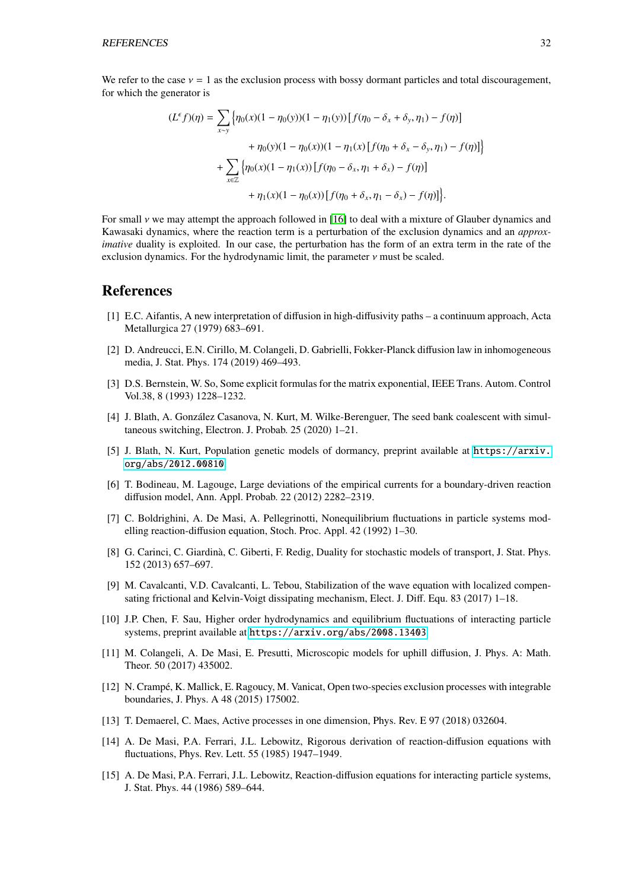We refer to the case $\nu = 1$ as the exclusion process with bossy dormant particles and total discouragement, for which the generator is

$$
\begin{aligned}
(L^\epsilon f)(\eta) = \sum_{x \sim y} \Big\{ & \eta_0(x)(1-\eta_0(y))(1-\eta_1(y)) \left[ f(\eta_0 - \delta_x + \delta_y, \eta_1) - f(\eta) \right] \\
& + \eta_0(y)(1-\eta_0(x))(1-\eta_1(x) \left[ f(\eta_0 + \delta_x - \delta_y, \eta_1) - f(\eta) \right] \Big\} \\
+ \sum_{x \in \mathbb{Z}} \Big\{ & \eta_0(x)(1-\eta_1(x)) \left[ f(\eta_0 - \delta_x, \eta_1 + \delta_x) - f(\eta) \right] \\
& + \eta_1(x)(1-\eta_0(x)) \left[ f(\eta_0 + \delta_x, \eta_1 - \delta_x) - f(\eta) \right] \Big\}.
\end{aligned}
$$

For small $\nu$ we may attempt the approach followed in [16] to deal with a mixture of Glauber dynamics and Kawasaki dynamics, where the reaction term is a perturbation of the exclusion dynamics and an *approximative* duality is exploited. In our case, the perturbation has the form of an extra term in the rate of the exclusion dynamics. For the hydrodynamic limit, the parameter $\nu$ must be scaled.

# References

[1] E.C. Aifantis, A new interpretation of diffusion in high-diffusivity paths – a continuum approach, Acta Metallurgica 27 (1979) 683–691.

[2] D. Andreucci, E.N. Cirillo, M. Colangeli, D. Gabrielli, Fokker-Planck diffusion law in inhomogeneous media, J. Stat. Phys. 174 (2019) 469–493.

[3] D.S. Bernstein, W. So, Some explicit formulas for the matrix exponential, IEEE Trans. Autom. Control Vol.38, 8 (1993) 1228–1232.

[4] J. Blath, A. González Casanova, N. Kurt, M. Wilke-Berenguer, The seed bank coalescent with simultaneous switching, Electron. J. Probab. 25 (2020) 1–21.

[5] J. Blath, N. Kurt, Population genetic models of dormancy, preprint available at https://arxiv.org/abs/2012.00810

[6] T. Bodineau, M. Lagouge, Large deviations of the empirical currents for a boundary-driven reaction diffusion model, Ann. Appl. Probab. 22 (2012) 2282–2319.

[7] C. Boldrighini, A. De Masi, A. Pellegrinotti, Nonequilibrium fluctuations in particle systems modelling reaction-diffusion equation, Stoch. Proc. Appl. 42 (1992) 1–30.

[8] G. Carinci, C. Giardinà, C. Giberti, F. Redig, Duality for stochastic models of transport, J. Stat. Phys. 152 (2013) 657–697.

[9] M. Cavalcanti, V.D. Cavalcanti, L. Tebou, Stabilization of the wave equation with localized compensating frictional and Kelvin-Voigt dissipating mechanism, Elect. J. Diff. Equ. 83 (2017) 1–18.

[10] J.P. Chen, F. Sau, Higher order hydrodynamics and equilibrium fluctuations of interacting particle systems, preprint available at https://arxiv.org/abs/2008.13403

[11] M. Colangeli, A. De Masi, E. Presutti, Microscopic models for uphill diffusion, J. Phys. A: Math. Theor. 50 (2017) 435002.

[12] N. Crampé, K. Mallick, E. Ragoucy, M. Vanicat, Open two-species exclusion processes with integrable boundaries, J. Phys. A 48 (2015) 175002.

[13] T. Demaerel, C. Maes, Active processes in one dimension, Phys. Rev. E 97 (2018) 032604.

[14] A. De Masi, P.A. Ferrari, J.L. Lebowitz, Rigorous derivation of reaction-diffusion equations with fluctuations, Phys. Rev. Lett. 55 (1985) 1947–1949.

[15] A. De Masi, P.A. Ferrari, J.L. Lebowitz, Reaction-diffusion equations for interacting particle systems, J. Stat. Phys. 44 (1986) 589–644.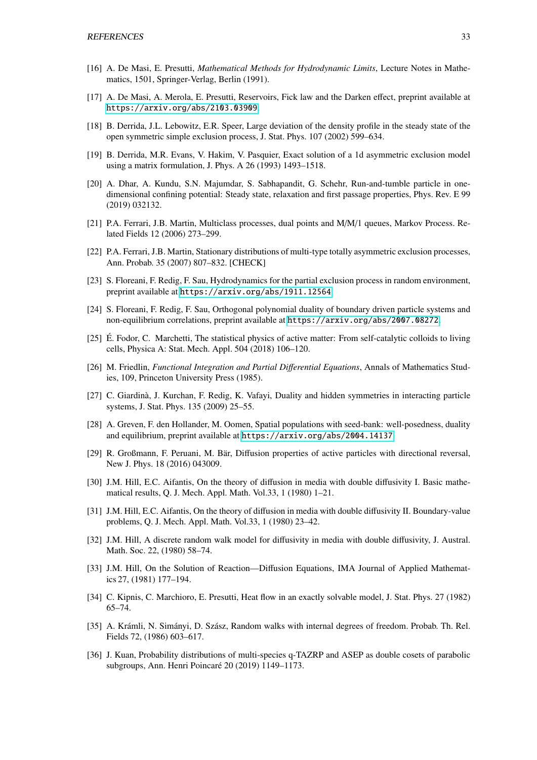[16] A. De Masi, E. Presutti, *Mathematical Methods for Hydrodynamic Limits*, Lecture Notes in Mathematics, 1501, Springer-Verlag, Berlin (1991).

[17] A. De Masi, A. Merola, E. Presutti, Reservoirs, Fick law and the Darken effect, preprint available at https://arxiv.org/abs/2103.03909.

[18] B. Derrida, J.L. Lebowitz, E.R. Speer, Large deviation of the density profile in the steady state of the open symmetric simple exclusion process, J. Stat. Phys. 107 (2002) 599–634.

[19] B. Derrida, M.R. Evans, V. Hakim, V. Pasquier, Exact solution of a 1d asymmetric exclusion model using a matrix formulation, J. Phys. A 26 (1993) 1493–1518.

[20] A. Dhar, A. Kundu, S.N. Majumdar, S. Sabhapandit, G. Schehr, Run-and-tumble particle in one-dimensional confining potential: Steady state, relaxation and first passage properties, Phys. Rev. E 99 (2019) 032132.

[21] P.A. Ferrari, J.B. Martin, Multiclass processes, dual points and M/M/1 queues, Markov Process. Related Fields 12 (2006) 273–299.

[22] P.A. Ferrari, J.B. Martin, Stationary distributions of multi-type totally asymmetric exclusion processes, Ann. Probab. 35 (2007) 807–832. [CHECK]

[23] S. Floreani, F. Redig, F. Sau, Hydrodynamics for the partial exclusion process in random environment, preprint available at https://arxiv.org/abs/1911.12564

[24] S. Floreani, F. Redig, F. Sau, Orthogonal polynomial duality of boundary driven particle systems and non-equilibrium correlations, preprint available at https://arxiv.org/abs/2007.08272.

[25] É. Fodor, C. Marchetti, The statistical physics of active matter: From self-catalytic colloids to living cells, Physica A: Stat. Mech. Appl. 504 (2018) 106–120.

[26] M. Friedlin, *Functional Integration and Partial Differential Equations*, Annals of Mathematics Studies, 109, Princeton University Press (1985).

[27] C. Giardinà, J. Kurchan, F. Redig, K. Vafayi, Duality and hidden symmetries in interacting particle systems, J. Stat. Phys. 135 (2009) 25–55.

[28] A. Greven, F. den Hollander, M. Oomen, Spatial populations with seed-bank: well-posedness, duality and equilibrium, preprint available at https://arxiv.org/abs/2004.14137

[29] R. Großmann, F. Peruani, M. Bär, Diffusion properties of active particles with directional reversal, New J. Phys. 18 (2016) 043009.

[30] J.M. Hill, E.C. Aifantis, On the theory of diffusion in media with double diffusivity I. Basic mathematical results, Q. J. Mech. Appl. Math. Vol.33, 1 (1980) 1–21.

[31] J.M. Hill, E.C. Aifantis, On the theory of diffusion in media with double diffusivity II. Boundary-value problems, Q. J. Mech. Appl. Math. Vol.33, 1 (1980) 23–42.

[32] J.M. Hill, A discrete random walk model for diffusivity in media with double diffusivity, J. Austral. Math. Soc. 22, (1980) 58–74.

[33] J.M. Hill, On the Solution of Reaction—Diffusion Equations, IMA Journal of Applied Mathematics 27, (1981) 177–194.

[34] C. Kipnis, C. Marchioro, E. Presutti, Heat flow in an exactly solvable model, J. Stat. Phys. 27 (1982) 65–74.

[35] A. Krámli, N. Simányi, D. Szász, Random walks with internal degrees of freedom. Probab. Th. Rel. Fields 72, (1986) 603–617.

[36] J. Kuan, Probability distributions of multi-species q-TAZRP and ASEP as double cosets of parabolic subgroups, Ann. Henri Poincaré 20 (2019) 1149–1173.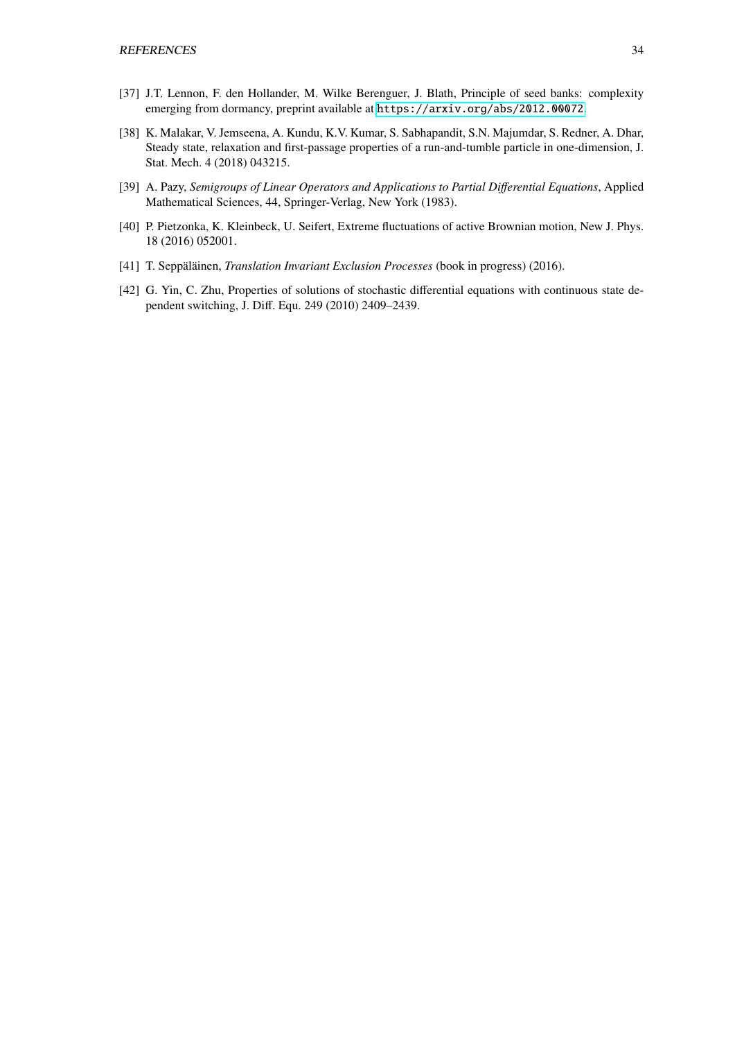[37] J.T. Lennon, F. den Hollander, M. Wilke Berenguer, J. Blath, Principle of seed banks: complexity emerging from dormancy, preprint available at https://arxiv.org/abs/2012.00072.

[38] K. Malakar, V. Jemseena, A. Kundu, K.V. Kumar, S. Sabhapandit, S.N. Majumdar, S. Redner, A. Dhar, Steady state, relaxation and first-passage properties of a run-and-tumble particle in one-dimension, J. Stat. Mech. 4 (2018) 043215.

[39] A. Pazy, *Semigroups of Linear Operators and Applications to Partial Differential Equations*, Applied Mathematical Sciences, 44, Springer-Verlag, New York (1983).

[40] P. Pietzonka, K. Kleinbeck, U. Seifert, Extreme fluctuations of active Brownian motion, New J. Phys. 18 (2016) 052001.

[41] T. Seppäläinen, *Translation Invariant Exclusion Processes* (book in progress) (2016).

[42] G. Yin, C. Zhu, Properties of solutions of stochastic differential equations with continuous state dependent switching, J. Diff. Equ. 249 (2010) 2409–2439.